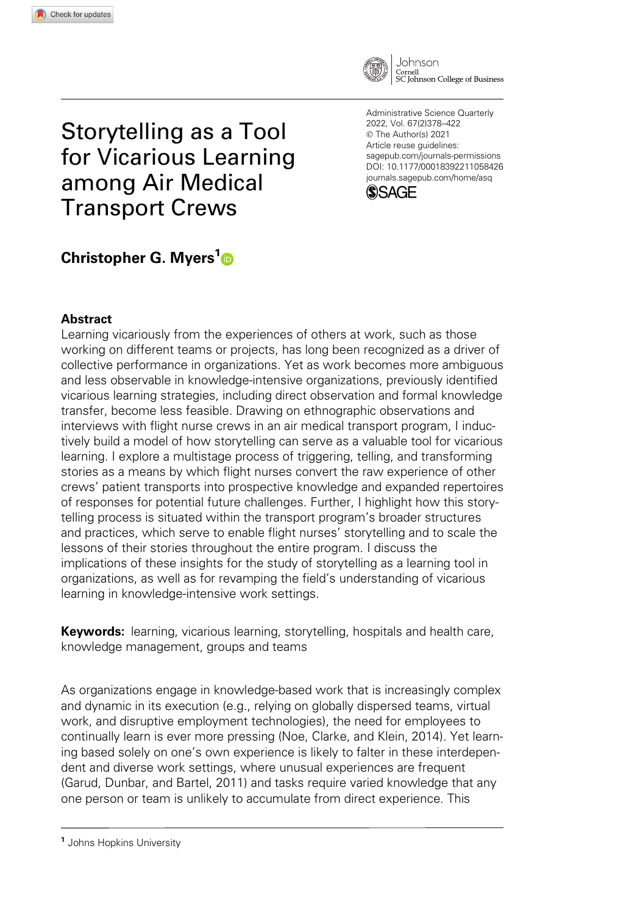Administrative Science Quarterly
2022, Vol. 67(2)378–422
© The Author(s) 2021
Article reuse guidelines: sagepub.com/journals-permissions
DOI: 10.1177/00018392211058426
journals.sagepub.com/home/asq

# Storytelling as a Tool for Vicarious Learning among Air Medical Transport Crews

**Christopher G. Myers**[1]

## Abstract

Learning vicariously from the experiences of others at work, such as those working on different teams or projects, has long been recognized as a driver of collective performance in organizations. Yet as work becomes more ambiguous and less observable in knowledge-intensive organizations, previously identified vicarious learning strategies, including direct observation and formal knowledge transfer, become less feasible. Drawing on ethnographic observations and interviews with flight nurse crews in an air medical transport program, I inductively build a model of how storytelling can serve as a valuable tool for vicarious learning. I explore a multistage process of triggering, telling, and transforming stories as a means by which flight nurses convert the raw experience of other crews' patient transports into prospective knowledge and expanded repertoires of responses for potential future challenges. Further, I highlight how this storytelling process is situated within the transport program's broader structures and practices, which serve to enable flight nurses' storytelling and to scale the lessons of their stories throughout the entire program. I discuss the implications of these insights for the study of storytelling as a learning tool in organizations, as well as for revamping the field's understanding of vicarious learning in knowledge-intensive work settings.

**Keywords:** learning, vicarious learning, storytelling, hospitals and health care, knowledge management, groups and teams

As organizations engage in knowledge-based work that is increasingly complex and dynamic in its execution (e.g., relying on globally dispersed teams, virtual work, and disruptive employment technologies), the need for employees to continually learn is ever more pressing (Noe, Clarke, and Klein, 2014). Yet learning based solely on one's own experience is likely to falter in these interdependent and diverse work settings, where unusual experiences are frequent (Garud, Dunbar, and Bartel, 2011) and tasks require varied knowledge that any one person or team is unlikely to accumulate from direct experience. This

---

[1] Johns Hopkins University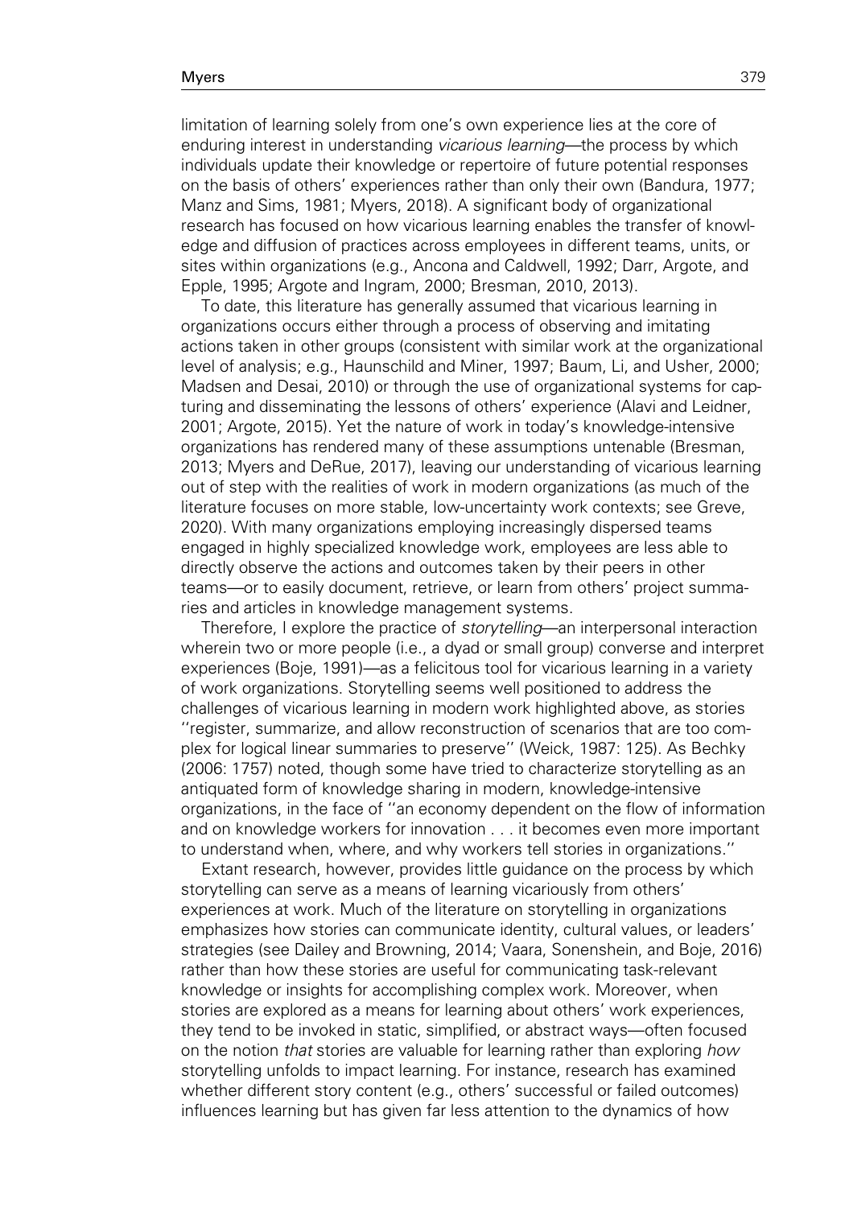limitation of learning solely from one's own experience lies at the core of enduring interest in understanding *vicarious learning*—the process by which individuals update their knowledge or repertoire of future potential responses on the basis of others' experiences rather than only their own (Bandura, 1977; Manz and Sims, 1981; Myers, 2018). A significant body of organizational research has focused on how vicarious learning enables the transfer of knowledge and diffusion of practices across employees in different teams, units, or sites within organizations (e.g., Ancona and Caldwell, 1992; Darr, Argote, and Epple, 1995; Argote and Ingram, 2000; Bresman, 2010, 2013).

To date, this literature has generally assumed that vicarious learning in organizations occurs either through a process of observing and imitating actions taken in other groups (consistent with similar work at the organizational level of analysis; e.g., Haunschild and Miner, 1997; Baum, Li, and Usher, 2000; Madsen and Desai, 2010) or through the use of organizational systems for capturing and disseminating the lessons of others' experience (Alavi and Leidner, 2001; Argote, 2015). Yet the nature of work in today's knowledge-intensive organizations has rendered many of these assumptions untenable (Bresman, 2013; Myers and DeRue, 2017), leaving our understanding of vicarious learning out of step with the realities of work in modern organizations (as much of the literature focuses on more stable, low-uncertainty work contexts; see Greve, 2020). With many organizations employing increasingly dispersed teams engaged in highly specialized knowledge work, employees are less able to directly observe the actions and outcomes taken by their peers in other teams—or to easily document, retrieve, or learn from others' project summaries and articles in knowledge management systems.

Therefore, I explore the practice of *storytelling*—an interpersonal interaction wherein two or more people (i.e., a dyad or small group) converse and interpret experiences (Boje, 1991)—as a felicitous tool for vicarious learning in a variety of work organizations. Storytelling seems well positioned to address the challenges of vicarious learning in modern work highlighted above, as stories ''register, summarize, and allow reconstruction of scenarios that are too complex for logical linear summaries to preserve'' (Weick, 1987: 125). As Bechky (2006: 1757) noted, though some have tried to characterize storytelling as an antiquated form of knowledge sharing in modern, knowledge-intensive organizations, in the face of ''an economy dependent on the flow of information and on knowledge workers for innovation . . . it becomes even more important to understand when, where, and why workers tell stories in organizations.''

Extant research, however, provides little guidance on the process by which storytelling can serve as a means of learning vicariously from others' experiences at work. Much of the literature on storytelling in organizations emphasizes how stories can communicate identity, cultural values, or leaders' strategies (see Dailey and Browning, 2014; Vaara, Sonenshein, and Boje, 2016) rather than how these stories are useful for communicating task-relevant knowledge or insights for accomplishing complex work. Moreover, when stories are explored as a means for learning about others' work experiences, they tend to be invoked in static, simplified, or abstract ways—often focused on the notion *that* stories are valuable for learning rather than exploring *how* storytelling unfolds to impact learning. For instance, research has examined whether different story content (e.g., others' successful or failed outcomes) influences learning but has given far less attention to the dynamics of how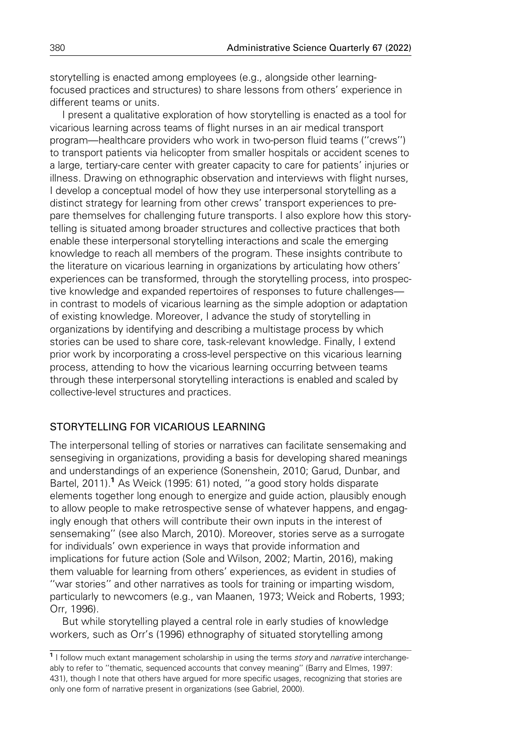storytelling is enacted among employees (e.g., alongside other learning-focused practices and structures) to share lessons from others' experience in different teams or units.

I present a qualitative exploration of how storytelling is enacted as a tool for vicarious learning across teams of flight nurses in an air medical transport program—healthcare providers who work in two-person fluid teams (''crews'') to transport patients via helicopter from smaller hospitals or accident scenes to a large, tertiary-care center with greater capacity to care for patients' injuries or illness. Drawing on ethnographic observation and interviews with flight nurses, I develop a conceptual model of how they use interpersonal storytelling as a distinct strategy for learning from other crews' transport experiences to prepare themselves for challenging future transports. I also explore how this storytelling is situated among broader structures and collective practices that both enable these interpersonal storytelling interactions and scale the emerging knowledge to reach all members of the program. These insights contribute to the literature on vicarious learning in organizations by articulating how others' experiences can be transformed, through the storytelling process, into prospective knowledge and expanded repertoires of responses to future challenges—in contrast to models of vicarious learning as the simple adoption or adaptation of existing knowledge. Moreover, I advance the study of storytelling in organizations by identifying and describing a multistage process by which stories can be used to share core, task-relevant knowledge. Finally, I extend prior work by incorporating a cross-level perspective on this vicarious learning process, attending to how the vicarious learning occurring between teams through these interpersonal storytelling interactions is enabled and scaled by collective-level structures and practices.

## STORYTELLING FOR VICARIOUS LEARNING

The interpersonal telling of stories or narratives can facilitate sensemaking and sensegiving in organizations, providing a basis for developing shared meanings and understandings of an experience (Sonenshein, 2010; Garud, Dunbar, and Bartel, 2011).[1] As Weick (1995: 61) noted, ''a good story holds disparate elements together long enough to energize and guide action, plausibly enough to allow people to make retrospective sense of whatever happens, and engagingly enough that others will contribute their own inputs in the interest of sensemaking'' (see also March, 2010). Moreover, stories serve as a surrogate for individuals' own experience in ways that provide information and implications for future action (Sole and Wilson, 2002; Martin, 2016), making them valuable for learning from others' experiences, as evident in studies of ''war stories'' and other narratives as tools for training or imparting wisdom, particularly to newcomers (e.g., van Maanen, 1973; Weick and Roberts, 1993; Orr, 1996).

But while storytelling played a central role in early studies of knowledge workers, such as Orr's (1996) ethnography of situated storytelling among

[1] I follow much extant management scholarship in using the terms *story* and *narrative* interchangeably to refer to ''thematic, sequenced accounts that convey meaning'' (Barry and Elmes, 1997: 431), though I note that others have argued for more specific usages, recognizing that stories are only one form of narrative present in organizations (see Gabriel, 2000).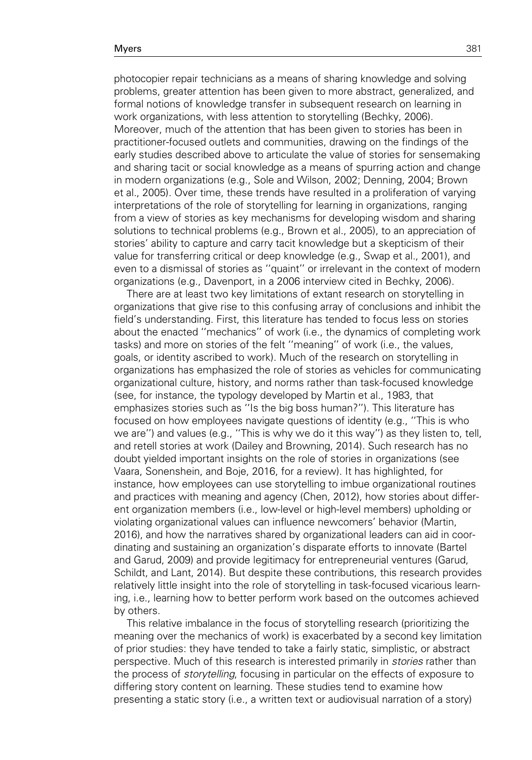photocopier repair technicians as a means of sharing knowledge and solving problems, greater attention has been given to more abstract, generalized, and formal notions of knowledge transfer in subsequent research on learning in work organizations, with less attention to storytelling (Bechky, 2006). Moreover, much of the attention that has been given to stories has been in practitioner-focused outlets and communities, drawing on the findings of the early studies described above to articulate the value of stories for sensemaking and sharing tacit or social knowledge as a means of spurring action and change in modern organizations (e.g., Sole and Wilson, 2002; Denning, 2004; Brown et al., 2005). Over time, these trends have resulted in a proliferation of varying interpretations of the role of storytelling for learning in organizations, ranging from a view of stories as key mechanisms for developing wisdom and sharing solutions to technical problems (e.g., Brown et al., 2005), to an appreciation of stories' ability to capture and carry tacit knowledge but a skepticism of their value for transferring critical or deep knowledge (e.g., Swap et al., 2001), and even to a dismissal of stories as ''quaint'' or irrelevant in the context of modern organizations (e.g., Davenport, in a 2006 interview cited in Bechky, 2006).

There are at least two key limitations of extant research on storytelling in organizations that give rise to this confusing array of conclusions and inhibit the field's understanding. First, this literature has tended to focus less on stories about the enacted ''mechanics'' of work (i.e., the dynamics of completing work tasks) and more on stories of the felt ''meaning'' of work (i.e., the values, goals, or identity ascribed to work). Much of the research on storytelling in organizations has emphasized the role of stories as vehicles for communicating organizational culture, history, and norms rather than task-focused knowledge (see, for instance, the typology developed by Martin et al., 1983, that emphasizes stories such as ''Is the big boss human?''). This literature has focused on how employees navigate questions of identity (e.g., ''This is who we are'') and values (e.g., ''This is why we do it this way'') as they listen to, tell, and retell stories at work (Dailey and Browning, 2014). Such research has no doubt yielded important insights on the role of stories in organizations (see Vaara, Sonenshein, and Boje, 2016, for a review). It has highlighted, for instance, how employees can use storytelling to imbue organizational routines and practices with meaning and agency (Chen, 2012), how stories about different organization members (i.e., low-level or high-level members) upholding or violating organizational values can influence newcomers' behavior (Martin, 2016), and how the narratives shared by organizational leaders can aid in coordinating and sustaining an organization's disparate efforts to innovate (Bartel and Garud, 2009) and provide legitimacy for entrepreneurial ventures (Garud, Schildt, and Lant, 2014). But despite these contributions, this research provides relatively little insight into the role of storytelling in task-focused vicarious learning, i.e., learning how to better perform work based on the outcomes achieved by others.

This relative imbalance in the focus of storytelling research (prioritizing the meaning over the mechanics of work) is exacerbated by a second key limitation of prior studies: they have tended to take a fairly static, simplistic, or abstract perspective. Much of this research is interested primarily in *stories* rather than the process of *storytelling*, focusing in particular on the effects of exposure to differing story content on learning. These studies tend to examine how presenting a static story (i.e., a written text or audiovisual narration of a story)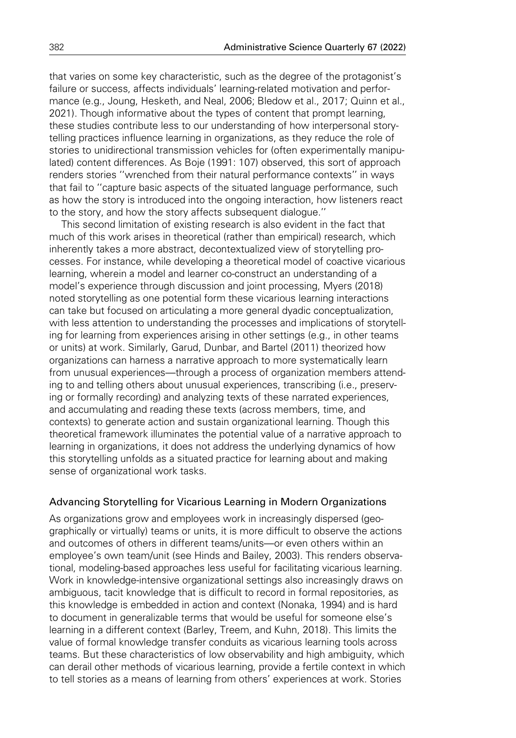that varies on some key characteristic, such as the degree of the protagonist's failure or success, affects individuals' learning-related motivation and performance (e.g., Joung, Hesketh, and Neal, 2006; Bledow et al., 2017; Quinn et al., 2021). Though informative about the types of content that prompt learning, these studies contribute less to our understanding of how interpersonal storytelling practices influence learning in organizations, as they reduce the role of stories to unidirectional transmission vehicles for (often experimentally manipulated) content differences. As Boje (1991: 107) observed, this sort of approach renders stories "wrenched from their natural performance contexts" in ways that fail to "capture basic aspects of the situated language performance, such as how the story is introduced into the ongoing interaction, how listeners react to the story, and how the story affects subsequent dialogue."

This second limitation of existing research is also evident in the fact that much of this work arises in theoretical (rather than empirical) research, which inherently takes a more abstract, decontextualized view of storytelling processes. For instance, while developing a theoretical model of coactive vicarious learning, wherein a model and learner co-construct an understanding of a model's experience through discussion and joint processing, Myers (2018) noted storytelling as one potential form these vicarious learning interactions can take but focused on articulating a more general dyadic conceptualization, with less attention to understanding the processes and implications of storytelling for learning from experiences arising in other settings (e.g., in other teams or units) at work. Similarly, Garud, Dunbar, and Bartel (2011) theorized how organizations can harness a narrative approach to more systematically learn from unusual experiences—through a process of organization members attending to and telling others about unusual experiences, transcribing (i.e., preserving or formally recording) and analyzing texts of these narrated experiences, and accumulating and reading these texts (across members, time, and contexts) to generate action and sustain organizational learning. Though this theoretical framework illuminates the potential value of a narrative approach to learning in organizations, it does not address the underlying dynamics of how this storytelling unfolds as a situated practice for learning about and making sense of organizational work tasks.

## Advancing Storytelling for Vicarious Learning in Modern Organizations

As organizations grow and employees work in increasingly dispersed (geographically or virtually) teams or units, it is more difficult to observe the actions and outcomes of others in different teams/units—or even others within an employee's own team/unit (see Hinds and Bailey, 2003). This renders observational, modeling-based approaches less useful for facilitating vicarious learning. Work in knowledge-intensive organizational settings also increasingly draws on ambiguous, tacit knowledge that is difficult to record in formal repositories, as this knowledge is embedded in action and context (Nonaka, 1994) and is hard to document in generalizable terms that would be useful for someone else's learning in a different context (Barley, Treem, and Kuhn, 2018). This limits the value of formal knowledge transfer conduits as vicarious learning tools across teams. But these characteristics of low observability and high ambiguity, which can derail other methods of vicarious learning, provide a fertile context in which to tell stories as a means of learning from others' experiences at work. Stories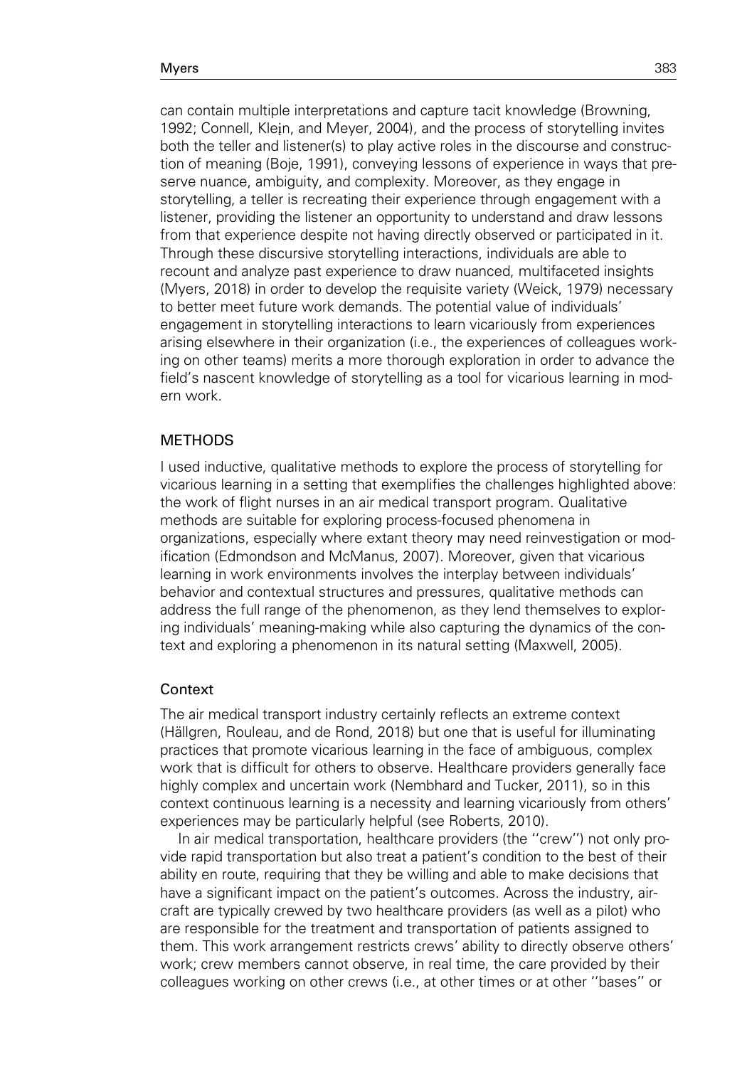can contain multiple interpretations and capture tacit knowledge (Browning, 1992; Connell, Klein, and Meyer, 2004), and the process of storytelling invites both the teller and listener(s) to play active roles in the discourse and construction of meaning (Boje, 1991), conveying lessons of experience in ways that preserve nuance, ambiguity, and complexity. Moreover, as they engage in storytelling, a teller is recreating their experience through engagement with a listener, providing the listener an opportunity to understand and draw lessons from that experience despite not having directly observed or participated in it. Through these discursive storytelling interactions, individuals are able to recount and analyze past experience to draw nuanced, multifaceted insights (Myers, 2018) in order to develop the requisite variety (Weick, 1979) necessary to better meet future work demands. The potential value of individuals' engagement in storytelling interactions to learn vicariously from experiences arising elsewhere in their organization (i.e., the experiences of colleagues working on other teams) merits a more thorough exploration in order to advance the field's nascent knowledge of storytelling as a tool for vicarious learning in modern work.

## METHODS

I used inductive, qualitative methods to explore the process of storytelling for vicarious learning in a setting that exemplifies the challenges highlighted above: the work of flight nurses in an air medical transport program. Qualitative methods are suitable for exploring process-focused phenomena in organizations, especially where extant theory may need reinvestigation or modification (Edmondson and McManus, 2007). Moreover, given that vicarious learning in work environments involves the interplay between individuals' behavior and contextual structures and pressures, qualitative methods can address the full range of the phenomenon, as they lend themselves to exploring individuals' meaning-making while also capturing the dynamics of the context and exploring a phenomenon in its natural setting (Maxwell, 2005).

### Context

The air medical transport industry certainly reflects an extreme context (Hällgren, Rouleau, and de Rond, 2018) but one that is useful for illuminating practices that promote vicarious learning in the face of ambiguous, complex work that is difficult for others to observe. Healthcare providers generally face highly complex and uncertain work (Nembhard and Tucker, 2011), so in this context continuous learning is a necessity and learning vicariously from others' experiences may be particularly helpful (see Roberts, 2010).

In air medical transportation, healthcare providers (the "crew") not only provide rapid transportation but also treat a patient's condition to the best of their ability en route, requiring that they be willing and able to make decisions that have a significant impact on the patient's outcomes. Across the industry, aircraft are typically crewed by two healthcare providers (as well as a pilot) who are responsible for the treatment and transportation of patients assigned to them. This work arrangement restricts crews' ability to directly observe others' work; crew members cannot observe, in real time, the care provided by their colleagues working on other crews (i.e., at other times or at other "bases" or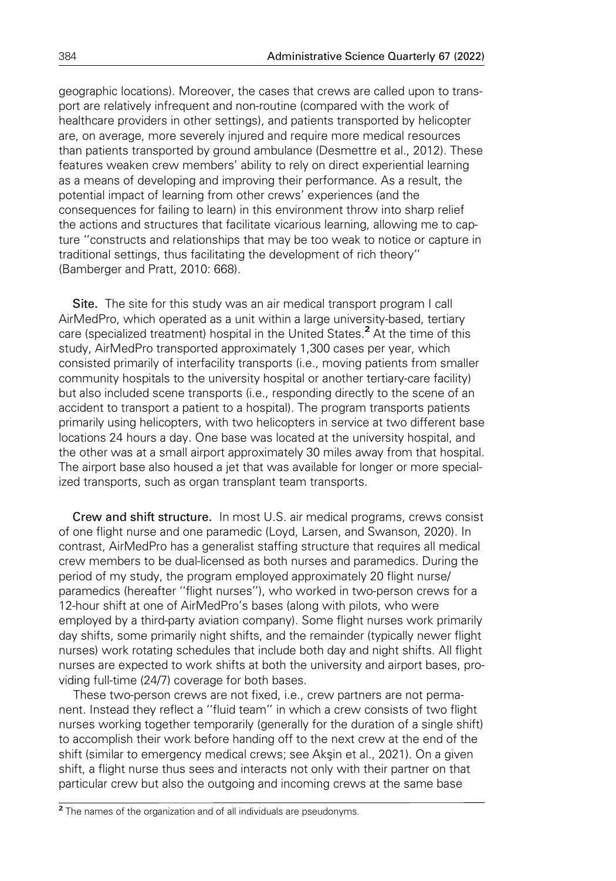geographic locations). Moreover, the cases that crews are called upon to transport are relatively infrequent and non-routine (compared with the work of healthcare providers in other settings), and patients transported by helicopter are, on average, more severely injured and require more medical resources than patients transported by ground ambulance (Desmettre et al., 2012). These features weaken crew members' ability to rely on direct experiential learning as a means of developing and improving their performance. As a result, the potential impact of learning from other crews' experiences (and the consequences for failing to learn) in this environment throw into sharp relief the actions and structures that facilitate vicarious learning, allowing me to capture ''constructs and relationships that may be too weak to notice or capture in traditional settings, thus facilitating the development of rich theory'' (Bamberger and Pratt, 2010: 668).

**Site.** The site for this study was an air medical transport program I call AirMedPro, which operated as a unit within a large university-based, tertiary care (specialized treatment) hospital in the United States.[2] At the time of this study, AirMedPro transported approximately 1,300 cases per year, which consisted primarily of interfacility transports (i.e., moving patients from smaller community hospitals to the university hospital or another tertiary-care facility) but also included scene transports (i.e., responding directly to the scene of an accident to transport a patient to a hospital). The program transports patients primarily using helicopters, with two helicopters in service at two different base locations 24 hours a day. One base was located at the university hospital, and the other was at a small airport approximately 30 miles away from that hospital. The airport base also housed a jet that was available for longer or more specialized transports, such as organ transplant team transports.

**Crew and shift structure.** In most U.S. air medical programs, crews consist of one flight nurse and one paramedic (Loyd, Larsen, and Swanson, 2020). In contrast, AirMedPro has a generalist staffing structure that requires all medical crew members to be dual-licensed as both nurses and paramedics. During the period of my study, the program employed approximately 20 flight nurse/paramedics (hereafter ''flight nurses''), who worked in two-person crews for a 12-hour shift at one of AirMedPro's bases (along with pilots, who were employed by a third-party aviation company). Some flight nurses work primarily day shifts, some primarily night shifts, and the remainder (typically newer flight nurses) work rotating schedules that include both day and night shifts. All flight nurses are expected to work shifts at both the university and airport bases, providing full-time (24/7) coverage for both bases.

These two-person crews are not fixed, i.e., crew partners are not permanent. Instead they reflect a ''fluid team'' in which a crew consists of two flight nurses working together temporarily (generally for the duration of a single shift) to accomplish their work before handing off to the next crew at the end of the shift (similar to emergency medical crews; see Akşin et al., 2021). On a given shift, a flight nurse thus sees and interacts not only with their partner on that particular crew but also the outgoing and incoming crews at the same base

[2] The names of the organization and of all individuals are pseudonyms.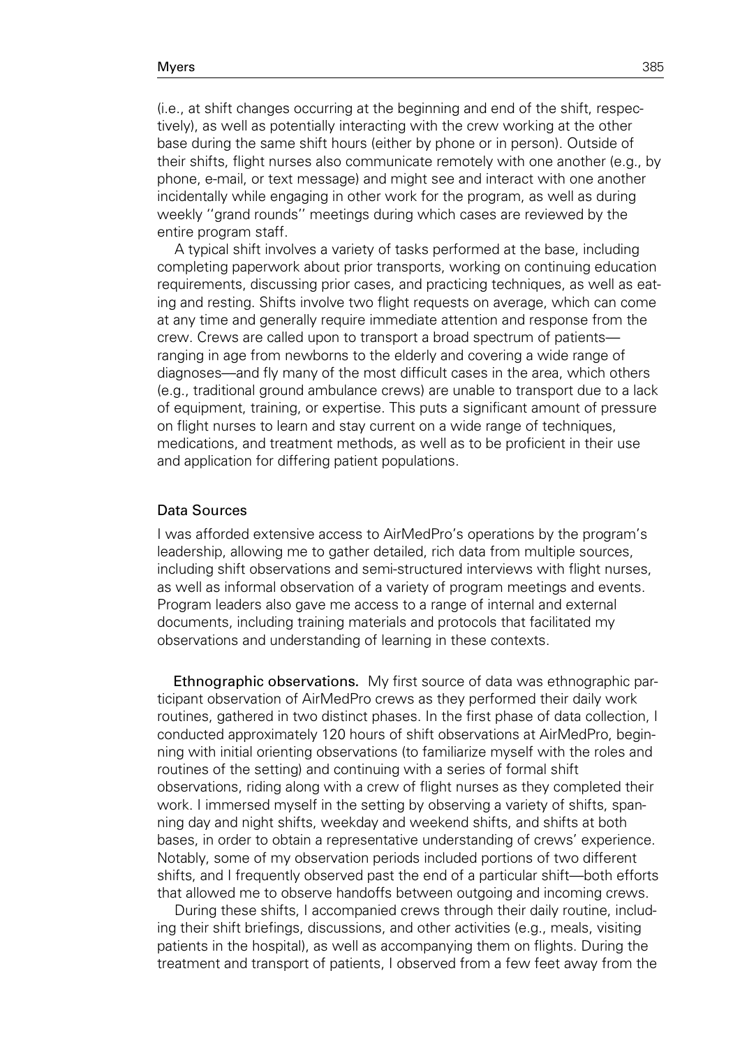(i.e., at shift changes occurring at the beginning and end of the shift, respectively), as well as potentially interacting with the crew working at the other base during the same shift hours (either by phone or in person). Outside of their shifts, flight nurses also communicate remotely with one another (e.g., by phone, e-mail, or text message) and might see and interact with one another incidentally while engaging in other work for the program, as well as during weekly ''grand rounds'' meetings during which cases are reviewed by the entire program staff.

A typical shift involves a variety of tasks performed at the base, including completing paperwork about prior transports, working on continuing education requirements, discussing prior cases, and practicing techniques, as well as eating and resting. Shifts involve two flight requests on average, which can come at any time and generally require immediate attention and response from the crew. Crews are called upon to transport a broad spectrum of patients—ranging in age from newborns to the elderly and covering a wide range of diagnoses—and fly many of the most difficult cases in the area, which others (e.g., traditional ground ambulance crews) are unable to transport due to a lack of equipment, training, or expertise. This puts a significant amount of pressure on flight nurses to learn and stay current on a wide range of techniques, medications, and treatment methods, as well as to be proficient in their use and application for differing patient populations.

## Data Sources

I was afforded extensive access to AirMedPro's operations by the program's leadership, allowing me to gather detailed, rich data from multiple sources, including shift observations and semi-structured interviews with flight nurses, as well as informal observation of a variety of program meetings and events. Program leaders also gave me access to a range of internal and external documents, including training materials and protocols that facilitated my observations and understanding of learning in these contexts.

**Ethnographic observations.** My first source of data was ethnographic participant observation of AirMedPro crews as they performed their daily work routines, gathered in two distinct phases. In the first phase of data collection, I conducted approximately 120 hours of shift observations at AirMedPro, beginning with initial orienting observations (to familiarize myself with the roles and routines of the setting) and continuing with a series of formal shift observations, riding along with a crew of flight nurses as they completed their work. I immersed myself in the setting by observing a variety of shifts, spanning day and night shifts, weekday and weekend shifts, and shifts at both bases, in order to obtain a representative understanding of crews' experience. Notably, some of my observation periods included portions of two different shifts, and I frequently observed past the end of a particular shift—both efforts that allowed me to observe handoffs between outgoing and incoming crews.

During these shifts, I accompanied crews through their daily routine, including their shift briefings, discussions, and other activities (e.g., meals, visiting patients in the hospital), as well as accompanying them on flights. During the treatment and transport of patients, I observed from a few feet away from the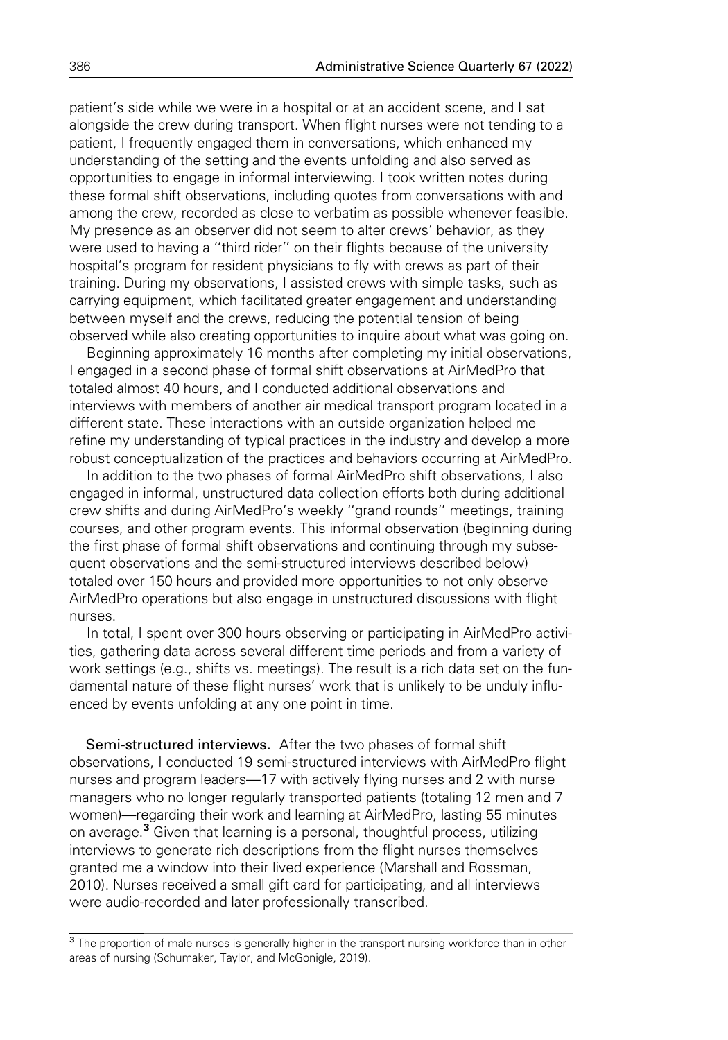patient's side while we were in a hospital or at an accident scene, and I sat alongside the crew during transport. When flight nurses were not tending to a patient, I frequently engaged them in conversations, which enhanced my understanding of the setting and the events unfolding and also served as opportunities to engage in informal interviewing. I took written notes during these formal shift observations, including quotes from conversations with and among the crew, recorded as close to verbatim as possible whenever feasible. My presence as an observer did not seem to alter crews' behavior, as they were used to having a ''third rider'' on their flights because of the university hospital's program for resident physicians to fly with crews as part of their training. During my observations, I assisted crews with simple tasks, such as carrying equipment, which facilitated greater engagement and understanding between myself and the crews, reducing the potential tension of being observed while also creating opportunities to inquire about what was going on.

Beginning approximately 16 months after completing my initial observations, I engaged in a second phase of formal shift observations at AirMedPro that totaled almost 40 hours, and I conducted additional observations and interviews with members of another air medical transport program located in a different state. These interactions with an outside organization helped me refine my understanding of typical practices in the industry and develop a more robust conceptualization of the practices and behaviors occurring at AirMedPro.

In addition to the two phases of formal AirMedPro shift observations, I also engaged in informal, unstructured data collection efforts both during additional crew shifts and during AirMedPro's weekly ''grand rounds'' meetings, training courses, and other program events. This informal observation (beginning during the first phase of formal shift observations and continuing through my subsequent observations and the semi-structured interviews described below) totaled over 150 hours and provided more opportunities to not only observe AirMedPro operations but also engage in unstructured discussions with flight nurses.

In total, I spent over 300 hours observing or participating in AirMedPro activities, gathering data across several different time periods and from a variety of work settings (e.g., shifts vs. meetings). The result is a rich data set on the fundamental nature of these flight nurses' work that is unlikely to be unduly influenced by events unfolding at any one point in time.

**Semi-structured interviews.** After the two phases of formal shift observations, I conducted 19 semi-structured interviews with AirMedPro flight nurses and program leaders—17 with actively flying nurses and 2 with nurse managers who no longer regularly transported patients (totaling 12 men and 7 women)—regarding their work and learning at AirMedPro, lasting 55 minutes on average.[3] Given that learning is a personal, thoughtful process, utilizing interviews to generate rich descriptions from the flight nurses themselves granted me a window into their lived experience (Marshall and Rossman, 2010). Nurses received a small gift card for participating, and all interviews were audio-recorded and later professionally transcribed.

[3] The proportion of male nurses is generally higher in the transport nursing workforce than in other areas of nursing (Schumaker, Taylor, and McGonigle, 2019).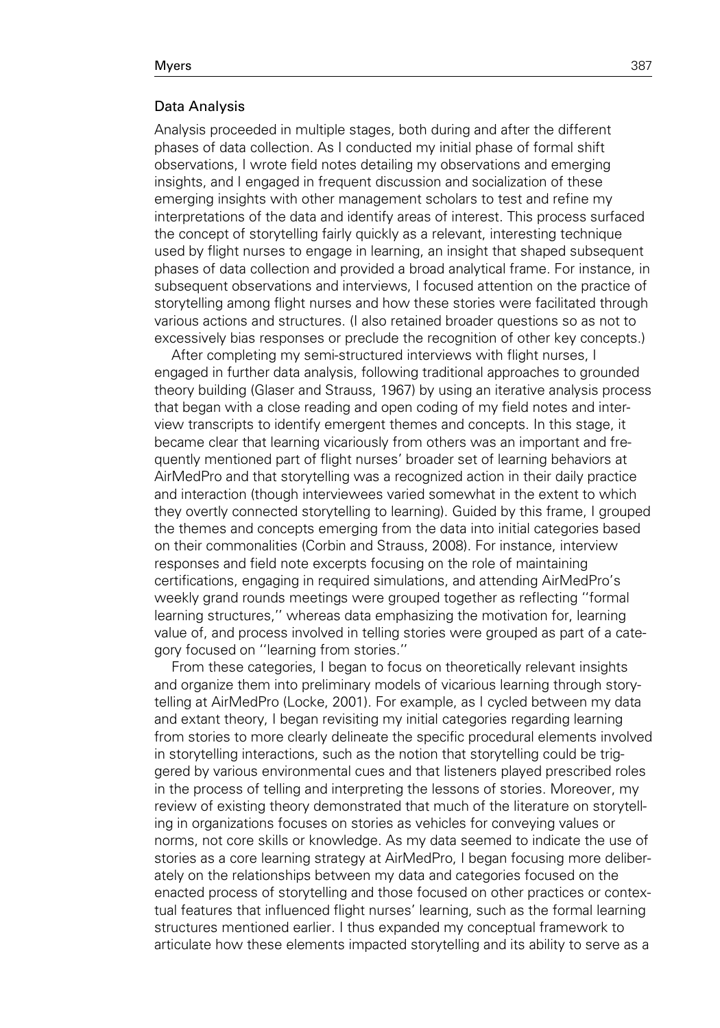## Data Analysis

Analysis proceeded in multiple stages, both during and after the different phases of data collection. As I conducted my initial phase of formal shift observations, I wrote field notes detailing my observations and emerging insights, and I engaged in frequent discussion and socialization of these emerging insights with other management scholars to test and refine my interpretations of the data and identify areas of interest. This process surfaced the concept of storytelling fairly quickly as a relevant, interesting technique used by flight nurses to engage in learning, an insight that shaped subsequent phases of data collection and provided a broad analytical frame. For instance, in subsequent observations and interviews, I focused attention on the practice of storytelling among flight nurses and how these stories were facilitated through various actions and structures. (I also retained broader questions so as not to excessively bias responses or preclude the recognition of other key concepts.)

After completing my semi-structured interviews with flight nurses, I engaged in further data analysis, following traditional approaches to grounded theory building (Glaser and Strauss, 1967) by using an iterative analysis process that began with a close reading and open coding of my field notes and interview transcripts to identify emergent themes and concepts. In this stage, it became clear that learning vicariously from others was an important and frequently mentioned part of flight nurses' broader set of learning behaviors at AirMedPro and that storytelling was a recognized action in their daily practice and interaction (though interviewees varied somewhat in the extent to which they overtly connected storytelling to learning). Guided by this frame, I grouped the themes and concepts emerging from the data into initial categories based on their commonalities (Corbin and Strauss, 2008). For instance, interview responses and field note excerpts focusing on the role of maintaining certifications, engaging in required simulations, and attending AirMedPro's weekly grand rounds meetings were grouped together as reflecting "formal learning structures," whereas data emphasizing the motivation for, learning value of, and process involved in telling stories were grouped as part of a category focused on "learning from stories."

From these categories, I began to focus on theoretically relevant insights and organize them into preliminary models of vicarious learning through storytelling at AirMedPro (Locke, 2001). For example, as I cycled between my data and extant theory, I began revisiting my initial categories regarding learning from stories to more clearly delineate the specific procedural elements involved in storytelling interactions, such as the notion that storytelling could be triggered by various environmental cues and that listeners played prescribed roles in the process of telling and interpreting the lessons of stories. Moreover, my review of existing theory demonstrated that much of the literature on storytelling in organizations focuses on stories as vehicles for conveying values or norms, not core skills or knowledge. As my data seemed to indicate the use of stories as a core learning strategy at AirMedPro, I began focusing more deliberately on the relationships between my data and categories focused on the enacted process of storytelling and those focused on other practices or contextual features that influenced flight nurses' learning, such as the formal learning structures mentioned earlier. I thus expanded my conceptual framework to articulate how these elements impacted storytelling and its ability to serve as a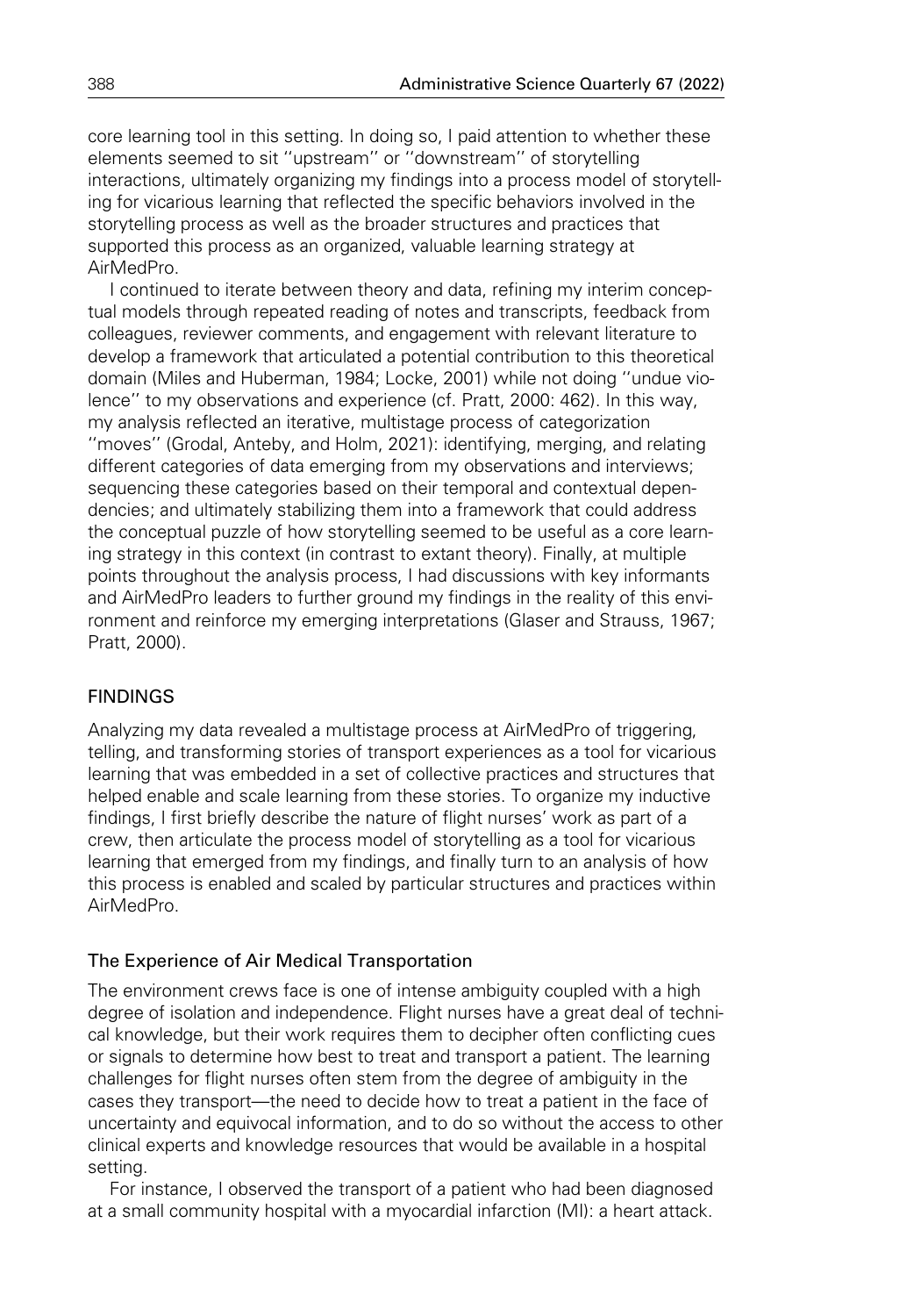core learning tool in this setting. In doing so, I paid attention to whether these elements seemed to sit ''upstream'' or ''downstream'' of storytelling interactions, ultimately organizing my findings into a process model of storytelling for vicarious learning that reflected the specific behaviors involved in the storytelling process as well as the broader structures and practices that supported this process as an organized, valuable learning strategy at AirMedPro.

I continued to iterate between theory and data, refining my interim conceptual models through repeated reading of notes and transcripts, feedback from colleagues, reviewer comments, and engagement with relevant literature to develop a framework that articulated a potential contribution to this theoretical domain (Miles and Huberman, 1984; Locke, 2001) while not doing ''undue violence'' to my observations and experience (cf. Pratt, 2000: 462). In this way, my analysis reflected an iterative, multistage process of categorization ''moves'' (Grodal, Anteby, and Holm, 2021): identifying, merging, and relating different categories of data emerging from my observations and interviews; sequencing these categories based on their temporal and contextual dependencies; and ultimately stabilizing them into a framework that could address the conceptual puzzle of how storytelling seemed to be useful as a core learning strategy in this context (in contrast to extant theory). Finally, at multiple points throughout the analysis process, I had discussions with key informants and AirMedPro leaders to further ground my findings in the reality of this environment and reinforce my emerging interpretations (Glaser and Strauss, 1967; Pratt, 2000).

## FINDINGS

Analyzing my data revealed a multistage process at AirMedPro of triggering, telling, and transforming stories of transport experiences as a tool for vicarious learning that was embedded in a set of collective practices and structures that helped enable and scale learning from these stories. To organize my inductive findings, I first briefly describe the nature of flight nurses' work as part of a crew, then articulate the process model of storytelling as a tool for vicarious learning that emerged from my findings, and finally turn to an analysis of how this process is enabled and scaled by particular structures and practices within AirMedPro.

### The Experience of Air Medical Transportation

The environment crews face is one of intense ambiguity coupled with a high degree of isolation and independence. Flight nurses have a great deal of technical knowledge, but their work requires them to decipher often conflicting cues or signals to determine how best to treat and transport a patient. The learning challenges for flight nurses often stem from the degree of ambiguity in the cases they transport—the need to decide how to treat a patient in the face of uncertainty and equivocal information, and to do so without the access to other clinical experts and knowledge resources that would be available in a hospital setting.

For instance, I observed the transport of a patient who had been diagnosed at a small community hospital with a myocardial infarction (MI): a heart attack.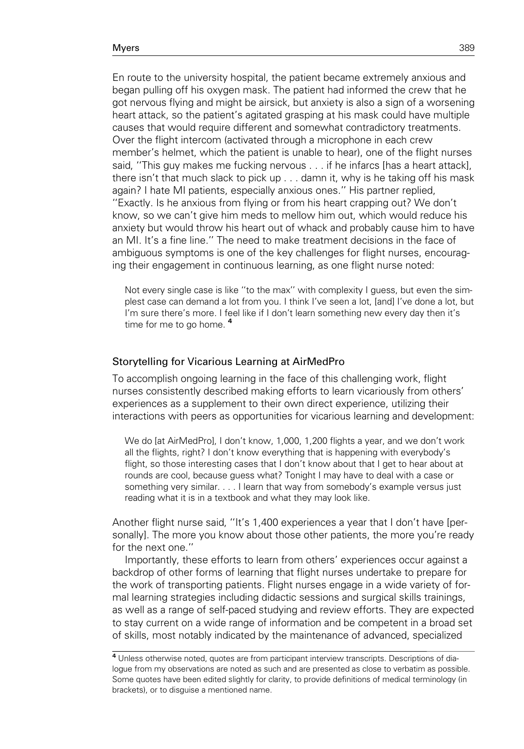En route to the university hospital, the patient became extremely anxious and began pulling off his oxygen mask. The patient had informed the crew that he got nervous flying and might be airsick, but anxiety is also a sign of a worsening heart attack, so the patient's agitated grasping at his mask could have multiple causes that would require different and somewhat contradictory treatments. Over the flight intercom (activated through a microphone in each crew member's helmet, which the patient is unable to hear), one of the flight nurses said, ''This guy makes me fucking nervous . . . if he infarcs [has a heart attack], there isn't that much slack to pick up . . . damn it, why is he taking off his mask again? I hate MI patients, especially anxious ones.'' His partner replied, ''Exactly. Is he anxious from flying or from his heart crapping out? We don't know, so we can't give him meds to mellow him out, which would reduce his anxiety but would throw his heart out of whack and probably cause him to have an MI. It's a fine line.'' The need to make treatment decisions in the face of ambiguous symptoms is one of the key challenges for flight nurses, encouraging their engagement in continuous learning, as one flight nurse noted:

> Not every single case is like ''to the max'' with complexity I guess, but even the simplest case can demand a lot from you. I think I've seen a lot, [and] I've done a lot, but I'm sure there's more. I feel like if I don't learn something new every day then it's time for me to go home. [4]

### Storytelling for Vicarious Learning at AirMedPro

To accomplish ongoing learning in the face of this challenging work, flight nurses consistently described making efforts to learn vicariously from others' experiences as a supplement to their own direct experience, utilizing their interactions with peers as opportunities for vicarious learning and development:

> We do [at AirMedPro], I don't know, 1,000, 1,200 flights a year, and we don't work all the flights, right? I don't know everything that is happening with everybody's flight, so those interesting cases that I don't know about that I get to hear about at rounds are cool, because guess what? Tonight I may have to deal with a case or something very similar. . . . I learn that way from somebody's example versus just reading what it is in a textbook and what they may look like.

Another flight nurse said, ''It's 1,400 experiences a year that I don't have [personally]. The more you know about those other patients, the more you're ready for the next one.''

Importantly, these efforts to learn from others' experiences occur against a backdrop of other forms of learning that flight nurses undertake to prepare for the work of transporting patients. Flight nurses engage in a wide variety of formal learning strategies including didactic sessions and surgical skills trainings, as well as a range of self-paced studying and review efforts. They are expected to stay current on a wide range of information and be competent in a broad set of skills, most notably indicated by the maintenance of advanced, specialized

[4] Unless otherwise noted, quotes are from participant interview transcripts. Descriptions of dialogue from my observations are noted as such and are presented as close to verbatim as possible. Some quotes have been edited slightly for clarity, to provide definitions of medical terminology (in brackets), or to disguise a mentioned name.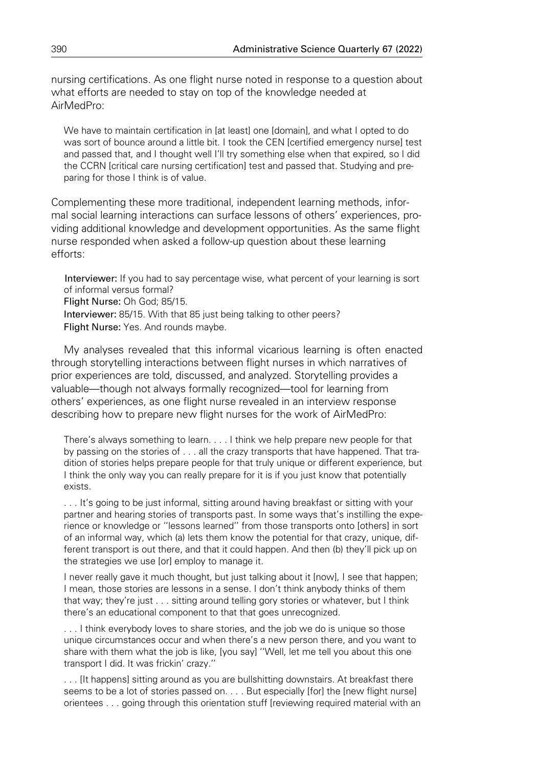nursing certifications. As one flight nurse noted in response to a question about what efforts are needed to stay on top of the knowledge needed at AirMedPro:

> We have to maintain certification in [at least] one [domain], and what I opted to do was sort of bounce around a little bit. I took the CEN [certified emergency nurse] test and passed that, and I thought well I'll try something else when that expired, so I did the CCRN [critical care nursing certification] test and passed that. Studying and preparing for those I think is of value.

Complementing these more traditional, independent learning methods, informal social learning interactions can surface lessons of others' experiences, providing additional knowledge and development opportunities. As the same flight nurse responded when asked a follow-up question about these learning efforts:

> **Interviewer:** If you had to say percentage wise, what percent of your learning is sort of informal versus formal?
> **Flight Nurse:** Oh God; 85/15.
> **Interviewer:** 85/15. With that 85 just being talking to other peers?
> **Flight Nurse:** Yes. And rounds maybe.

My analyses revealed that this informal vicarious learning is often enacted through storytelling interactions between flight nurses in which narratives of prior experiences are told, discussed, and analyzed. Storytelling provides a valuable—though not always formally recognized—tool for learning from others' experiences, as one flight nurse revealed in an interview response describing how to prepare new flight nurses for the work of AirMedPro:

> There's always something to learn. . . . I think we help prepare new people for that by passing on the stories of . . . all the crazy transports that have happened. That tradition of stories helps prepare people for that truly unique or different experience, but I think the only way you can really prepare for it is if you just know that potentially exists.
>
> . . . It's going to be just informal, sitting around having breakfast or sitting with your partner and hearing stories of transports past. In some ways that's instilling the experience or knowledge or "lessons learned" from those transports onto [others] in sort of an informal way, which (a) lets them know the potential for that crazy, unique, different transport is out there, and that it could happen. And then (b) they'll pick up on the strategies we use [or] employ to manage it.
>
> I never really gave it much thought, but just talking about it [now], I see that happen; I mean, those stories are lessons in a sense. I don't think anybody thinks of them that way; they're just . . . sitting around telling gory stories or whatever, but I think there's an educational component to that that goes unrecognized.
>
> . . . I think everybody loves to share stories, and the job we do is unique so those unique circumstances occur and when there's a new person there, and you want to share with them what the job is like, [you say] "Well, let me tell you about this one transport I did. It was frickin' crazy."
>
> . . . [It happens] sitting around as you are bullshitting downstairs. At breakfast there seems to be a lot of stories passed on. . . . But especially [for] the [new flight nurse] orientees . . . going through this orientation stuff [reviewing required material with an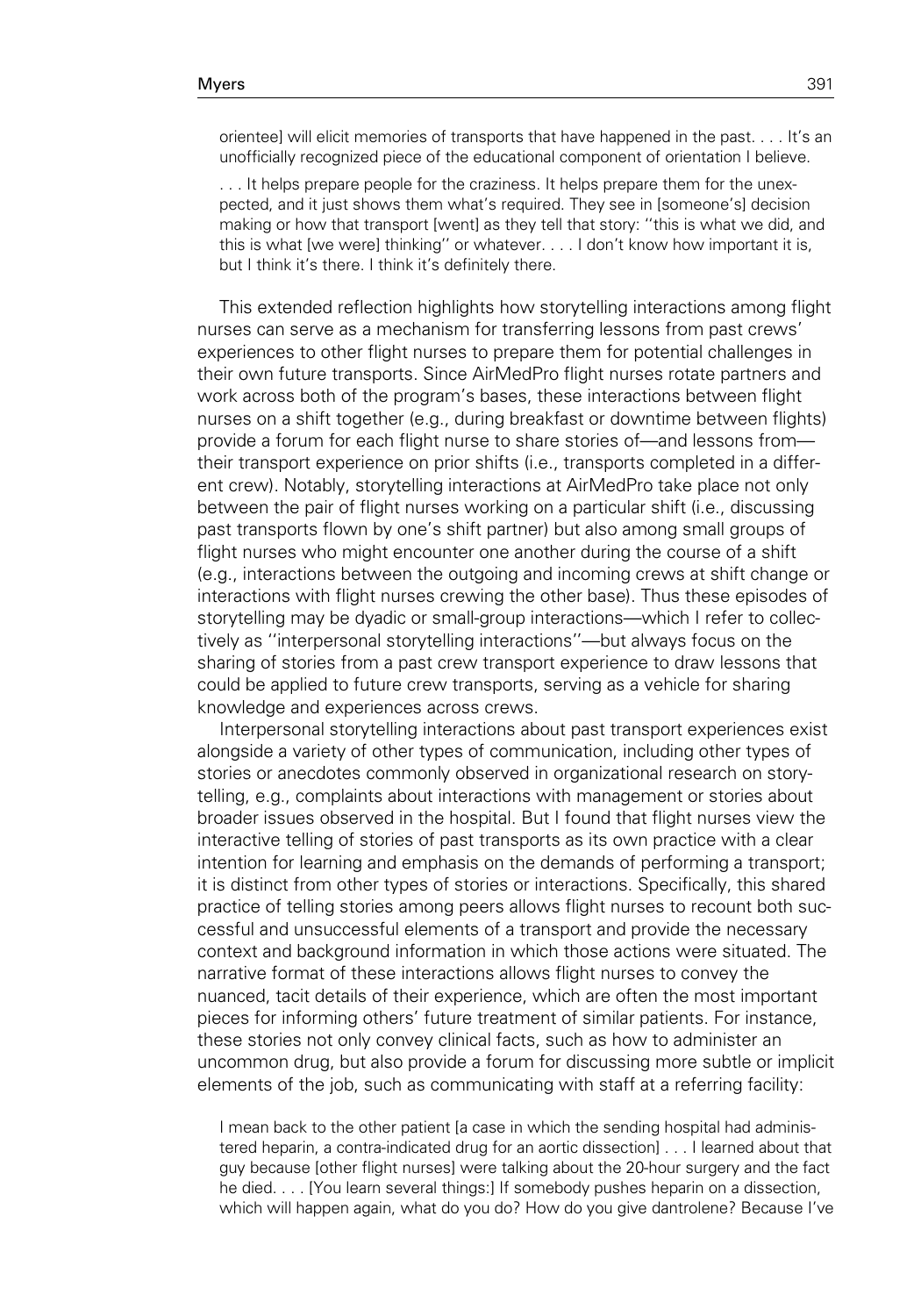orientee] will elicit memories of transports that have happened in the past. . . . It's an unofficially recognized piece of the educational component of orientation I believe.

> . . . It helps prepare people for the craziness. It helps prepare them for the unexpected, and it just shows them what's required. They see in [someone's] decision making or how that transport [went] as they tell that story: ''this is what we did, and this is what [we were] thinking'' or whatever. . . . I don't know how important it is, but I think it's there. I think it's definitely there.

This extended reflection highlights how storytelling interactions among flight nurses can serve as a mechanism for transferring lessons from past crews' experiences to other flight nurses to prepare them for potential challenges in their own future transports. Since AirMedPro flight nurses rotate partners and work across both of the program's bases, these interactions between flight nurses on a shift together (e.g., during breakfast or downtime between flights) provide a forum for each flight nurse to share stories of—and lessons from—their transport experience on prior shifts (i.e., transports completed in a different crew). Notably, storytelling interactions at AirMedPro take place not only between the pair of flight nurses working on a particular shift (i.e., discussing past transports flown by one's shift partner) but also among small groups of flight nurses who might encounter one another during the course of a shift (e.g., interactions between the outgoing and incoming crews at shift change or interactions with flight nurses crewing the other base). Thus these episodes of storytelling may be dyadic or small-group interactions—which I refer to collectively as ''interpersonal storytelling interactions''—but always focus on the sharing of stories from a past crew transport experience to draw lessons that could be applied to future crew transports, serving as a vehicle for sharing knowledge and experiences across crews.

Interpersonal storytelling interactions about past transport experiences exist alongside a variety of other types of communication, including other types of stories or anecdotes commonly observed in organizational research on storytelling, e.g., complaints about interactions with management or stories about broader issues observed in the hospital. But I found that flight nurses view the interactive telling of stories of past transports as its own practice with a clear intention for learning and emphasis on the demands of performing a transport; it is distinct from other types of stories or interactions. Specifically, this shared practice of telling stories among peers allows flight nurses to recount both successful and unsuccessful elements of a transport and provide the necessary context and background information in which those actions were situated. The narrative format of these interactions allows flight nurses to convey the nuanced, tacit details of their experience, which are often the most important pieces for informing others' future treatment of similar patients. For instance, these stories not only convey clinical facts, such as how to administer an uncommon drug, but also provide a forum for discussing more subtle or implicit elements of the job, such as communicating with staff at a referring facility:

> I mean back to the other patient [a case in which the sending hospital had administered heparin, a contra-indicated drug for an aortic dissection] . . . I learned about that guy because [other flight nurses] were talking about the 20-hour surgery and the fact he died. . . . [You learn several things:] If somebody pushes heparin on a dissection, which will happen again, what do you do? How do you give dantrolene? Because I've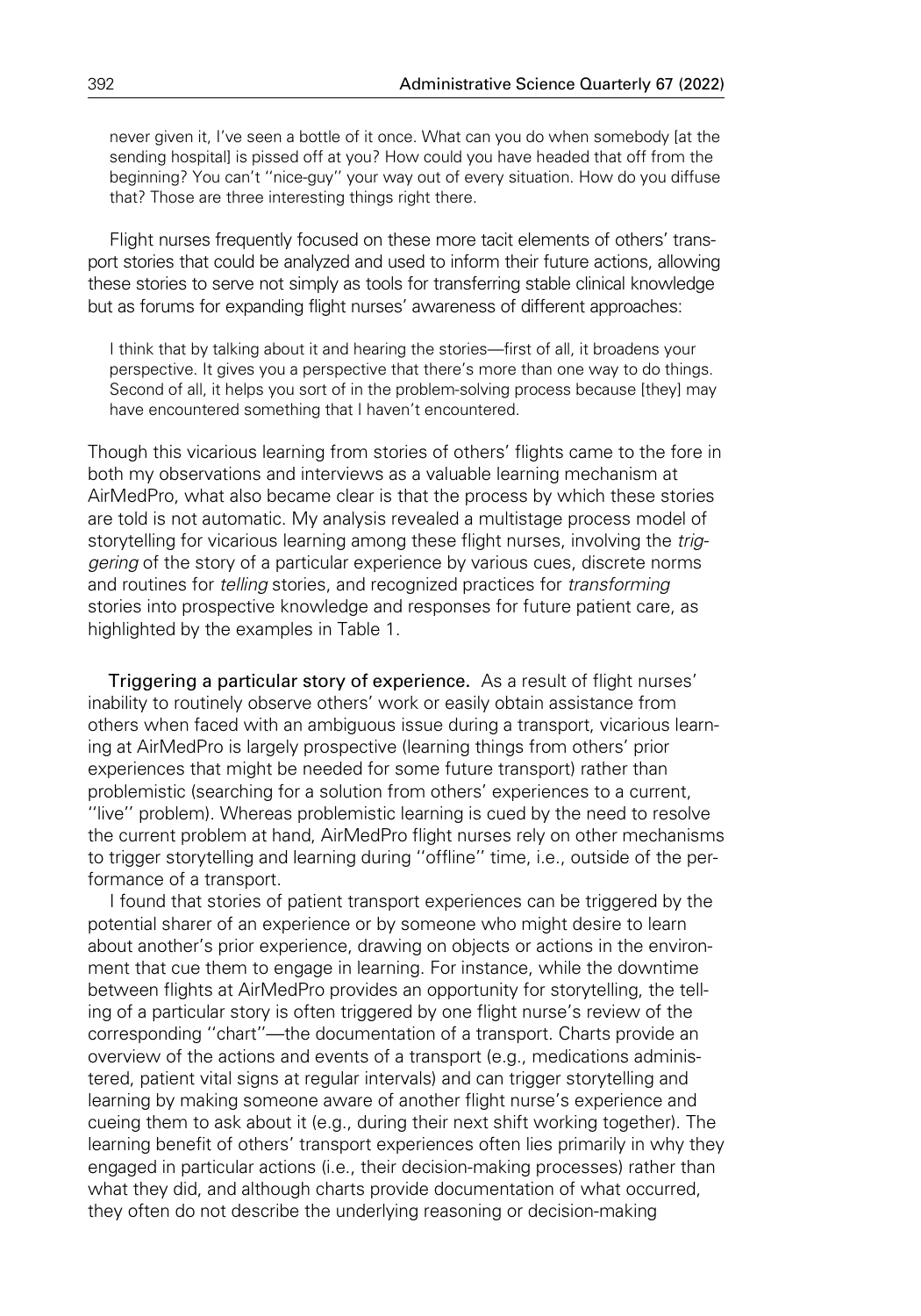never given it, I've seen a bottle of it once. What can you do when somebody [at the sending hospital] is pissed off at you? How could you have headed that off from the beginning? You can't "nice-guy" your way out of every situation. How do you diffuse that? Those are three interesting things right there.

Flight nurses frequently focused on these more tacit elements of others' transport stories that could be analyzed and used to inform their future actions, allowing these stories to serve not simply as tools for transferring stable clinical knowledge but as forums for expanding flight nurses' awareness of different approaches:

> I think that by talking about it and hearing the stories—first of all, it broadens your perspective. It gives you a perspective that there's more than one way to do things. Second of all, it helps you sort of in the problem-solving process because [they] may have encountered something that I haven't encountered.

Though this vicarious learning from stories of others' flights came to the fore in both my observations and interviews as a valuable learning mechanism at AirMedPro, what also became clear is that the process by which these stories are told is not automatic. My analysis revealed a multistage process model of storytelling for vicarious learning among these flight nurses, involving the *triggering* of the story of a particular experience by various cues, discrete norms and routines for *telling* stories, and recognized practices for *transforming* stories into prospective knowledge and responses for future patient care, as highlighted by the examples in Table 1.

**Triggering a particular story of experience.** As a result of flight nurses' inability to routinely observe others' work or easily obtain assistance from others when faced with an ambiguous issue during a transport, vicarious learning at AirMedPro is largely prospective (learning things from others' prior experiences that might be needed for some future transport) rather than problemistic (searching for a solution from others' experiences to a current, "live" problem). Whereas problemistic learning is cued by the need to resolve the current problem at hand, AirMedPro flight nurses rely on other mechanisms to trigger storytelling and learning during "offline" time, i.e., outside of the performance of a transport.

I found that stories of patient transport experiences can be triggered by the potential sharer of an experience or by someone who might desire to learn about another's prior experience, drawing on objects or actions in the environment that cue them to engage in learning. For instance, while the downtime between flights at AirMedPro provides an opportunity for storytelling, the telling of a particular story is often triggered by one flight nurse's review of the corresponding "chart"—the documentation of a transport. Charts provide an overview of the actions and events of a transport (e.g., medications administered, patient vital signs at regular intervals) and can trigger storytelling and learning by making someone aware of another flight nurse's experience and cueing them to ask about it (e.g., during their next shift working together). The learning benefit of others' transport experiences often lies primarily in why they engaged in particular actions (i.e., their decision-making processes) rather than what they did, and although charts provide documentation of what occurred, they often do not describe the underlying reasoning or decision-making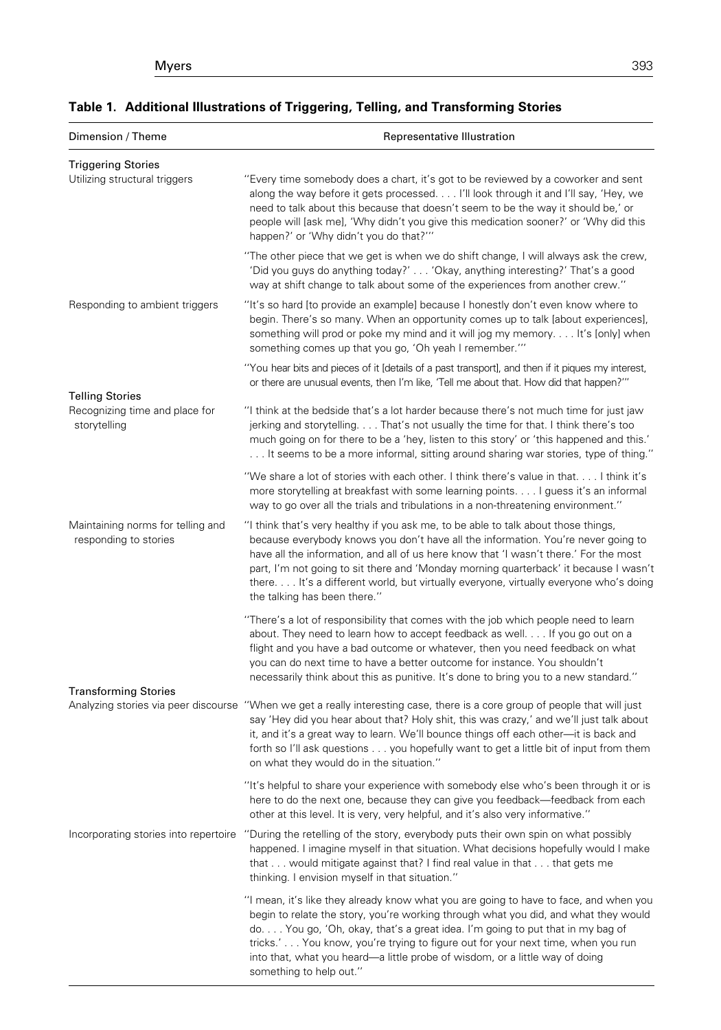**Table 1. Additional Illustrations of Triggering, Telling, and Transforming Stories**

| Dimension / Theme | Representative Illustration |
|---|---|
| **Triggering Stories** | |
| Utilizing structural triggers | ''Every time somebody does a chart, it's got to be reviewed by a coworker and sent along the way before it gets processed. . . . I'll look through it and I'll say, 'Hey, we need to talk about this because that doesn't seem to be the way it should be,' or people will [ask me], 'Why didn't you give this medication sooner?' or 'Why did this happen?' or 'Why didn't you do that?''' |
| | ''The other piece that we get is when we do shift change, I will always ask the crew, 'Did you guys do anything today?' . . . 'Okay, anything interesting?' That's a good way at shift change to talk about some of the experiences from another crew.'' |
| Responding to ambient triggers | ''It's so hard [to provide an example] because I honestly don't even know where to begin. There's so many. When an opportunity comes up to talk [about experiences], something will prod or poke my mind and it will jog my memory. . . . It's [only] when something comes up that you go, 'Oh yeah I remember.''' |
| | ''You hear bits and pieces of it [details of a past transport], and then if it piques my interest, or there are unusual events, then I'm like, 'Tell me about that. How did that happen?''' |
| **Telling Stories** | |
| Recognizing time and place for storytelling | ''I think at the bedside that's a lot harder because there's not much time for just jaw jerking and storytelling. . . . That's not usually the time for that. I think there's too much going on for there to be a 'hey, listen to this story' or 'this happened and this.' . . . It seems to be a more informal, sitting around sharing war stories, type of thing.'' |
| | ''We share a lot of stories with each other. I think there's value in that. . . . I think it's more storytelling at breakfast with some learning points. . . . I guess it's an informal way to go over all the trials and tribulations in a non-threatening environment.'' |
| Maintaining norms for telling and responding to stories | ''I think that's very healthy if you ask me, to be able to talk about those things, because everybody knows you don't have all the information. You're never going to have all the information, and all of us here know that 'I wasn't there.' For the most part, I'm not going to sit there and 'Monday morning quarterback' it because I wasn't there. . . . It's a different world, but virtually everyone, virtually everyone who's doing the talking has been there.'' |
| | ''There's a lot of responsibility that comes with the job which people need to learn about. They need to learn how to accept feedback as well. . . . If you go out on a flight and you have a bad outcome or whatever, then you need feedback on what you can do next time to have a better outcome for instance. You shouldn't necessarily think about this as punitive. It's done to bring you to a new standard.'' |
| **Transforming Stories** | |
| Analyzing stories via peer discourse | ''When we get a really interesting case, there is a core group of people that will just say 'Hey did you hear about that? Holy shit, this was crazy,' and we'll just talk about it, and it's a great way to learn. We'll bounce things off each other—it is back and forth so I'll ask questions . . . you hopefully want to get a little bit of input from them on what they would do in the situation.'' |
| | ''It's helpful to share your experience with somebody else who's been through it or is here to do the next one, because they can give you feedback—feedback from each other at this level. It is very, very helpful, and it's also very informative.'' |
| Incorporating stories into repertoire | ''During the retelling of the story, everybody puts their own spin on what possibly happened. I imagine myself in that situation. What decisions hopefully would I make that . . . would mitigate against that? I find real value in that . . . that gets me thinking. I envision myself in that situation.'' |
| | ''I mean, it's like they already know what you are going to have to face, and when you begin to relate the story, you're working through what you did, and what they would do. . . . You go, 'Oh, okay, that's a great idea. I'm going to put that in my bag of tricks.' . . . You know, you're trying to figure out for your next time, when you run into that, what you heard—a little probe of wisdom, or a little way of doing something to help out.'' |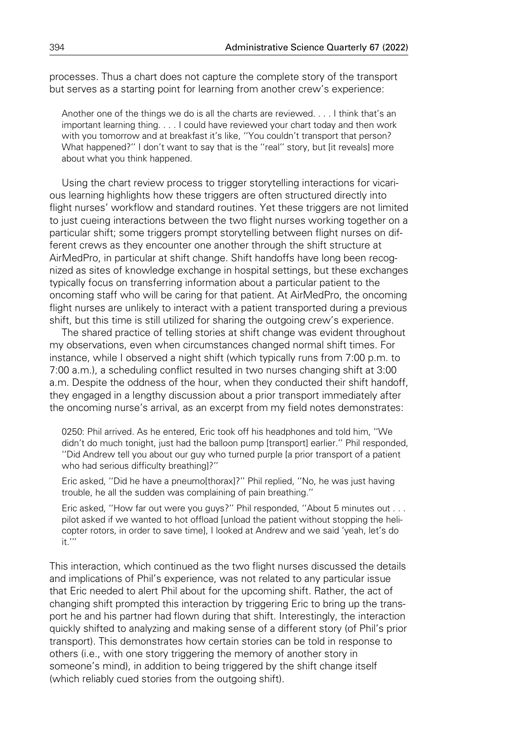processes. Thus a chart does not capture the complete story of the transport but serves as a starting point for learning from another crew's experience:

> Another one of the things we do is all the charts are reviewed. . . . I think that's an important learning thing. . . . I could have reviewed your chart today and then work with you tomorrow and at breakfast it's like, ''You couldn't transport that person? What happened?'' I don't want to say that is the ''real'' story, but [it reveals] more about what you think happened.

Using the chart review process to trigger storytelling interactions for vicarious learning highlights how these triggers are often structured directly into flight nurses' workflow and standard routines. Yet these triggers are not limited to just cueing interactions between the two flight nurses working together on a particular shift; some triggers prompt storytelling between flight nurses on different crews as they encounter one another through the shift structure at AirMedPro, in particular at shift change. Shift handoffs have long been recognized as sites of knowledge exchange in hospital settings, but these exchanges typically focus on transferring information about a particular patient to the oncoming staff who will be caring for that patient. At AirMedPro, the oncoming flight nurses are unlikely to interact with a patient transported during a previous shift, but this time is still utilized for sharing the outgoing crew's experience.

The shared practice of telling stories at shift change was evident throughout my observations, even when circumstances changed normal shift times. For instance, while I observed a night shift (which typically runs from 7:00 p.m. to 7:00 a.m.), a scheduling conflict resulted in two nurses changing shift at 3:00 a.m. Despite the oddness of the hour, when they conducted their shift handoff, they engaged in a lengthy discussion about a prior transport immediately after the oncoming nurse's arrival, as an excerpt from my field notes demonstrates:

> 0250: Phil arrived. As he entered, Eric took off his headphones and told him, ''We didn't do much tonight, just had the balloon pump [transport] earlier.'' Phil responded, ''Did Andrew tell you about our guy who turned purple [a prior transport of a patient who had serious difficulty breathing]?''
>
> Eric asked, ''Did he have a pneumo[thorax]?'' Phil replied, ''No, he was just having trouble, he all the sudden was complaining of pain breathing.''
>
> Eric asked, ''How far out were you guys?'' Phil responded, ''About 5 minutes out . . . pilot asked if we wanted to hot offload [unload the patient without stopping the helicopter rotors, in order to save time], I looked at Andrew and we said 'yeah, let's do it.'''

This interaction, which continued as the two flight nurses discussed the details and implications of Phil's experience, was not related to any particular issue that Eric needed to alert Phil about for the upcoming shift. Rather, the act of changing shift prompted this interaction by triggering Eric to bring up the transport he and his partner had flown during that shift. Interestingly, the interaction quickly shifted to analyzing and making sense of a different story (of Phil's prior transport). This demonstrates how certain stories can be told in response to others (i.e., with one story triggering the memory of another story in someone's mind), in addition to being triggered by the shift change itself (which reliably cued stories from the outgoing shift).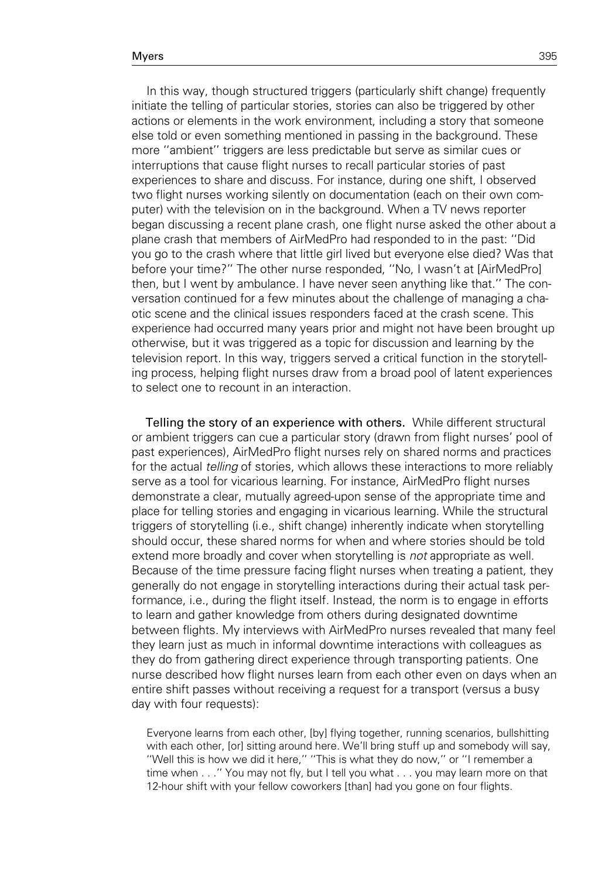In this way, though structured triggers (particularly shift change) frequently initiate the telling of particular stories, stories can also be triggered by other actions or elements in the work environment, including a story that someone else told or even something mentioned in passing in the background. These more ''ambient'' triggers are less predictable but serve as similar cues or interruptions that cause flight nurses to recall particular stories of past experiences to share and discuss. For instance, during one shift, I observed two flight nurses working silently on documentation (each on their own computer) with the television on in the background. When a TV news reporter began discussing a recent plane crash, one flight nurse asked the other about a plane crash that members of AirMedPro had responded to in the past: ''Did you go to the crash where that little girl lived but everyone else died? Was that before your time?'' The other nurse responded, ''No, I wasn't at [AirMedPro] then, but I went by ambulance. I have never seen anything like that.'' The conversation continued for a few minutes about the challenge of managing a chaotic scene and the clinical issues responders faced at the crash scene. This experience had occurred many years prior and might not have been brought up otherwise, but it was triggered as a topic for discussion and learning by the television report. In this way, triggers served a critical function in the storytelling process, helping flight nurses draw from a broad pool of latent experiences to select one to recount in an interaction.

**Telling the story of an experience with others.** While different structural or ambient triggers can cue a particular story (drawn from flight nurses' pool of past experiences), AirMedPro flight nurses rely on shared norms and practices for the actual *telling* of stories, which allows these interactions to more reliably serve as a tool for vicarious learning. For instance, AirMedPro flight nurses demonstrate a clear, mutually agreed-upon sense of the appropriate time and place for telling stories and engaging in vicarious learning. While the structural triggers of storytelling (i.e., shift change) inherently indicate when storytelling should occur, these shared norms for when and where stories should be told extend more broadly and cover when storytelling is *not* appropriate as well. Because of the time pressure facing flight nurses when treating a patient, they generally do not engage in storytelling interactions during their actual task performance, i.e., during the flight itself. Instead, the norm is to engage in efforts to learn and gather knowledge from others during designated downtime between flights. My interviews with AirMedPro nurses revealed that many feel they learn just as much in informal downtime interactions with colleagues as they do from gathering direct experience through transporting patients. One nurse described how flight nurses learn from each other even on days when an entire shift passes without receiving a request for a transport (versus a busy day with four requests):

> Everyone learns from each other, [by] flying together, running scenarios, bullshitting with each other, [or] sitting around here. We'll bring stuff up and somebody will say, ''Well this is how we did it here,'' ''This is what they do now,'' or ''I remember a time when . . .'' You may not fly, but I tell you what . . . you may learn more on that 12-hour shift with your fellow coworkers [than] had you gone on four flights.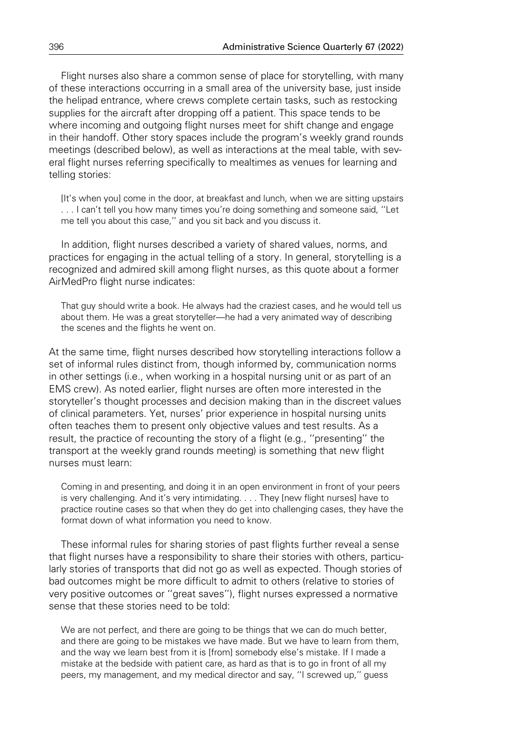Flight nurses also share a common sense of place for storytelling, with many of these interactions occurring in a small area of the university base, just inside the helipad entrance, where crews complete certain tasks, such as restocking supplies for the aircraft after dropping off a patient. This space tends to be where incoming and outgoing flight nurses meet for shift change and engage in their handoff. Other story spaces include the program's weekly grand rounds meetings (described below), as well as interactions at the meal table, with several flight nurses referring specifically to mealtimes as venues for learning and telling stories:

> [It's when you] come in the door, at breakfast and lunch, when we are sitting upstairs . . . I can't tell you how many times you're doing something and someone said, ''Let me tell you about this case,'' and you sit back and you discuss it.

In addition, flight nurses described a variety of shared values, norms, and practices for engaging in the actual telling of a story. In general, storytelling is a recognized and admired skill among flight nurses, as this quote about a former AirMedPro flight nurse indicates:

> That guy should write a book. He always had the craziest cases, and he would tell us about them. He was a great storyteller—he had a very animated way of describing the scenes and the flights he went on.

At the same time, flight nurses described how storytelling interactions follow a set of informal rules distinct from, though informed by, communication norms in other settings (i.e., when working in a hospital nursing unit or as part of an EMS crew). As noted earlier, flight nurses are often more interested in the storyteller's thought processes and decision making than in the discreet values of clinical parameters. Yet, nurses' prior experience in hospital nursing units often teaches them to present only objective values and test results. As a result, the practice of recounting the story of a flight (e.g., ''presenting'' the transport at the weekly grand rounds meeting) is something that new flight nurses must learn:

> Coming in and presenting, and doing it in an open environment in front of your peers is very challenging. And it's very intimidating. . . . They [new flight nurses] have to practice routine cases so that when they do get into challenging cases, they have the format down of what information you need to know.

These informal rules for sharing stories of past flights further reveal a sense that flight nurses have a responsibility to share their stories with others, particularly stories of transports that did not go as well as expected. Though stories of bad outcomes might be more difficult to admit to others (relative to stories of very positive outcomes or ''great saves''), flight nurses expressed a normative sense that these stories need to be told:

> We are not perfect, and there are going to be things that we can do much better, and there are going to be mistakes we have made. But we have to learn from them, and the way we learn best from it is [from] somebody else's mistake. If I made a mistake at the bedside with patient care, as hard as that is to go in front of all my peers, my management, and my medical director and say, ''I screwed up,'' guess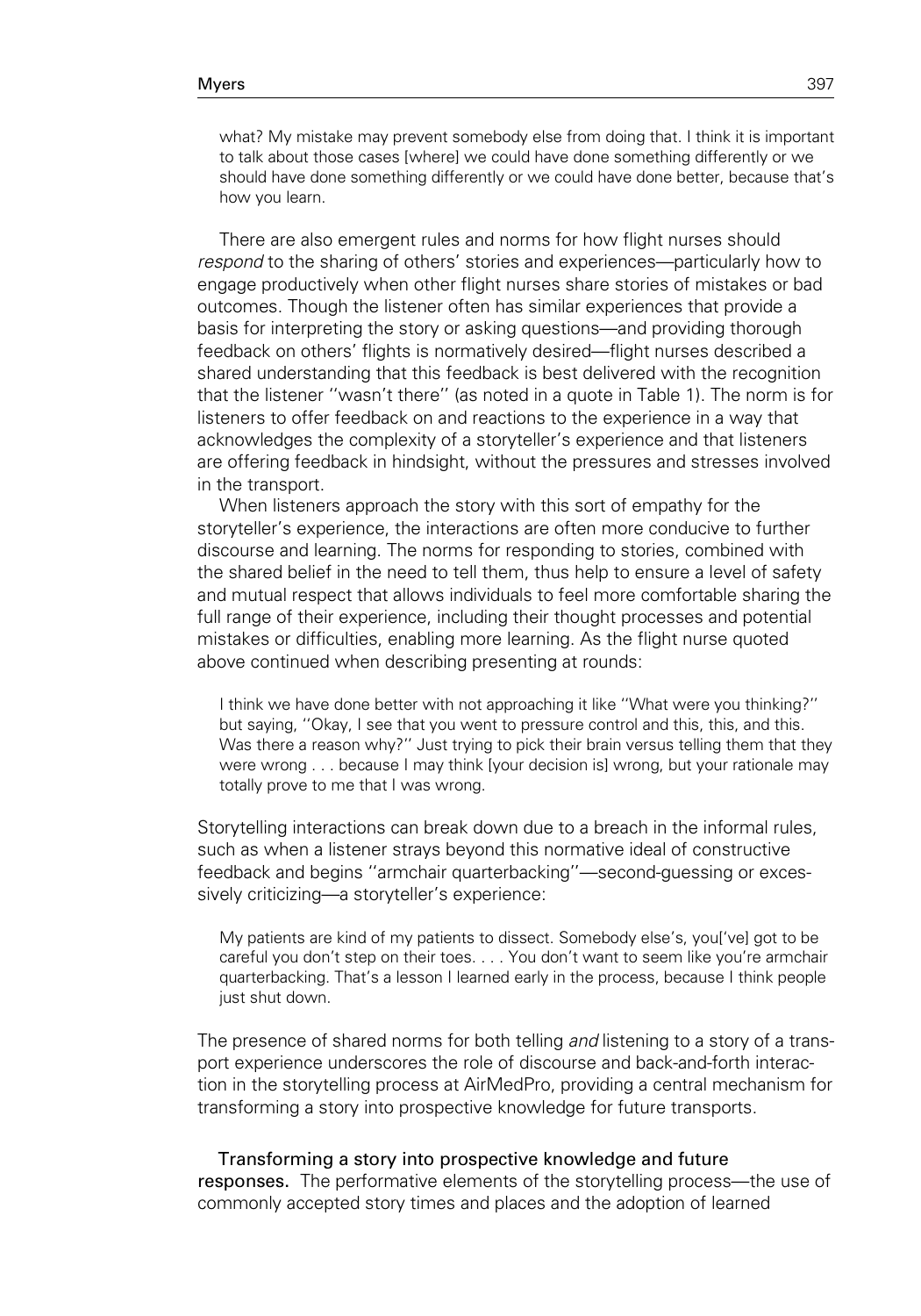> what? My mistake may prevent somebody else from doing that. I think it is important to talk about those cases [where] we could have done something differently or we should have done something differently or we could have done better, because that's how you learn.

There are also emergent rules and norms for how flight nurses should *respond* to the sharing of others' stories and experiences—particularly how to engage productively when other flight nurses share stories of mistakes or bad outcomes. Though the listener often has similar experiences that provide a basis for interpreting the story or asking questions—and providing thorough feedback on others' flights is normatively desired—flight nurses described a shared understanding that this feedback is best delivered with the recognition that the listener ''wasn't there'' (as noted in a quote in Table 1). The norm is for listeners to offer feedback on and reactions to the experience in a way that acknowledges the complexity of a storyteller's experience and that listeners are offering feedback in hindsight, without the pressures and stresses involved in the transport.

When listeners approach the story with this sort of empathy for the storyteller's experience, the interactions are often more conducive to further discourse and learning. The norms for responding to stories, combined with the shared belief in the need to tell them, thus help to ensure a level of safety and mutual respect that allows individuals to feel more comfortable sharing the full range of their experience, including their thought processes and potential mistakes or difficulties, enabling more learning. As the flight nurse quoted above continued when describing presenting at rounds:

> I think we have done better with not approaching it like ''What were you thinking?'' but saying, ''Okay, I see that you went to pressure control and this, this, and this. Was there a reason why?'' Just trying to pick their brain versus telling them that they were wrong . . . because I may think [your decision is] wrong, but your rationale may totally prove to me that I was wrong.

Storytelling interactions can break down due to a breach in the informal rules, such as when a listener strays beyond this normative ideal of constructive feedback and begins ''armchair quarterbacking''—second-guessing or excessively criticizing—a storyteller's experience:

> My patients are kind of my patients to dissect. Somebody else's, you['ve] got to be careful you don't step on their toes. . . . You don't want to seem like you're armchair quarterbacking. That's a lesson I learned early in the process, because I think people just shut down.

The presence of shared norms for both telling *and* listening to a story of a transport experience underscores the role of discourse and back-and-forth interaction in the storytelling process at AirMedPro, providing a central mechanism for transforming a story into prospective knowledge for future transports.

**Transforming a story into prospective knowledge and future responses.** The performative elements of the storytelling process—the use of commonly accepted story times and places and the adoption of learned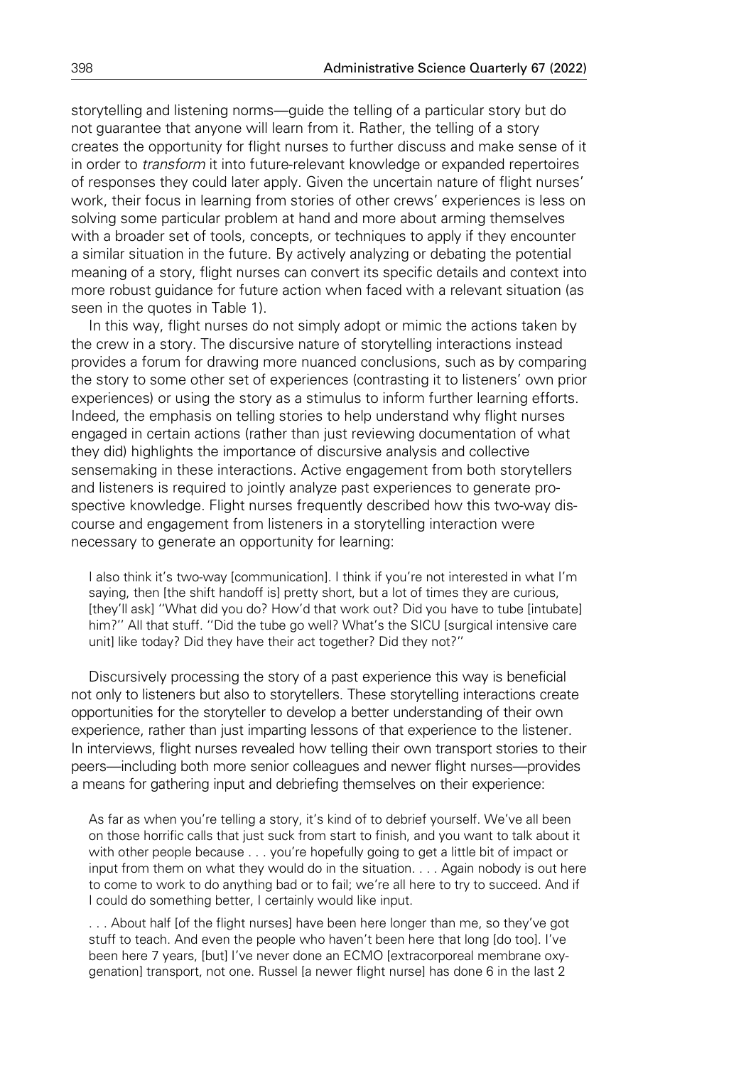storytelling and listening norms—guide the telling of a particular story but do not guarantee that anyone will learn from it. Rather, the telling of a story creates the opportunity for flight nurses to further discuss and make sense of it in order to *transform* it into future-relevant knowledge or expanded repertoires of responses they could later apply. Given the uncertain nature of flight nurses' work, their focus in learning from stories of other crews' experiences is less on solving some particular problem at hand and more about arming themselves with a broader set of tools, concepts, or techniques to apply if they encounter a similar situation in the future. By actively analyzing or debating the potential meaning of a story, flight nurses can convert its specific details and context into more robust guidance for future action when faced with a relevant situation (as seen in the quotes in Table 1).

In this way, flight nurses do not simply adopt or mimic the actions taken by the crew in a story. The discursive nature of storytelling interactions instead provides a forum for drawing more nuanced conclusions, such as by comparing the story to some other set of experiences (contrasting it to listeners' own prior experiences) or using the story as a stimulus to inform further learning efforts. Indeed, the emphasis on telling stories to help understand why flight nurses engaged in certain actions (rather than just reviewing documentation of what they did) highlights the importance of discursive analysis and collective sensemaking in these interactions. Active engagement from both storytellers and listeners is required to jointly analyze past experiences to generate prospective knowledge. Flight nurses frequently described how this two-way discourse and engagement from listeners in a storytelling interaction were necessary to generate an opportunity for learning:

> I also think it's two-way [communication]. I think if you're not interested in what I'm saying, then [the shift handoff is] pretty short, but a lot of times they are curious, [they'll ask] ''What did you do? How'd that work out? Did you have to tube [intubate] him?'' All that stuff. ''Did the tube go well? What's the SICU [surgical intensive care unit] like today? Did they have their act together? Did they not?''

Discursively processing the story of a past experience this way is beneficial not only to listeners but also to storytellers. These storytelling interactions create opportunities for the storyteller to develop a better understanding of their own experience, rather than just imparting lessons of that experience to the listener. In interviews, flight nurses revealed how telling their own transport stories to their peers—including both more senior colleagues and newer flight nurses—provides a means for gathering input and debriefing themselves on their experience:

> As far as when you're telling a story, it's kind of to debrief yourself. We've all been on those horrific calls that just suck from start to finish, and you want to talk about it with other people because . . . you're hopefully going to get a little bit of impact or input from them on what they would do in the situation. . . . Again nobody is out here to come to work to do anything bad or to fail; we're all here to try to succeed. And if I could do something better, I certainly would like input.
>
> . . . About half [of the flight nurses] have been here longer than me, so they've got stuff to teach. And even the people who haven't been here that long [do too]. I've been here 7 years, [but] I've never done an ECMO [extracorporeal membrane oxygenation] transport, not one. Russel [a newer flight nurse] has done 6 in the last 2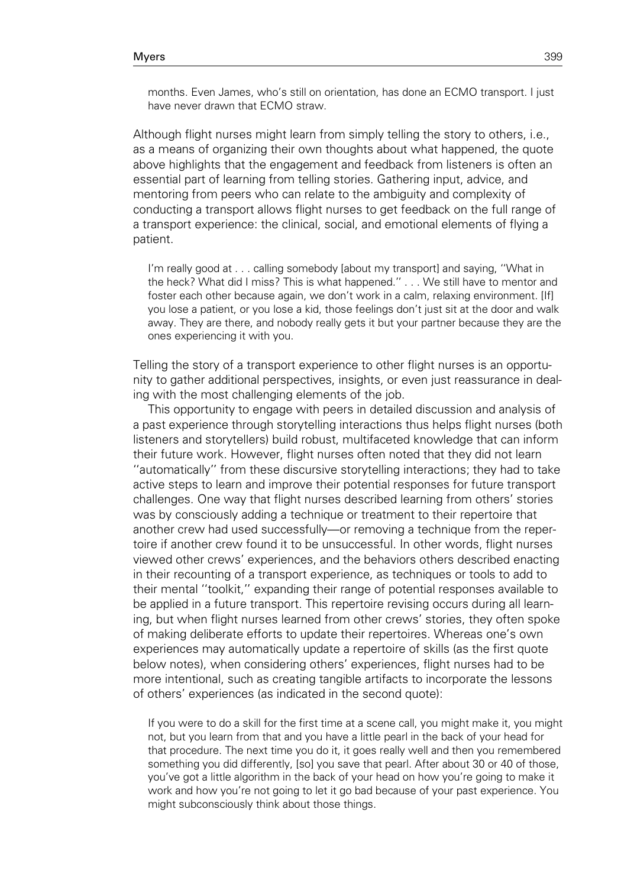> months. Even James, who's still on orientation, has done an ECMO transport. I just have never drawn that ECMO straw.

Although flight nurses might learn from simply telling the story to others, i.e., as a means of organizing their own thoughts about what happened, the quote above highlights that the engagement and feedback from listeners is often an essential part of learning from telling stories. Gathering input, advice, and mentoring from peers who can relate to the ambiguity and complexity of conducting a transport allows flight nurses to get feedback on the full range of a transport experience: the clinical, social, and emotional elements of flying a patient.

> I'm really good at . . . calling somebody [about my transport] and saying, ''What in the heck? What did I miss? This is what happened.'' . . . We still have to mentor and foster each other because again, we don't work in a calm, relaxing environment. [If] you lose a patient, or you lose a kid, those feelings don't just sit at the door and walk away. They are there, and nobody really gets it but your partner because they are the ones experiencing it with you.

Telling the story of a transport experience to other flight nurses is an opportunity to gather additional perspectives, insights, or even just reassurance in dealing with the most challenging elements of the job.

This opportunity to engage with peers in detailed discussion and analysis of a past experience through storytelling interactions thus helps flight nurses (both listeners and storytellers) build robust, multifaceted knowledge that can inform their future work. However, flight nurses often noted that they did not learn ''automatically'' from these discursive storytelling interactions; they had to take active steps to learn and improve their potential responses for future transport challenges. One way that flight nurses described learning from others' stories was by consciously adding a technique or treatment to their repertoire that another crew had used successfully—or removing a technique from the repertoire if another crew found it to be unsuccessful. In other words, flight nurses viewed other crews' experiences, and the behaviors others described enacting in their recounting of a transport experience, as techniques or tools to add to their mental ''toolkit,'' expanding their range of potential responses available to be applied in a future transport. This repertoire revising occurs during all learning, but when flight nurses learned from other crews' stories, they often spoke of making deliberate efforts to update their repertoires. Whereas one's own experiences may automatically update a repertoire of skills (as the first quote below notes), when considering others' experiences, flight nurses had to be more intentional, such as creating tangible artifacts to incorporate the lessons of others' experiences (as indicated in the second quote):

> If you were to do a skill for the first time at a scene call, you might make it, you might not, but you learn from that and you have a little pearl in the back of your head for that procedure. The next time you do it, it goes really well and then you remembered something you did differently, [so] you save that pearl. After about 30 or 40 of those, you've got a little algorithm in the back of your head on how you're going to make it work and how you're not going to let it go bad because of your past experience. You might subconsciously think about those things.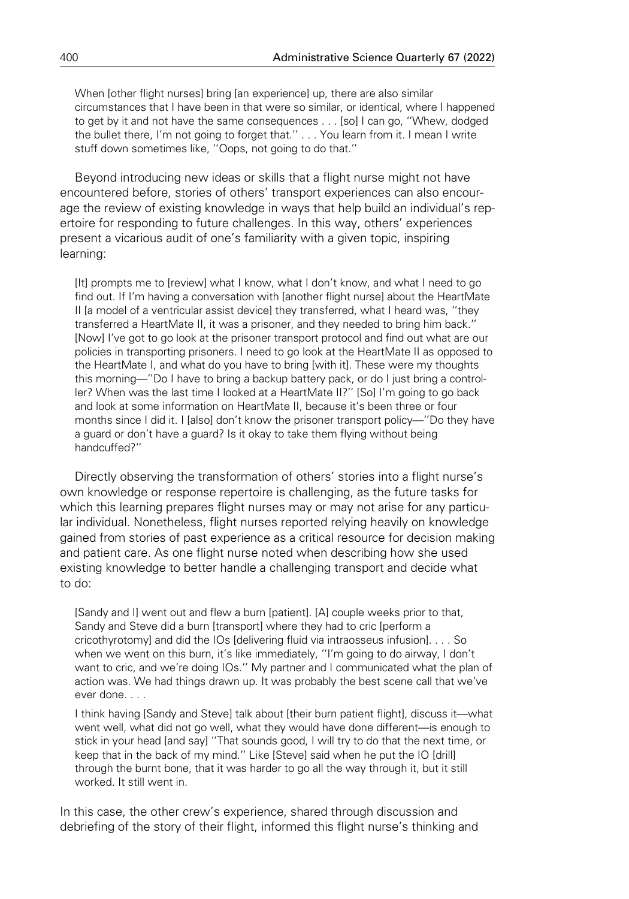> When [other flight nurses] bring [an experience] up, there are also similar circumstances that I have been in that were so similar, or identical, where I happened to get by it and not have the same consequences . . . [so] I can go, ''Whew, dodged the bullet there, I'm not going to forget that.'' . . . You learn from it. I mean I write stuff down sometimes like, ''Oops, not going to do that.''

Beyond introducing new ideas or skills that a flight nurse might not have encountered before, stories of others' transport experiences can also encourage the review of existing knowledge in ways that help build an individual's repertoire for responding to future challenges. In this way, others' experiences present a vicarious audit of one's familiarity with a given topic, inspiring learning:

> [It] prompts me to [review] what I know, what I don't know, and what I need to go find out. If I'm having a conversation with [another flight nurse] about the HeartMate II [a model of a ventricular assist device] they transferred, what I heard was, ''they transferred a HeartMate II, it was a prisoner, and they needed to bring him back.'' [Now] I've got to go look at the prisoner transport protocol and find out what are our policies in transporting prisoners. I need to go look at the HeartMate II as opposed to the HeartMate I, and what do you have to bring [with it]. These were my thoughts this morning—''Do I have to bring a backup battery pack, or do I just bring a controller? When was the last time I looked at a HeartMate II?'' [So] I'm going to go back and look at some information on HeartMate II, because it's been three or four months since I did it. I [also] don't know the prisoner transport policy—''Do they have a guard or don't have a guard? Is it okay to take them flying without being handcuffed?''

Directly observing the transformation of others' stories into a flight nurse's own knowledge or response repertoire is challenging, as the future tasks for which this learning prepares flight nurses may or may not arise for any particular individual. Nonetheless, flight nurses reported relying heavily on knowledge gained from stories of past experience as a critical resource for decision making and patient care. As one flight nurse noted when describing how she used existing knowledge to better handle a challenging transport and decide what to do:

> [Sandy and I] went out and flew a burn [patient]. [A] couple weeks prior to that, Sandy and Steve did a burn [transport] where they had to cric [perform a cricothyrotomy] and did the IOs [delivering fluid via intraosseus infusion]. . . . So when we went on this burn, it's like immediately, ''I'm going to do airway, I don't want to cric, and we're doing IOs.'' My partner and I communicated what the plan of action was. We had things drawn up. It was probably the best scene call that we've ever done. . . .
>
> I think having [Sandy and Steve] talk about [their burn patient flight], discuss it—what went well, what did not go well, what they would have done different—is enough to stick in your head [and say] ''That sounds good, I will try to do that the next time, or keep that in the back of my mind.'' Like [Steve] said when he put the IO [drill] through the burnt bone, that it was harder to go all the way through it, but it still worked. It still went in.

In this case, the other crew's experience, shared through discussion and debriefing of the story of their flight, informed this flight nurse's thinking and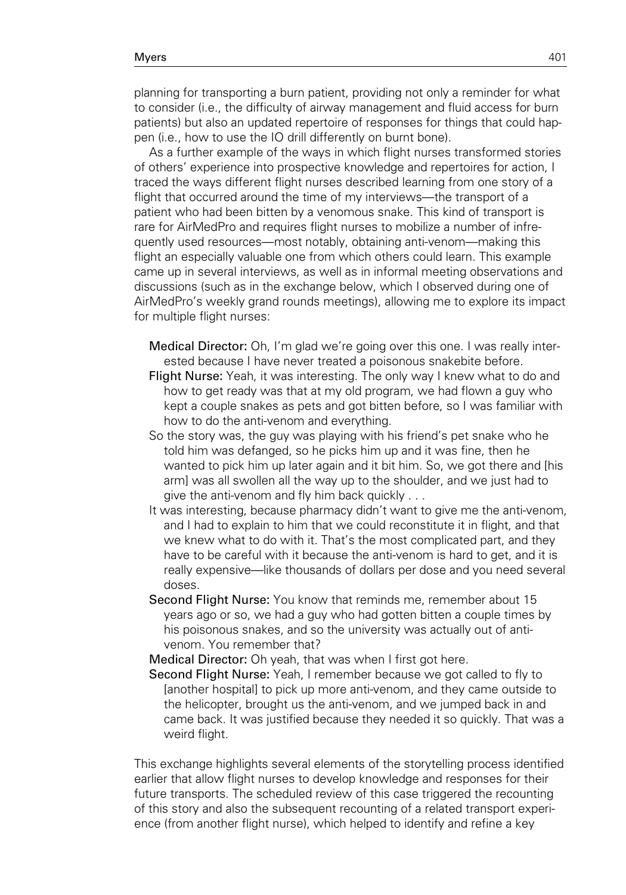planning for transporting a burn patient, providing not only a reminder for what to consider (i.e., the difficulty of airway management and fluid access for burn patients) but also an updated repertoire of responses for things that could happen (i.e., how to use the IO drill differently on burnt bone).

As a further example of the ways in which flight nurses transformed stories of others' experience into prospective knowledge and repertoires for action, I traced the ways different flight nurses described learning from one story of a flight that occurred around the time of my interviews—the transport of a patient who had been bitten by a venomous snake. This kind of transport is rare for AirMedPro and requires flight nurses to mobilize a number of infrequently used resources—most notably, obtaining anti-venom—making this flight an especially valuable one from which others could learn. This example came up in several interviews, as well as in informal meeting observations and discussions (such as in the exchange below, which I observed during one of AirMedPro's weekly grand rounds meetings), allowing me to explore its impact for multiple flight nurses:

> **Medical Director:** Oh, I'm glad we're going over this one. I was really interested because I have never treated a poisonous snakebite before.
>
> **Flight Nurse:** Yeah, it was interesting. The only way I knew what to do and how to get ready was that at my old program, we had flown a guy who kept a couple snakes as pets and got bitten before, so I was familiar with how to do the anti-venom and everything.
>
> So the story was, the guy was playing with his friend's pet snake who he told him was defanged, so he picks him up and it was fine, then he wanted to pick him up later again and it bit him. So, we got there and [his arm] was all swollen all the way up to the shoulder, and we just had to give the anti-venom and fly him back quickly . . .
>
> It was interesting, because pharmacy didn't want to give me the anti-venom, and I had to explain to him that we could reconstitute it in flight, and that we knew what to do with it. That's the most complicated part, and they have to be careful with it because the anti-venom is hard to get, and it is really expensive—like thousands of dollars per dose and you need several doses.
>
> **Second Flight Nurse:** You know that reminds me, remember about 15 years ago or so, we had a guy who had gotten bitten a couple times by his poisonous snakes, and so the university was actually out of anti-venom. You remember that?
>
> **Medical Director:** Oh yeah, that was when I first got here.
>
> **Second Flight Nurse:** Yeah, I remember because we got called to fly to [another hospital] to pick up more anti-venom, and they came outside to the helicopter, brought us the anti-venom, and we jumped back in and came back. It was justified because they needed it so quickly. That was a weird flight.

This exchange highlights several elements of the storytelling process identified earlier that allow flight nurses to develop knowledge and responses for their future transports. The scheduled review of this case triggered the recounting of this story and also the subsequent recounting of a related transport experience (from another flight nurse), which helped to identify and refine a key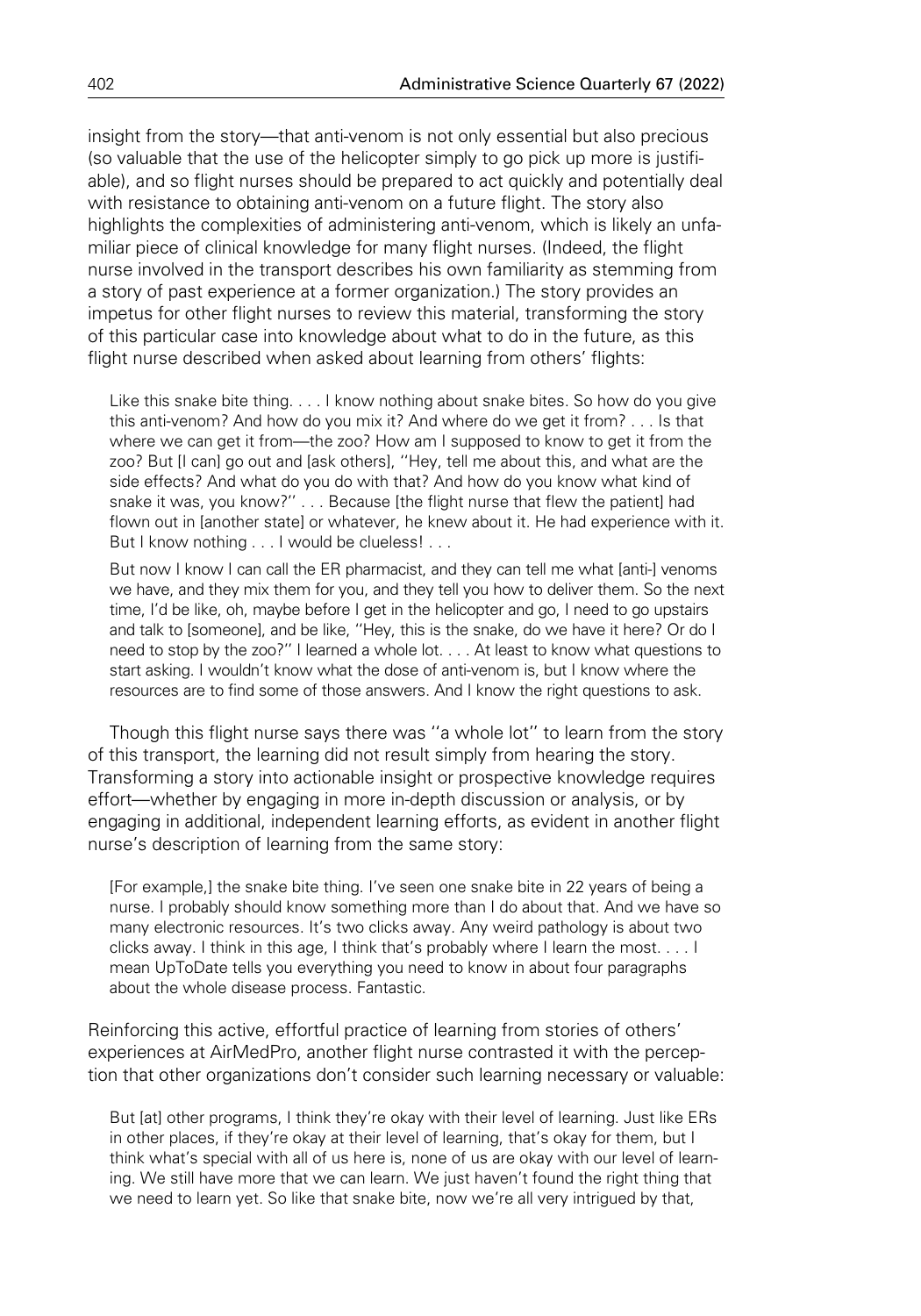insight from the story—that anti-venom is not only essential but also precious (so valuable that the use of the helicopter simply to go pick up more is justifiable), and so flight nurses should be prepared to act quickly and potentially deal with resistance to obtaining anti-venom on a future flight. The story also highlights the complexities of administering anti-venom, which is likely an unfamiliar piece of clinical knowledge for many flight nurses. (Indeed, the flight nurse involved in the transport describes his own familiarity as stemming from a story of past experience at a former organization.) The story provides an impetus for other flight nurses to review this material, transforming the story of this particular case into knowledge about what to do in the future, as this flight nurse described when asked about learning from others' flights:

> Like this snake bite thing. . . . I know nothing about snake bites. So how do you give this anti-venom? And how do you mix it? And where do we get it from? . . . Is that where we can get it from—the zoo? How am I supposed to know to get it from the zoo? But [I can] go out and [ask others], ''Hey, tell me about this, and what are the side effects? And what do you do with that? And how do you know what kind of snake it was, you know?'' . . . Because [the flight nurse that flew the patient] had flown out in [another state] or whatever, he knew about it. He had experience with it. But I know nothing . . . I would be clueless! . . .
>
> But now I know I can call the ER pharmacist, and they can tell me what [anti-] venoms we have, and they mix them for you, and they tell you how to deliver them. So the next time, I'd be like, oh, maybe before I get in the helicopter and go, I need to go upstairs and talk to [someone], and be like, ''Hey, this is the snake, do we have it here? Or do I need to stop by the zoo?'' I learned a whole lot. . . . At least to know what questions to start asking. I wouldn't know what the dose of anti-venom is, but I know where the resources are to find some of those answers. And I know the right questions to ask.

Though this flight nurse says there was ''a whole lot'' to learn from the story of this transport, the learning did not result simply from hearing the story. Transforming a story into actionable insight or prospective knowledge requires effort—whether by engaging in more in-depth discussion or analysis, or by engaging in additional, independent learning efforts, as evident in another flight nurse's description of learning from the same story:

> [For example,] the snake bite thing. I've seen one snake bite in 22 years of being a nurse. I probably should know something more than I do about that. And we have so many electronic resources. It's two clicks away. Any weird pathology is about two clicks away. I think in this age, I think that's probably where I learn the most. . . . I mean UpToDate tells you everything you need to know in about four paragraphs about the whole disease process. Fantastic.

Reinforcing this active, effortful practice of learning from stories of others' experiences at AirMedPro, another flight nurse contrasted it with the perception that other organizations don't consider such learning necessary or valuable:

> But [at] other programs, I think they're okay with their level of learning. Just like ERs in other places, if they're okay at their level of learning, that's okay for them, but I think what's special with all of us here is, none of us are okay with our level of learning. We still have more that we can learn. We just haven't found the right thing that we need to learn yet. So like that snake bite, now we're all very intrigued by that,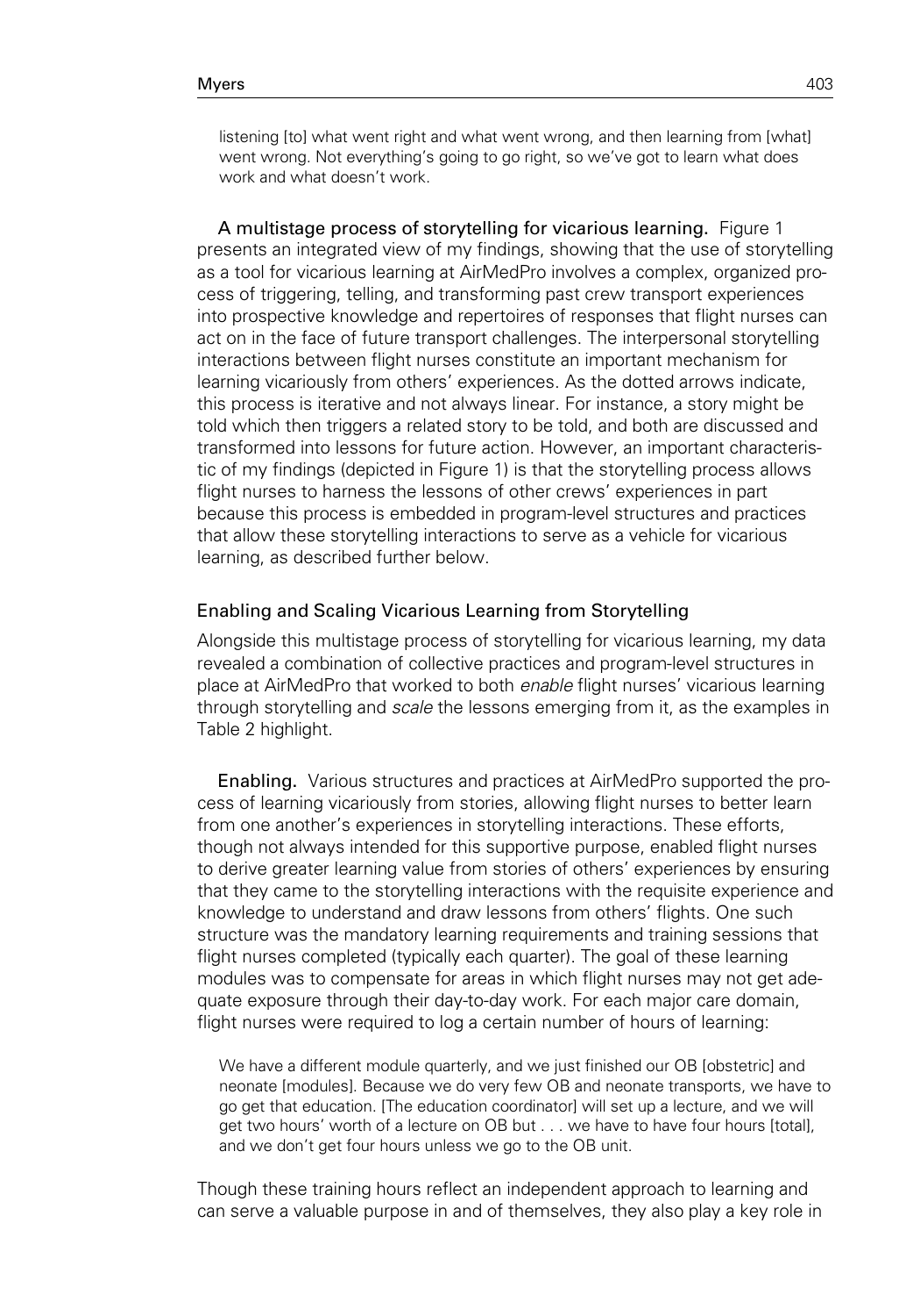> listening [to] what went right and what went wrong, and then learning from [what] went wrong. Not everything's going to go right, so we've got to learn what does work and what doesn't work.

**A multistage process of storytelling for vicarious learning.** Figure 1 presents an integrated view of my findings, showing that the use of storytelling as a tool for vicarious learning at AirMedPro involves a complex, organized process of triggering, telling, and transforming past crew transport experiences into prospective knowledge and repertoires of responses that flight nurses can act on in the face of future transport challenges. The interpersonal storytelling interactions between flight nurses constitute an important mechanism for learning vicariously from others' experiences. As the dotted arrows indicate, this process is iterative and not always linear. For instance, a story might be told which then triggers a related story to be told, and both are discussed and transformed into lessons for future action. However, an important characteristic of my findings (depicted in Figure 1) is that the storytelling process allows flight nurses to harness the lessons of other crews' experiences in part because this process is embedded in program-level structures and practices that allow these storytelling interactions to serve as a vehicle for vicarious learning, as described further below.

### Enabling and Scaling Vicarious Learning from Storytelling

Alongside this multistage process of storytelling for vicarious learning, my data revealed a combination of collective practices and program-level structures in place at AirMedPro that worked to both *enable* flight nurses' vicarious learning through storytelling and *scale* the lessons emerging from it, as the examples in Table 2 highlight.

**Enabling.** Various structures and practices at AirMedPro supported the process of learning vicariously from stories, allowing flight nurses to better learn from one another's experiences in storytelling interactions. These efforts, though not always intended for this supportive purpose, enabled flight nurses to derive greater learning value from stories of others' experiences by ensuring that they came to the storytelling interactions with the requisite experience and knowledge to understand and draw lessons from others' flights. One such structure was the mandatory learning requirements and training sessions that flight nurses completed (typically each quarter). The goal of these learning modules was to compensate for areas in which flight nurses may not get adequate exposure through their day-to-day work. For each major care domain, flight nurses were required to log a certain number of hours of learning:

> We have a different module quarterly, and we just finished our OB [obstetric] and neonate [modules]. Because we do very few OB and neonate transports, we have to go get that education. [The education coordinator] will set up a lecture, and we will get two hours' worth of a lecture on OB but . . . we have to have four hours [total], and we don't get four hours unless we go to the OB unit.

Though these training hours reflect an independent approach to learning and can serve a valuable purpose in and of themselves, they also play a key role in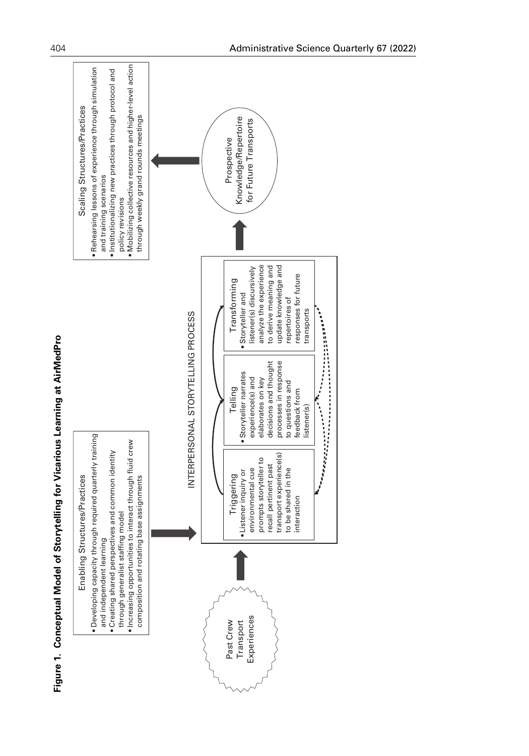**Figure 1. Conceptual Model of Storytelling for Vicarious Learning at AirMedPro**

Enabling Structures/Practices

- Developing capacity through required quarterly training and independent learning
- Creating shared perspectives and common identity through generalist staffing model
- Increasing opportunities to interact through fluid crew composition and rotating base assignments

Past Crew Transport Experiences

INTERPERSONAL STORYTELLING PROCESS

Triggering

- Listener inquiry or environmental cue prompts storyteller to recall pertinent past transport experience(s) to be shared in the interaction

Telling

- Storyteller narrates experience(s) and elaborates on key decisions and thought processes in response to questions and feedback from listener(s)

Transforming

- Storyteller and listener(s) discursively analyze the experience to derive meaning and update knowledge and repertoires of responses for future transports

Prospective Knowledge/Repertoire for Future Transports

Scaling Structures/Practices

- Rehearsing lessons of experience through simulation and training scenarios
- Institutionalizing new practices through protocol and policy revisions
- Mobilizing collective resources and higher-level action through weekly grand rounds meetings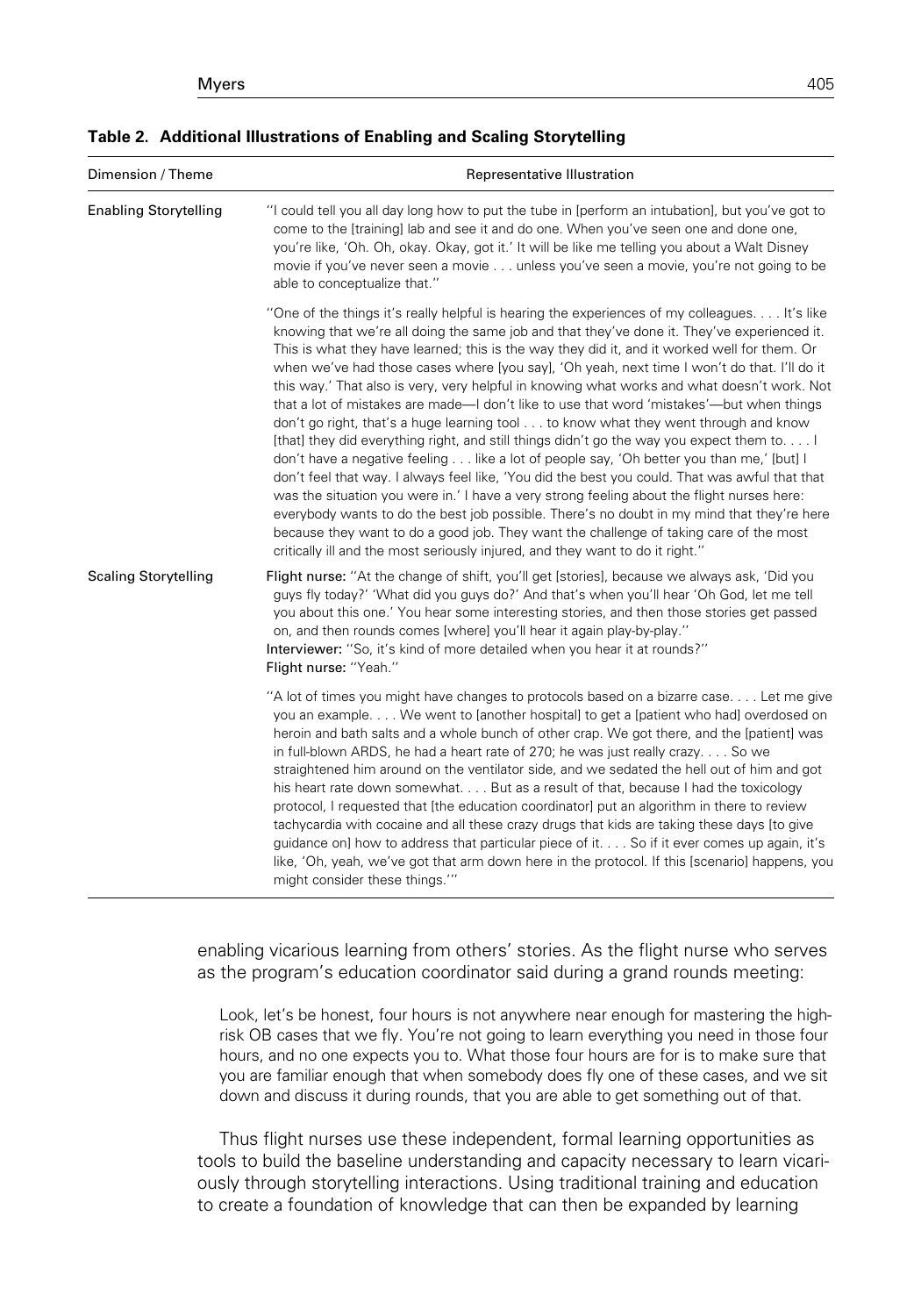**Table 2. Additional Illustrations of Enabling and Scaling Storytelling**

| Dimension / Theme | Representative Illustration |
| --- | --- |
| Enabling Storytelling | "I could tell you all day long how to put the tube in [perform an intubation], but you've got to come to the [training] lab and see it and do one. When you've seen one and done one, you're like, 'Oh. Oh, okay. Okay, got it.' It will be like me telling you about a Walt Disney movie if you've never seen a movie . . . unless you've seen a movie, you're not going to be able to conceptualize that." |
| | "One of the things it's really helpful is hearing the experiences of my colleagues. . . . It's like knowing that we're all doing the same job and that they've done it. They've experienced it. This is what they have learned; this is the way they did it, and it worked well for them. Or when we've had those cases where [you say], 'Oh yeah, next time I won't do that. I'll do it this way.' That also is very, very helpful in knowing what works and what doesn't work. Not that a lot of mistakes are made—I don't like to use that word 'mistakes'—but when things don't go right, that's a huge learning tool . . . to know what they went through and know [that] they did everything right, and still things didn't go the way you expect them to. . . . I don't have a negative feeling . . . like a lot of people say, 'Oh better you than me,' [but] I don't feel that way. I always feel like, 'You did the best you could. That was awful that that was the situation you were in.' I have a very strong feeling about the flight nurses here: everybody wants to do the best job possible. There's no doubt in my mind that they're here because they want to do a good job. They want the challenge of taking care of the most critically ill and the most seriously injured, and they want to do it right." |
| Scaling Storytelling | **Flight nurse:** "At the change of shift, you'll get [stories], because we always ask, 'Did you guys fly today?' 'What did you guys do?' And that's when you'll hear 'Oh God, let me tell you about this one.' You hear some interesting stories, and then those stories get passed on, and then rounds comes [where] you'll hear it again play-by-play." **Interviewer:** "So, it's kind of more detailed when you hear it at rounds?" **Flight nurse:** "Yeah." |
| | "A lot of times you might have changes to protocols based on a bizarre case. . . . Let me give you an example. . . . We went to [another hospital] to get a [patient who had] overdosed on heroin and bath salts and a whole bunch of other crap. We got there, and the [patient] was in full-blown ARDS, he had a heart rate of 270; he was just really crazy. . . . So we straightened him around on the ventilator side, and we sedated the hell out of him and got his heart rate down somewhat. . . . But as a result of that, because I had the toxicology protocol, I requested that [the education coordinator] put an algorithm in there to review tachycardia with cocaine and all these crazy drugs that kids are taking these days [to give guidance on] how to address that particular piece of it. . . . So if it ever comes up again, it's like, 'Oh, yeah, we've got that arm down here in the protocol. If this [scenario] happens, you might consider these things.'" |

enabling vicarious learning from others' stories. As the flight nurse who serves as the program's education coordinator said during a grand rounds meeting:

> Look, let's be honest, four hours is not anywhere near enough for mastering the high-risk OB cases that we fly. You're not going to learn everything you need in those four hours, and no one expects you to. What those four hours are for is to make sure that you are familiar enough that when somebody does fly one of these cases, and we sit down and discuss it during rounds, that you are able to get something out of that.

Thus flight nurses use these independent, formal learning opportunities as tools to build the baseline understanding and capacity necessary to learn vicariously through storytelling interactions. Using traditional training and education to create a foundation of knowledge that can then be expanded by learning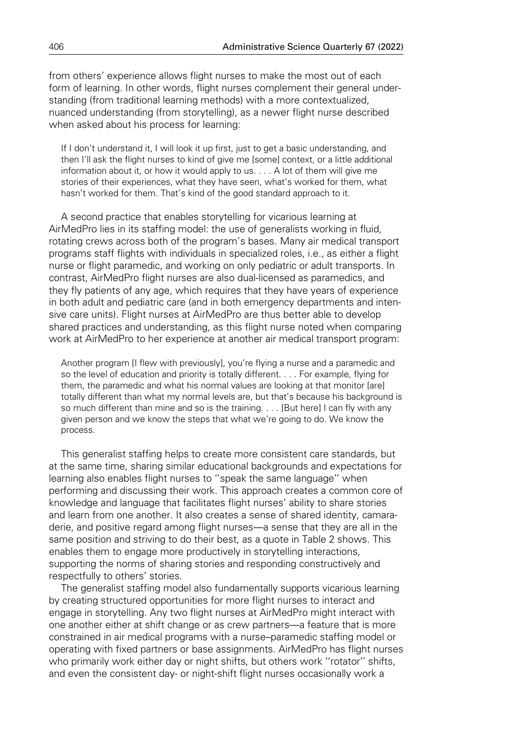from others' experience allows flight nurses to make the most out of each form of learning. In other words, flight nurses complement their general understanding (from traditional learning methods) with a more contextualized, nuanced understanding (from storytelling), as a newer flight nurse described when asked about his process for learning:

> If I don't understand it, I will look it up first, just to get a basic understanding, and then I'll ask the flight nurses to kind of give me [some] context, or a little additional information about it, or how it would apply to us. . . . A lot of them will give me stories of their experiences, what they have seen, what's worked for them, what hasn't worked for them. That's kind of the good standard approach to it.

A second practice that enables storytelling for vicarious learning at AirMedPro lies in its staffing model: the use of generalists working in fluid, rotating crews across both of the program's bases. Many air medical transport programs staff flights with individuals in specialized roles, i.e., as either a flight nurse or flight paramedic, and working on only pediatric or adult transports. In contrast, AirMedPro flight nurses are also dual-licensed as paramedics, and they fly patients of any age, which requires that they have years of experience in both adult and pediatric care (and in both emergency departments and intensive care units). Flight nurses at AirMedPro are thus better able to develop shared practices and understanding, as this flight nurse noted when comparing work at AirMedPro to her experience at another air medical transport program:

> Another program [I flew with previously], you're flying a nurse and a paramedic and so the level of education and priority is totally different. . . . For example, flying for them, the paramedic and what his normal values are looking at that monitor [are] totally different than what my normal levels are, but that's because his background is so much different than mine and so is the training. . . . [But here] I can fly with any given person and we know the steps that what we're going to do. We know the process.

This generalist staffing helps to create more consistent care standards, but at the same time, sharing similar educational backgrounds and expectations for learning also enables flight nurses to ''speak the same language'' when performing and discussing their work. This approach creates a common core of knowledge and language that facilitates flight nurses' ability to share stories and learn from one another. It also creates a sense of shared identity, camaraderie, and positive regard among flight nurses—a sense that they are all in the same position and striving to do their best, as a quote in Table 2 shows. This enables them to engage more productively in storytelling interactions, supporting the norms of sharing stories and responding constructively and respectfully to others' stories.

The generalist staffing model also fundamentally supports vicarious learning by creating structured opportunities for more flight nurses to interact and engage in storytelling. Any two flight nurses at AirMedPro might interact with one another either at shift change or as crew partners—a feature that is more constrained in air medical programs with a nurse–paramedic staffing model or operating with fixed partners or base assignments. AirMedPro has flight nurses who primarily work either day or night shifts, but others work ''rotator'' shifts, and even the consistent day- or night-shift flight nurses occasionally work a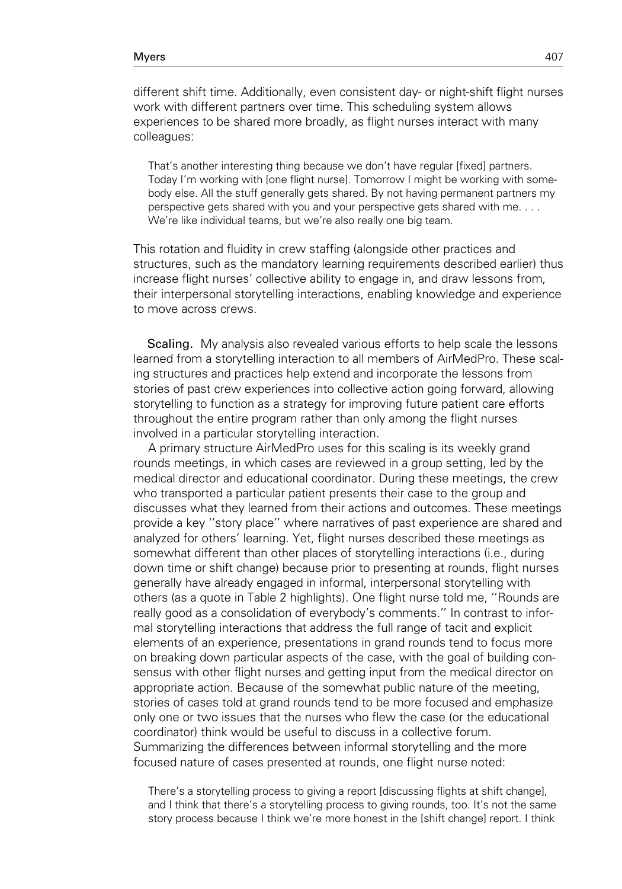different shift time. Additionally, even consistent day- or night-shift flight nurses work with different partners over time. This scheduling system allows experiences to be shared more broadly, as flight nurses interact with many colleagues:

> That's another interesting thing because we don't have regular [fixed] partners. Today I'm working with [one flight nurse]. Tomorrow I might be working with somebody else. All the stuff generally gets shared. By not having permanent partners my perspective gets shared with you and your perspective gets shared with me. . . . We're like individual teams, but we're also really one big team.

This rotation and fluidity in crew staffing (alongside other practices and structures, such as the mandatory learning requirements described earlier) thus increase flight nurses' collective ability to engage in, and draw lessons from, their interpersonal storytelling interactions, enabling knowledge and experience to move across crews.

**Scaling.** My analysis also revealed various efforts to help scale the lessons learned from a storytelling interaction to all members of AirMedPro. These scaling structures and practices help extend and incorporate the lessons from stories of past crew experiences into collective action going forward, allowing storytelling to function as a strategy for improving future patient care efforts throughout the entire program rather than only among the flight nurses involved in a particular storytelling interaction.

A primary structure AirMedPro uses for this scaling is its weekly grand rounds meetings, in which cases are reviewed in a group setting, led by the medical director and educational coordinator. During these meetings, the crew who transported a particular patient presents their case to the group and discusses what they learned from their actions and outcomes. These meetings provide a key ''story place'' where narratives of past experience are shared and analyzed for others' learning. Yet, flight nurses described these meetings as somewhat different than other places of storytelling interactions (i.e., during down time or shift change) because prior to presenting at rounds, flight nurses generally have already engaged in informal, interpersonal storytelling with others (as a quote in Table 2 highlights). One flight nurse told me, ''Rounds are really good as a consolidation of everybody's comments.'' In contrast to informal storytelling interactions that address the full range of tacit and explicit elements of an experience, presentations in grand rounds tend to focus more on breaking down particular aspects of the case, with the goal of building consensus with other flight nurses and getting input from the medical director on appropriate action. Because of the somewhat public nature of the meeting, stories of cases told at grand rounds tend to be more focused and emphasize only one or two issues that the nurses who flew the case (or the educational coordinator) think would be useful to discuss in a collective forum. Summarizing the differences between informal storytelling and the more focused nature of cases presented at rounds, one flight nurse noted:

> There's a storytelling process to giving a report [discussing flights at shift change], and I think that there's a storytelling process to giving rounds, too. It's not the same story process because I think we're more honest in the [shift change] report. I think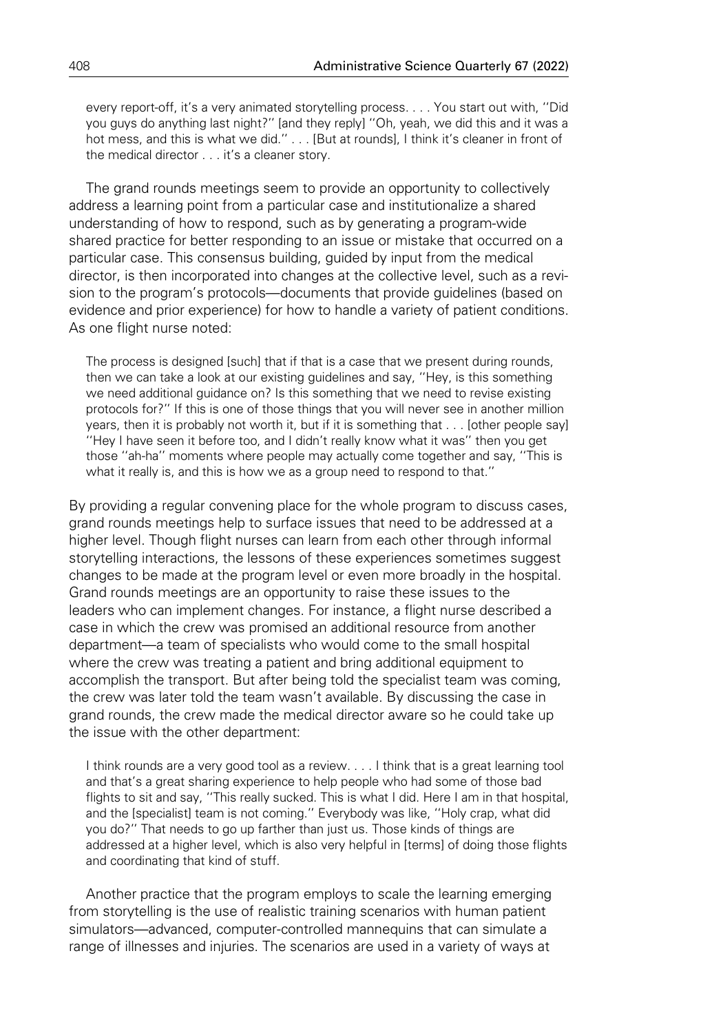> every report-off, it's a very animated storytelling process. . . . You start out with, "Did you guys do anything last night?" [and they reply] "Oh, yeah, we did this and it was a hot mess, and this is what we did." . . . [But at rounds], I think it's cleaner in front of the medical director . . . it's a cleaner story.

The grand rounds meetings seem to provide an opportunity to collectively address a learning point from a particular case and institutionalize a shared understanding of how to respond, such as by generating a program-wide shared practice for better responding to an issue or mistake that occurred on a particular case. This consensus building, guided by input from the medical director, is then incorporated into changes at the collective level, such as a revision to the program's protocols—documents that provide guidelines (based on evidence and prior experience) for how to handle a variety of patient conditions. As one flight nurse noted:

> The process is designed [such] that if that is a case that we present during rounds, then we can take a look at our existing guidelines and say, "Hey, is this something we need additional guidance on? Is this something that we need to revise existing protocols for?" If this is one of those things that you will never see in another million years, then it is probably not worth it, but if it is something that . . . [other people say] "Hey I have seen it before too, and I didn't really know what it was" then you get those "ah-ha" moments where people may actually come together and say, "This is what it really is, and this is how we as a group need to respond to that."

By providing a regular convening place for the whole program to discuss cases, grand rounds meetings help to surface issues that need to be addressed at a higher level. Though flight nurses can learn from each other through informal storytelling interactions, the lessons of these experiences sometimes suggest changes to be made at the program level or even more broadly in the hospital. Grand rounds meetings are an opportunity to raise these issues to the leaders who can implement changes. For instance, a flight nurse described a case in which the crew was promised an additional resource from another department—a team of specialists who would come to the small hospital where the crew was treating a patient and bring additional equipment to accomplish the transport. But after being told the specialist team was coming, the crew was later told the team wasn't available. By discussing the case in grand rounds, the crew made the medical director aware so he could take up the issue with the other department:

> I think rounds are a very good tool as a review. . . . I think that is a great learning tool and that's a great sharing experience to help people who had some of those bad flights to sit and say, "This really sucked. This is what I did. Here I am in that hospital, and the [specialist] team is not coming." Everybody was like, "Holy crap, what did you do?" That needs to go up farther than just us. Those kinds of things are addressed at a higher level, which is also very helpful in [terms] of doing those flights and coordinating that kind of stuff.

Another practice that the program employs to scale the learning emerging from storytelling is the use of realistic training scenarios with human patient simulators—advanced, computer-controlled mannequins that can simulate a range of illnesses and injuries. The scenarios are used in a variety of ways at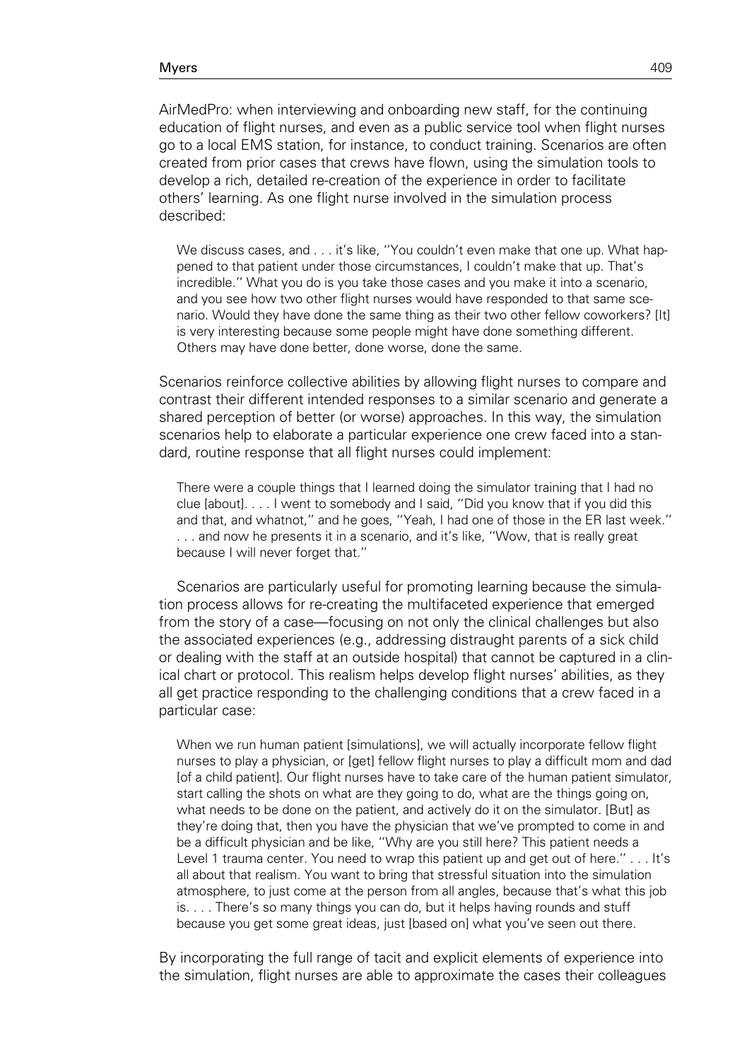AirMedPro: when interviewing and onboarding new staff, for the continuing education of flight nurses, and even as a public service tool when flight nurses go to a local EMS station, for instance, to conduct training. Scenarios are often created from prior cases that crews have flown, using the simulation tools to develop a rich, detailed re-creation of the experience in order to facilitate others' learning. As one flight nurse involved in the simulation process described:

> We discuss cases, and . . . it's like, ''You couldn't even make that one up. What happened to that patient under those circumstances, I couldn't make that up. That's incredible.'' What you do is you take those cases and you make it into a scenario, and you see how two other flight nurses would have responded to that same scenario. Would they have done the same thing as their two other fellow coworkers? [It] is very interesting because some people might have done something different. Others may have done better, done worse, done the same.

Scenarios reinforce collective abilities by allowing flight nurses to compare and contrast their different intended responses to a similar scenario and generate a shared perception of better (or worse) approaches. In this way, the simulation scenarios help to elaborate a particular experience one crew faced into a standard, routine response that all flight nurses could implement:

> There were a couple things that I learned doing the simulator training that I had no clue [about]. . . . I went to somebody and I said, ''Did you know that if you did this and that, and whatnot,'' and he goes, ''Yeah, I had one of those in the ER last week.'' . . . and now he presents it in a scenario, and it's like, ''Wow, that is really great because I will never forget that.''

Scenarios are particularly useful for promoting learning because the simulation process allows for re-creating the multifaceted experience that emerged from the story of a case—focusing on not only the clinical challenges but also the associated experiences (e.g., addressing distraught parents of a sick child or dealing with the staff at an outside hospital) that cannot be captured in a clinical chart or protocol. This realism helps develop flight nurses' abilities, as they all get practice responding to the challenging conditions that a crew faced in a particular case:

> When we run human patient [simulations], we will actually incorporate fellow flight nurses to play a physician, or [get] fellow flight nurses to play a difficult mom and dad [of a child patient]. Our flight nurses have to take care of the human patient simulator, start calling the shots on what are they going to do, what are the things going on, what needs to be done on the patient, and actively do it on the simulator. [But] as they're doing that, then you have the physician that we've prompted to come in and be a difficult physician and be like, ''Why are you still here? This patient needs a Level 1 trauma center. You need to wrap this patient up and get out of here.'' . . . It's all about that realism. You want to bring that stressful situation into the simulation atmosphere, to just come at the person from all angles, because that's what this job is. . . . There's so many things you can do, but it helps having rounds and stuff because you get some great ideas, just [based on] what you've seen out there.

By incorporating the full range of tacit and explicit elements of experience into the simulation, flight nurses are able to approximate the cases their colleagues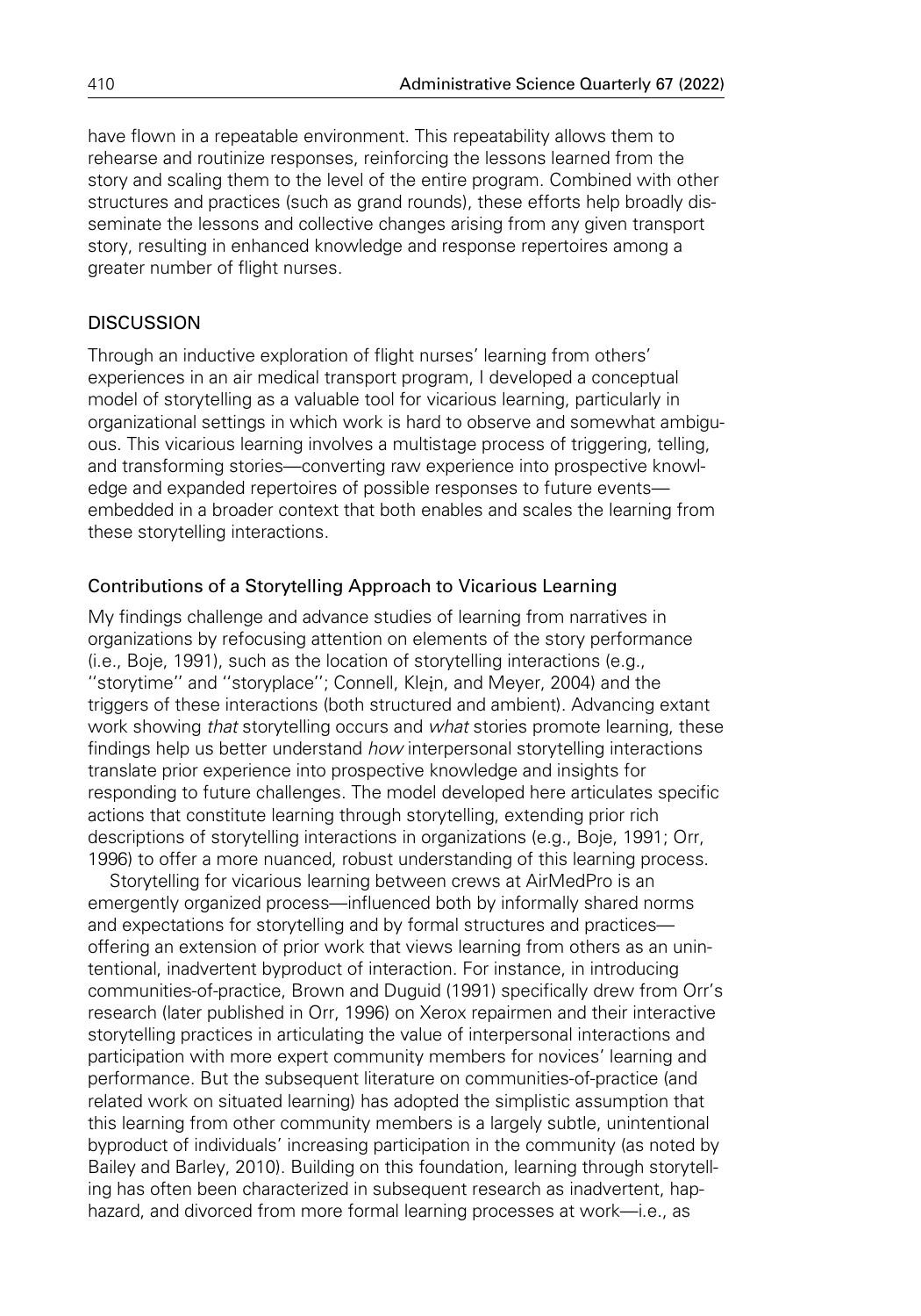have flown in a repeatable environment. This repeatability allows them to rehearse and routinize responses, reinforcing the lessons learned from the story and scaling them to the level of the entire program. Combined with other structures and practices (such as grand rounds), these efforts help broadly disseminate the lessons and collective changes arising from any given transport story, resulting in enhanced knowledge and response repertoires among a greater number of flight nurses.

## DISCUSSION

Through an inductive exploration of flight nurses' learning from others' experiences in an air medical transport program, I developed a conceptual model of storytelling as a valuable tool for vicarious learning, particularly in organizational settings in which work is hard to observe and somewhat ambiguous. This vicarious learning involves a multistage process of triggering, telling, and transforming stories—converting raw experience into prospective knowledge and expanded repertoires of possible responses to future events—embedded in a broader context that both enables and scales the learning from these storytelling interactions.

### Contributions of a Storytelling Approach to Vicarious Learning

My findings challenge and advance studies of learning from narratives in organizations by refocusing attention on elements of the story performance (i.e., Boje, 1991), such as the location of storytelling interactions (e.g., ''storytime'' and ''storyplace''; Connell, Klein, and Meyer, 2004) and the triggers of these interactions (both structured and ambient). Advancing extant work showing *that* storytelling occurs and *what* stories promote learning, these findings help us better understand *how* interpersonal storytelling interactions translate prior experience into prospective knowledge and insights for responding to future challenges. The model developed here articulates specific actions that constitute learning through storytelling, extending prior rich descriptions of storytelling interactions in organizations (e.g., Boje, 1991; Orr, 1996) to offer a more nuanced, robust understanding of this learning process.

Storytelling for vicarious learning between crews at AirMedPro is an emergently organized process—influenced both by informally shared norms and expectations for storytelling and by formal structures and practices—offering an extension of prior work that views learning from others as an unintentional, inadvertent byproduct of interaction. For instance, in introducing communities-of-practice, Brown and Duguid (1991) specifically drew from Orr's research (later published in Orr, 1996) on Xerox repairmen and their interactive storytelling practices in articulating the value of interpersonal interactions and participation with more expert community members for novices' learning and performance. But the subsequent literature on communities-of-practice (and related work on situated learning) has adopted the simplistic assumption that this learning from other community members is a largely subtle, unintentional byproduct of individuals' increasing participation in the community (as noted by Bailey and Barley, 2010). Building on this foundation, learning through storytelling has often been characterized in subsequent research as inadvertent, haphazard, and divorced from more formal learning processes at work—i.e., as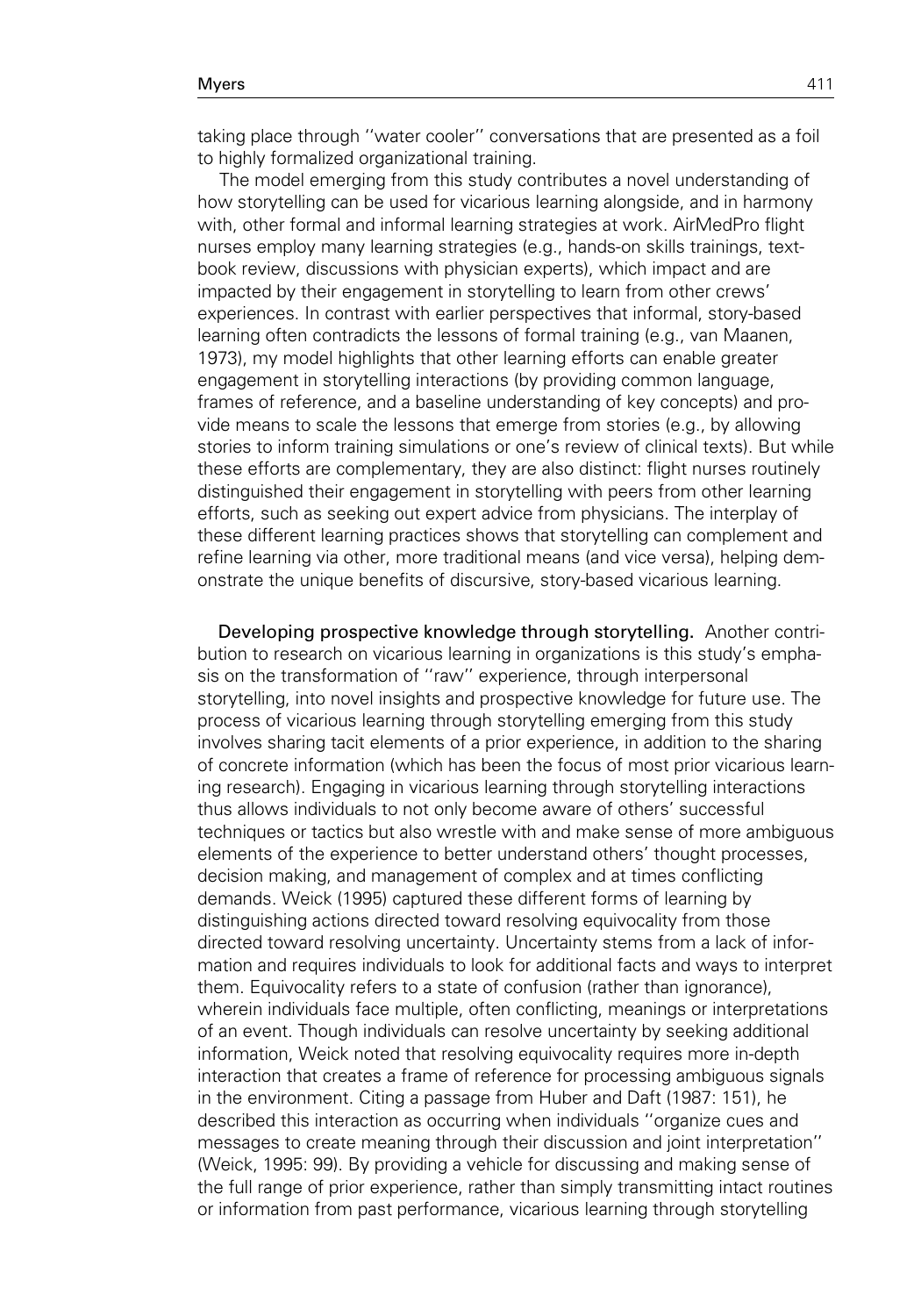taking place through "water cooler" conversations that are presented as a foil to highly formalized organizational training.

The model emerging from this study contributes a novel understanding of how storytelling can be used for vicarious learning alongside, and in harmony with, other formal and informal learning strategies at work. AirMedPro flight nurses employ many learning strategies (e.g., hands-on skills trainings, textbook review, discussions with physician experts), which impact and are impacted by their engagement in storytelling to learn from other crews' experiences. In contrast with earlier perspectives that informal, story-based learning often contradicts the lessons of formal training (e.g., van Maanen, 1973), my model highlights that other learning efforts can enable greater engagement in storytelling interactions (by providing common language, frames of reference, and a baseline understanding of key concepts) and provide means to scale the lessons that emerge from stories (e.g., by allowing stories to inform training simulations or one's review of clinical texts). But while these efforts are complementary, they are also distinct: flight nurses routinely distinguished their engagement in storytelling with peers from other learning efforts, such as seeking out expert advice from physicians. The interplay of these different learning practices shows that storytelling can complement and refine learning via other, more traditional means (and vice versa), helping demonstrate the unique benefits of discursive, story-based vicarious learning.

**Developing prospective knowledge through storytelling.** Another contribution to research on vicarious learning in organizations is this study's emphasis on the transformation of "raw" experience, through interpersonal storytelling, into novel insights and prospective knowledge for future use. The process of vicarious learning through storytelling emerging from this study involves sharing tacit elements of a prior experience, in addition to the sharing of concrete information (which has been the focus of most prior vicarious learning research). Engaging in vicarious learning through storytelling interactions thus allows individuals to not only become aware of others' successful techniques or tactics but also wrestle with and make sense of more ambiguous elements of the experience to better understand others' thought processes, decision making, and management of complex and at times conflicting demands. Weick (1995) captured these different forms of learning by distinguishing actions directed toward resolving equivocality from those directed toward resolving uncertainty. Uncertainty stems from a lack of information and requires individuals to look for additional facts and ways to interpret them. Equivocality refers to a state of confusion (rather than ignorance), wherein individuals face multiple, often conflicting, meanings or interpretations of an event. Though individuals can resolve uncertainty by seeking additional information, Weick noted that resolving equivocality requires more in-depth interaction that creates a frame of reference for processing ambiguous signals in the environment. Citing a passage from Huber and Daft (1987: 151), he described this interaction as occurring when individuals "organize cues and messages to create meaning through their discussion and joint interpretation" (Weick, 1995: 99). By providing a vehicle for discussing and making sense of the full range of prior experience, rather than simply transmitting intact routines or information from past performance, vicarious learning through storytelling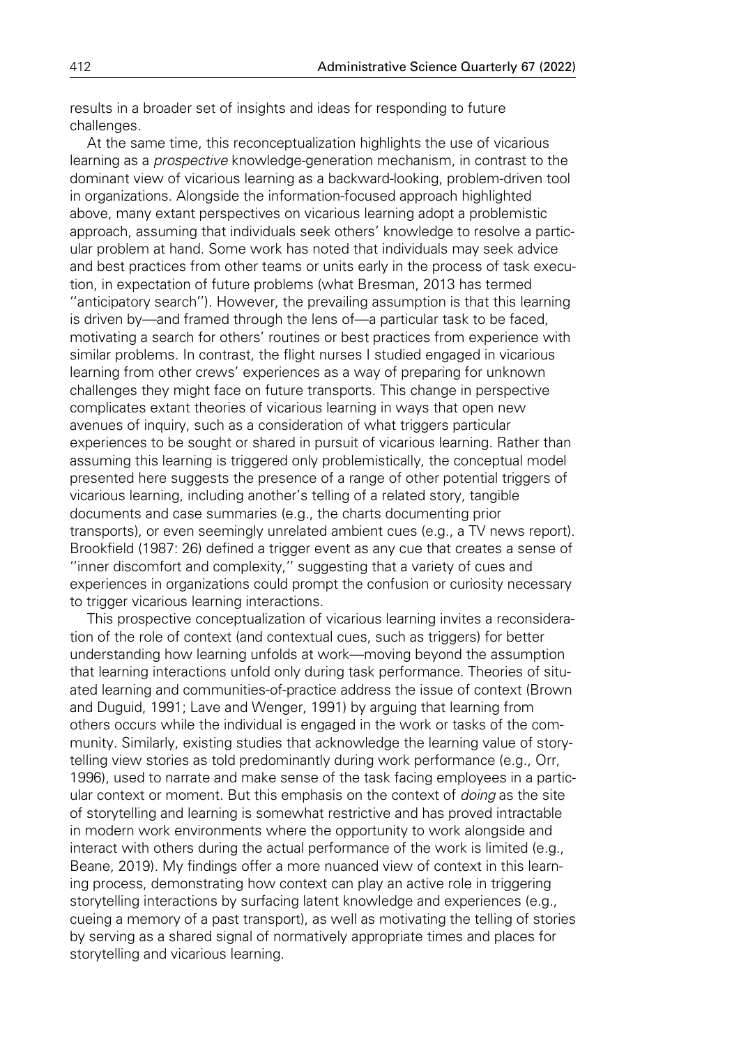results in a broader set of insights and ideas for responding to future challenges.

At the same time, this reconceptualization highlights the use of vicarious learning as a *prospective* knowledge-generation mechanism, in contrast to the dominant view of vicarious learning as a backward-looking, problem-driven tool in organizations. Alongside the information-focused approach highlighted above, many extant perspectives on vicarious learning adopt a problemistic approach, assuming that individuals seek others' knowledge to resolve a particular problem at hand. Some work has noted that individuals may seek advice and best practices from other teams or units early in the process of task execution, in expectation of future problems (what Bresman, 2013 has termed ''anticipatory search''). However, the prevailing assumption is that this learning is driven by—and framed through the lens of—a particular task to be faced, motivating a search for others' routines or best practices from experience with similar problems. In contrast, the flight nurses I studied engaged in vicarious learning from other crews' experiences as a way of preparing for unknown challenges they might face on future transports. This change in perspective complicates extant theories of vicarious learning in ways that open new avenues of inquiry, such as a consideration of what triggers particular experiences to be sought or shared in pursuit of vicarious learning. Rather than assuming this learning is triggered only problemistically, the conceptual model presented here suggests the presence of a range of other potential triggers of vicarious learning, including another's telling of a related story, tangible documents and case summaries (e.g., the charts documenting prior transports), or even seemingly unrelated ambient cues (e.g., a TV news report). Brookfield (1987: 26) defined a trigger event as any cue that creates a sense of ''inner discomfort and complexity,'' suggesting that a variety of cues and experiences in organizations could prompt the confusion or curiosity necessary to trigger vicarious learning interactions.

This prospective conceptualization of vicarious learning invites a reconsideration of the role of context (and contextual cues, such as triggers) for better understanding how learning unfolds at work—moving beyond the assumption that learning interactions unfold only during task performance. Theories of situated learning and communities-of-practice address the issue of context (Brown and Duguid, 1991; Lave and Wenger, 1991) by arguing that learning from others occurs while the individual is engaged in the work or tasks of the community. Similarly, existing studies that acknowledge the learning value of storytelling view stories as told predominantly during work performance (e.g., Orr, 1996), used to narrate and make sense of the task facing employees in a particular context or moment. But this emphasis on the context of *doing* as the site of storytelling and learning is somewhat restrictive and has proved intractable in modern work environments where the opportunity to work alongside and interact with others during the actual performance of the work is limited (e.g., Beane, 2019). My findings offer a more nuanced view of context in this learning process, demonstrating how context can play an active role in triggering storytelling interactions by surfacing latent knowledge and experiences (e.g., cueing a memory of a past transport), as well as motivating the telling of stories by serving as a shared signal of normatively appropriate times and places for storytelling and vicarious learning.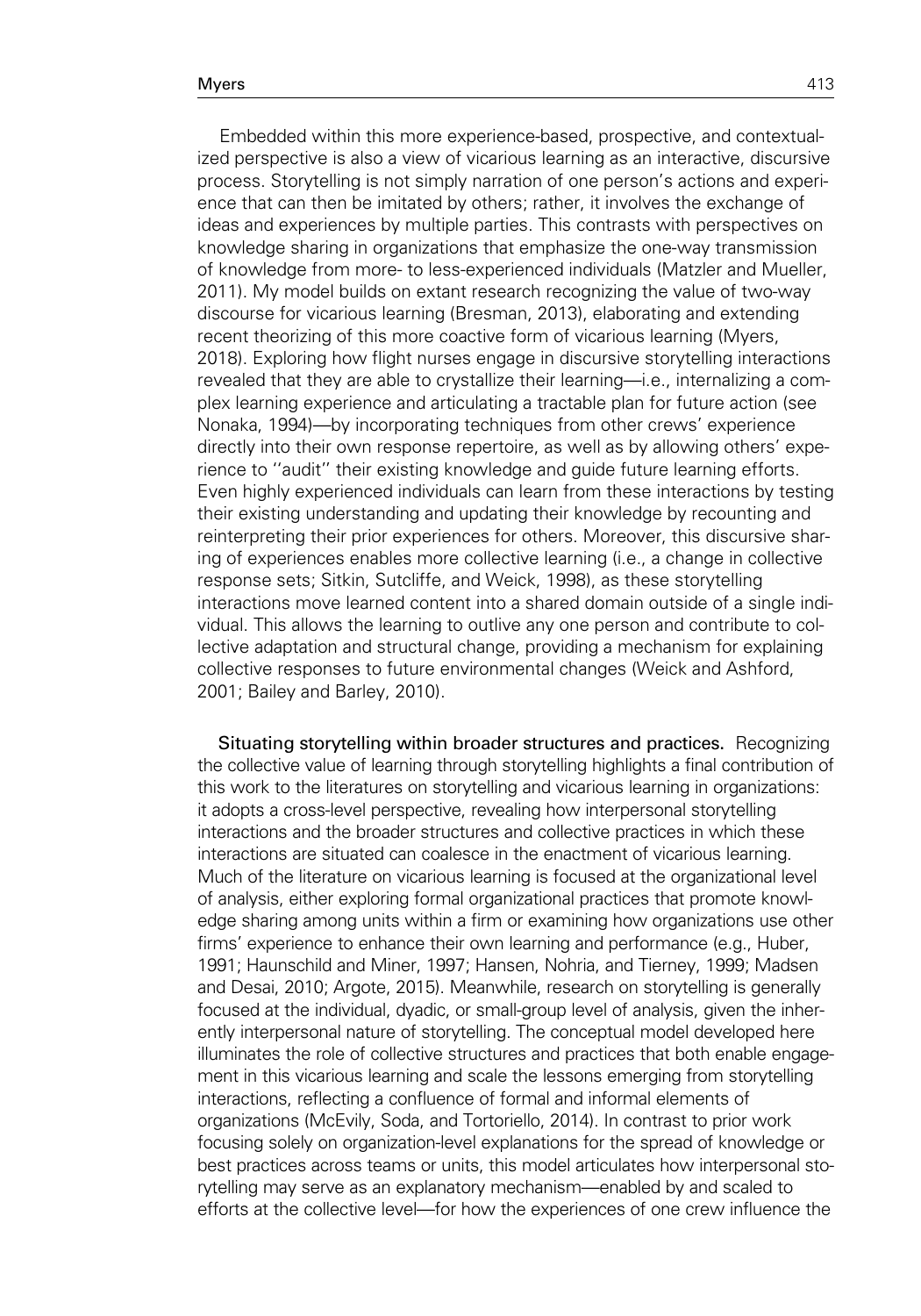Embedded within this more experience-based, prospective, and contextualized perspective is also a view of vicarious learning as an interactive, discursive process. Storytelling is not simply narration of one person's actions and experience that can then be imitated by others; rather, it involves the exchange of ideas and experiences by multiple parties. This contrasts with perspectives on knowledge sharing in organizations that emphasize the one-way transmission of knowledge from more- to less-experienced individuals (Matzler and Mueller, 2011). My model builds on extant research recognizing the value of two-way discourse for vicarious learning (Bresman, 2013), elaborating and extending recent theorizing of this more coactive form of vicarious learning (Myers, 2018). Exploring how flight nurses engage in discursive storytelling interactions revealed that they are able to crystallize their learning—i.e., internalizing a complex learning experience and articulating a tractable plan for future action (see Nonaka, 1994)—by incorporating techniques from other crews' experience directly into their own response repertoire, as well as by allowing others' experience to ''audit'' their existing knowledge and guide future learning efforts. Even highly experienced individuals can learn from these interactions by testing their existing understanding and updating their knowledge by recounting and reinterpreting their prior experiences for others. Moreover, this discursive sharing of experiences enables more collective learning (i.e., a change in collective response sets; Sitkin, Sutcliffe, and Weick, 1998), as these storytelling interactions move learned content into a shared domain outside of a single individual. This allows the learning to outlive any one person and contribute to collective adaptation and structural change, providing a mechanism for explaining collective responses to future environmental changes (Weick and Ashford, 2001; Bailey and Barley, 2010).

**Situating storytelling within broader structures and practices.** Recognizing the collective value of learning through storytelling highlights a final contribution of this work to the literatures on storytelling and vicarious learning in organizations: it adopts a cross-level perspective, revealing how interpersonal storytelling interactions and the broader structures and collective practices in which these interactions are situated can coalesce in the enactment of vicarious learning. Much of the literature on vicarious learning is focused at the organizational level of analysis, either exploring formal organizational practices that promote knowledge sharing among units within a firm or examining how organizations use other firms' experience to enhance their own learning and performance (e.g., Huber, 1991; Haunschild and Miner, 1997; Hansen, Nohria, and Tierney, 1999; Madsen and Desai, 2010; Argote, 2015). Meanwhile, research on storytelling is generally focused at the individual, dyadic, or small-group level of analysis, given the inherently interpersonal nature of storytelling. The conceptual model developed here illuminates the role of collective structures and practices that both enable engagement in this vicarious learning and scale the lessons emerging from storytelling interactions, reflecting a confluence of formal and informal elements of organizations (McEvily, Soda, and Tortoriello, 2014). In contrast to prior work focusing solely on organization-level explanations for the spread of knowledge or best practices across teams or units, this model articulates how interpersonal storytelling may serve as an explanatory mechanism—enabled by and scaled to efforts at the collective level—for how the experiences of one crew influence the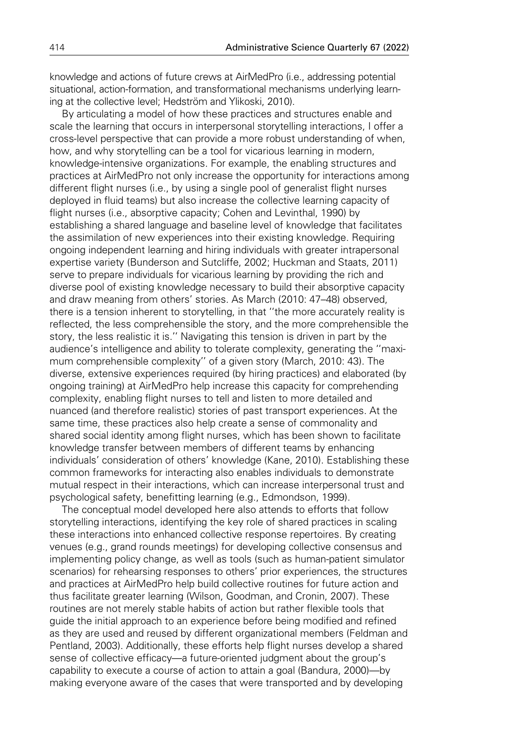knowledge and actions of future crews at AirMedPro (i.e., addressing potential situational, action-formation, and transformational mechanisms underlying learning at the collective level; Hedström and Ylikoski, 2010).

By articulating a model of how these practices and structures enable and scale the learning that occurs in interpersonal storytelling interactions, I offer a cross-level perspective that can provide a more robust understanding of when, how, and why storytelling can be a tool for vicarious learning in modern, knowledge-intensive organizations. For example, the enabling structures and practices at AirMedPro not only increase the opportunity for interactions among different flight nurses (i.e., by using a single pool of generalist flight nurses deployed in fluid teams) but also increase the collective learning capacity of flight nurses (i.e., absorptive capacity; Cohen and Levinthal, 1990) by establishing a shared language and baseline level of knowledge that facilitates the assimilation of new experiences into their existing knowledge. Requiring ongoing independent learning and hiring individuals with greater intrapersonal expertise variety (Bunderson and Sutcliffe, 2002; Huckman and Staats, 2011) serve to prepare individuals for vicarious learning by providing the rich and diverse pool of existing knowledge necessary to build their absorptive capacity and draw meaning from others' stories. As March (2010: 47–48) observed, there is a tension inherent to storytelling, in that ''the more accurately reality is reflected, the less comprehensible the story, and the more comprehensible the story, the less realistic it is.'' Navigating this tension is driven in part by the audience's intelligence and ability to tolerate complexity, generating the ''maximum comprehensible complexity'' of a given story (March, 2010: 43). The diverse, extensive experiences required (by hiring practices) and elaborated (by ongoing training) at AirMedPro help increase this capacity for comprehending complexity, enabling flight nurses to tell and listen to more detailed and nuanced (and therefore realistic) stories of past transport experiences. At the same time, these practices also help create a sense of commonality and shared social identity among flight nurses, which has been shown to facilitate knowledge transfer between members of different teams by enhancing individuals' consideration of others' knowledge (Kane, 2010). Establishing these common frameworks for interacting also enables individuals to demonstrate mutual respect in their interactions, which can increase interpersonal trust and psychological safety, benefitting learning (e.g., Edmondson, 1999).

The conceptual model developed here also attends to efforts that follow storytelling interactions, identifying the key role of shared practices in scaling these interactions into enhanced collective response repertoires. By creating venues (e.g., grand rounds meetings) for developing collective consensus and implementing policy change, as well as tools (such as human-patient simulator scenarios) for rehearsing responses to others' prior experiences, the structures and practices at AirMedPro help build collective routines for future action and thus facilitate greater learning (Wilson, Goodman, and Cronin, 2007). These routines are not merely stable habits of action but rather flexible tools that guide the initial approach to an experience before being modified and refined as they are used and reused by different organizational members (Feldman and Pentland, 2003). Additionally, these efforts help flight nurses develop a shared sense of collective efficacy—a future-oriented judgment about the group's capability to execute a course of action to attain a goal (Bandura, 2000)—by making everyone aware of the cases that were transported and by developing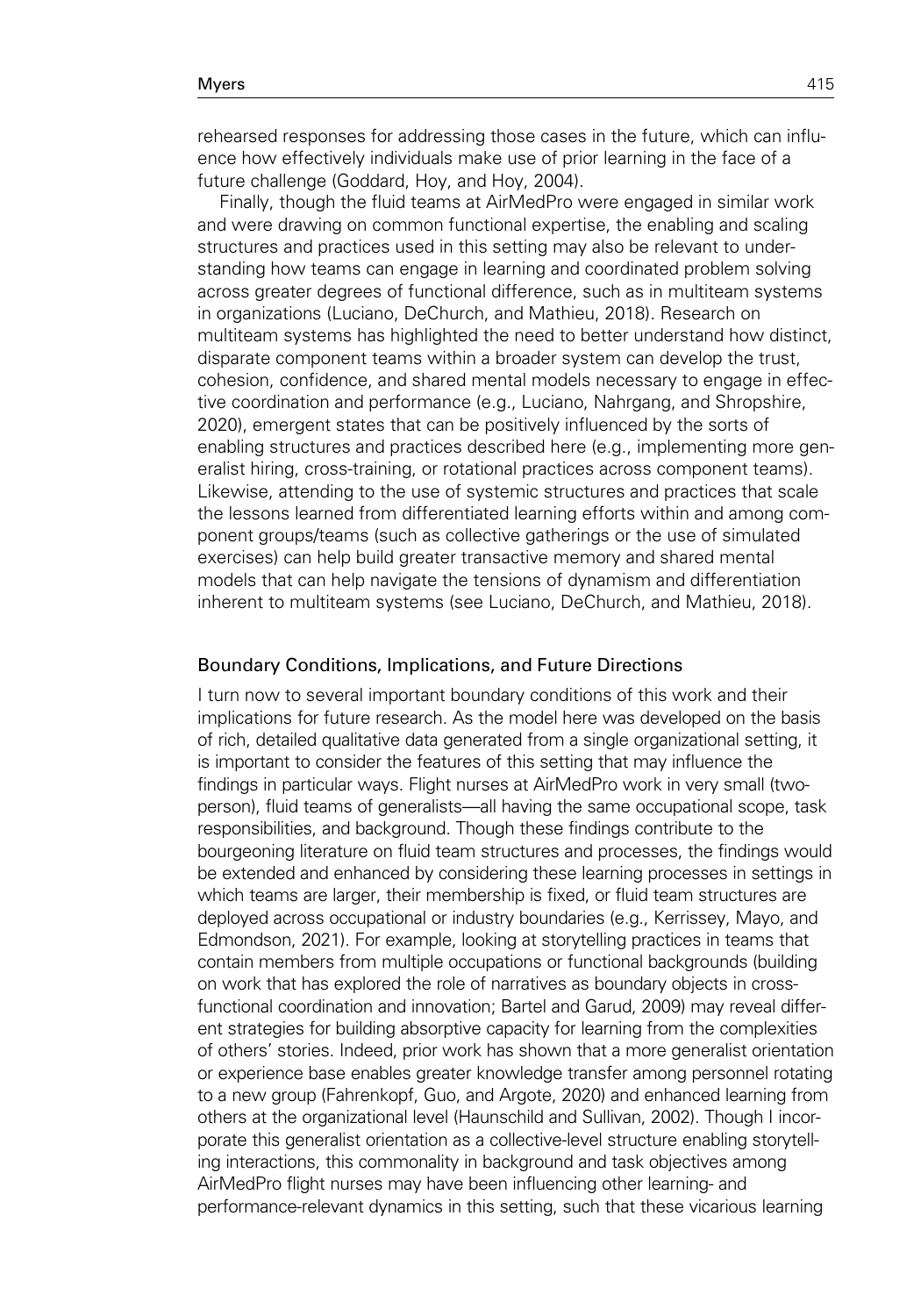rehearsed responses for addressing those cases in the future, which can influence how effectively individuals make use of prior learning in the face of a future challenge (Goddard, Hoy, and Hoy, 2004).

Finally, though the fluid teams at AirMedPro were engaged in similar work and were drawing on common functional expertise, the enabling and scaling structures and practices used in this setting may also be relevant to understanding how teams can engage in learning and coordinated problem solving across greater degrees of functional difference, such as in multiteam systems in organizations (Luciano, DeChurch, and Mathieu, 2018). Research on multiteam systems has highlighted the need to better understand how distinct, disparate component teams within a broader system can develop the trust, cohesion, confidence, and shared mental models necessary to engage in effective coordination and performance (e.g., Luciano, Nahrgang, and Shropshire, 2020), emergent states that can be positively influenced by the sorts of enabling structures and practices described here (e.g., implementing more generalist hiring, cross-training, or rotational practices across component teams). Likewise, attending to the use of systemic structures and practices that scale the lessons learned from differentiated learning efforts within and among component groups/teams (such as collective gatherings or the use of simulated exercises) can help build greater transactive memory and shared mental models that can help navigate the tensions of dynamism and differentiation inherent to multiteam systems (see Luciano, DeChurch, and Mathieu, 2018).

## Boundary Conditions, Implications, and Future Directions

I turn now to several important boundary conditions of this work and their implications for future research. As the model here was developed on the basis of rich, detailed qualitative data generated from a single organizational setting, it is important to consider the features of this setting that may influence the findings in particular ways. Flight nurses at AirMedPro work in very small (two-person), fluid teams of generalists—all having the same occupational scope, task responsibilities, and background. Though these findings contribute to the bourgeoning literature on fluid team structures and processes, the findings would be extended and enhanced by considering these learning processes in settings in which teams are larger, their membership is fixed, or fluid team structures are deployed across occupational or industry boundaries (e.g., Kerrissey, Mayo, and Edmondson, 2021). For example, looking at storytelling practices in teams that contain members from multiple occupations or functional backgrounds (building on work that has explored the role of narratives as boundary objects in cross-functional coordination and innovation; Bartel and Garud, 2009) may reveal different strategies for building absorptive capacity for learning from the complexities of others' stories. Indeed, prior work has shown that a more generalist orientation or experience base enables greater knowledge transfer among personnel rotating to a new group (Fahrenkopf, Guo, and Argote, 2020) and enhanced learning from others at the organizational level (Haunschild and Sullivan, 2002). Though I incorporate this generalist orientation as a collective-level structure enabling storytelling interactions, this commonality in background and task objectives among AirMedPro flight nurses may have been influencing other learning- and performance-relevant dynamics in this setting, such that these vicarious learning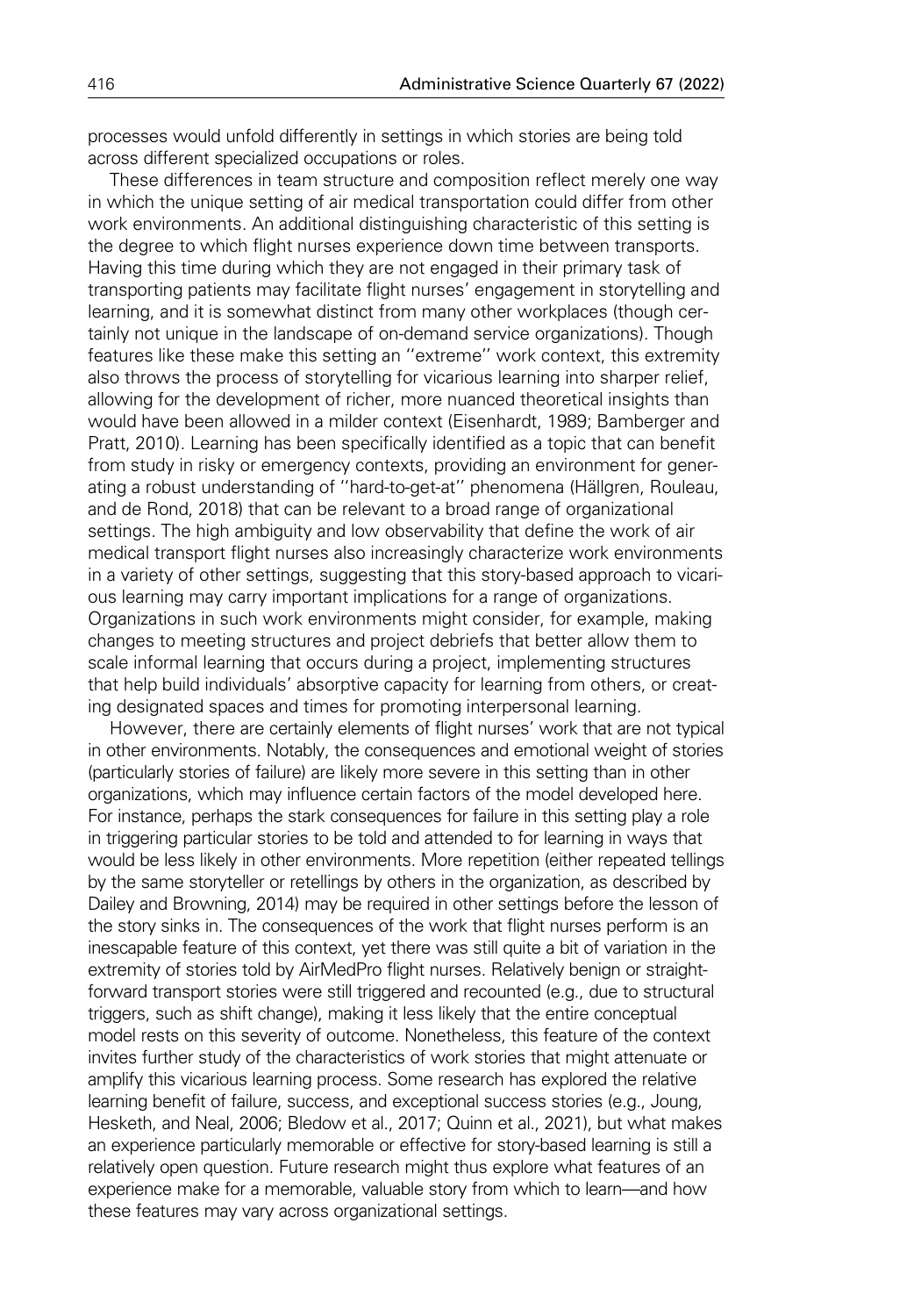processes would unfold differently in settings in which stories are being told across different specialized occupations or roles.

These differences in team structure and composition reflect merely one way in which the unique setting of air medical transportation could differ from other work environments. An additional distinguishing characteristic of this setting is the degree to which flight nurses experience down time between transports. Having this time during which they are not engaged in their primary task of transporting patients may facilitate flight nurses' engagement in storytelling and learning, and it is somewhat distinct from many other workplaces (though certainly not unique in the landscape of on-demand service organizations). Though features like these make this setting an ''extreme'' work context, this extremity also throws the process of storytelling for vicarious learning into sharper relief, allowing for the development of richer, more nuanced theoretical insights than would have been allowed in a milder context (Eisenhardt, 1989; Bamberger and Pratt, 2010). Learning has been specifically identified as a topic that can benefit from study in risky or emergency contexts, providing an environment for generating a robust understanding of ''hard-to-get-at'' phenomena (Hällgren, Rouleau, and de Rond, 2018) that can be relevant to a broad range of organizational settings. The high ambiguity and low observability that define the work of air medical transport flight nurses also increasingly characterize work environments in a variety of other settings, suggesting that this story-based approach to vicarious learning may carry important implications for a range of organizations. Organizations in such work environments might consider, for example, making changes to meeting structures and project debriefs that better allow them to scale informal learning that occurs during a project, implementing structures that help build individuals' absorptive capacity for learning from others, or creating designated spaces and times for promoting interpersonal learning.

However, there are certainly elements of flight nurses' work that are not typical in other environments. Notably, the consequences and emotional weight of stories (particularly stories of failure) are likely more severe in this setting than in other organizations, which may influence certain factors of the model developed here. For instance, perhaps the stark consequences for failure in this setting play a role in triggering particular stories to be told and attended to for learning in ways that would be less likely in other environments. More repetition (either repeated tellings by the same storyteller or retellings by others in the organization, as described by Dailey and Browning, 2014) may be required in other settings before the lesson of the story sinks in. The consequences of the work that flight nurses perform is an inescapable feature of this context, yet there was still quite a bit of variation in the extremity of stories told by AirMedPro flight nurses. Relatively benign or straightforward transport stories were still triggered and recounted (e.g., due to structural triggers, such as shift change), making it less likely that the entire conceptual model rests on this severity of outcome. Nonetheless, this feature of the context invites further study of the characteristics of work stories that might attenuate or amplify this vicarious learning process. Some research has explored the relative learning benefit of failure, success, and exceptional success stories (e.g., Joung, Hesketh, and Neal, 2006; Bledow et al., 2017; Quinn et al., 2021), but what makes an experience particularly memorable or effective for story-based learning is still a relatively open question. Future research might thus explore what features of an experience make for a memorable, valuable story from which to learn—and how these features may vary across organizational settings.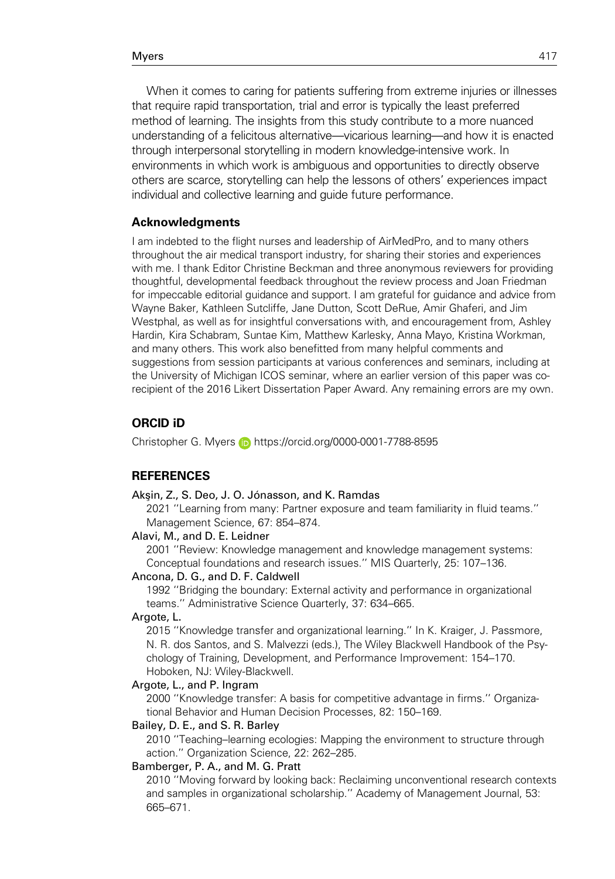When it comes to caring for patients suffering from extreme injuries or illnesses that require rapid transportation, trial and error is typically the least preferred method of learning. The insights from this study contribute to a more nuanced understanding of a felicitous alternative—vicarious learning—and how it is enacted through interpersonal storytelling in modern knowledge-intensive work. In environments in which work is ambiguous and opportunities to directly observe others are scarce, storytelling can help the lessons of others' experiences impact individual and collective learning and guide future performance.

### Acknowledgments

I am indebted to the flight nurses and leadership of AirMedPro, and to many others throughout the air medical transport industry, for sharing their stories and experiences with me. I thank Editor Christine Beckman and three anonymous reviewers for providing thoughtful, developmental feedback throughout the review process and Joan Friedman for impeccable editorial guidance and support. I am grateful for guidance and advice from Wayne Baker, Kathleen Sutcliffe, Jane Dutton, Scott DeRue, Amir Ghaferi, and Jim Westphal, as well as for insightful conversations with, and encouragement from, Ashley Hardin, Kira Schabram, Suntae Kim, Matthew Karlesky, Anna Mayo, Kristina Workman, and many others. This work also benefitted from many helpful comments and suggestions from session participants at various conferences and seminars, including at the University of Michigan ICOS seminar, where an earlier version of this paper was co-recipient of the 2016 Likert Dissertation Paper Award. Any remaining errors are my own.

## ORCID iD

Christopher G. Myers https://orcid.org/0000-0001-7788-8595

## REFERENCES

Akşin, Z., S. Deo, J. O. Jónasson, and K. Ramdas
2021 "Learning from many: Partner exposure and team familiarity in fluid teams." Management Science, 67: 854–874.

Alavi, M., and D. E. Leidner
2001 "Review: Knowledge management and knowledge management systems: Conceptual foundations and research issues." MIS Quarterly, 25: 107–136.

Ancona, D. G., and D. F. Caldwell
1992 "Bridging the boundary: External activity and performance in organizational teams." Administrative Science Quarterly, 37: 634–665.

Argote, L.
2015 "Knowledge transfer and organizational learning." In K. Kraiger, J. Passmore, N. R. dos Santos, and S. Malvezzi (eds.), The Wiley Blackwell Handbook of the Psychology of Training, Development, and Performance Improvement: 154–170. Hoboken, NJ: Wiley-Blackwell.

Argote, L., and P. Ingram
2000 "Knowledge transfer: A basis for competitive advantage in firms." Organizational Behavior and Human Decision Processes, 82: 150–169.

Bailey, D. E., and S. R. Barley
2010 "Teaching–learning ecologies: Mapping the environment to structure through action." Organization Science, 22: 262–285.

Bamberger, P. A., and M. G. Pratt
2010 "Moving forward by looking back: Reclaiming unconventional research contexts and samples in organizational scholarship." Academy of Management Journal, 53: 665–671.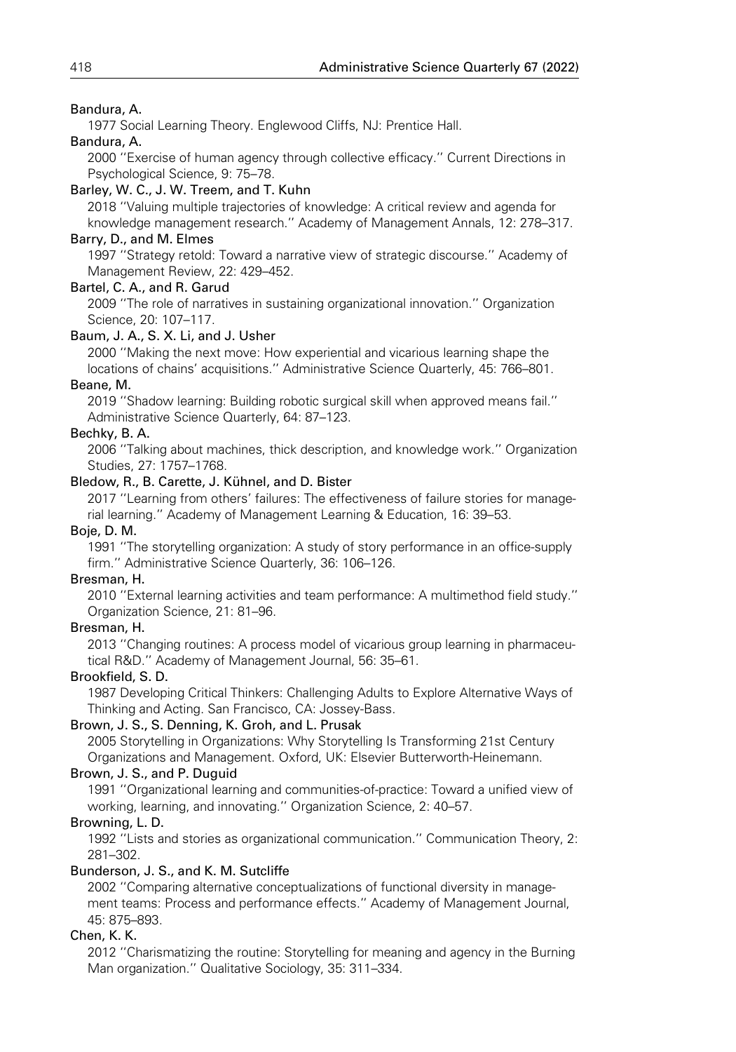Bandura, A.
1977 Social Learning Theory. Englewood Cliffs, NJ: Prentice Hall.

Bandura, A.
2000 ''Exercise of human agency through collective efficacy.'' Current Directions in Psychological Science, 9: 75–78.

Barley, W. C., J. W. Treem, and T. Kuhn
2018 ''Valuing multiple trajectories of knowledge: A critical review and agenda for knowledge management research.'' Academy of Management Annals, 12: 278–317.

Barry, D., and M. Elmes
1997 ''Strategy retold: Toward a narrative view of strategic discourse.'' Academy of Management Review, 22: 429–452.

Bartel, C. A., and R. Garud
2009 ''The role of narratives in sustaining organizational innovation.'' Organization Science, 20: 107–117.

Baum, J. A., S. X. Li, and J. Usher
2000 ''Making the next move: How experiential and vicarious learning shape the locations of chains' acquisitions.'' Administrative Science Quarterly, 45: 766–801.

Beane, M.
2019 ''Shadow learning: Building robotic surgical skill when approved means fail.'' Administrative Science Quarterly, 64: 87–123.

Bechky, B. A.
2006 ''Talking about machines, thick description, and knowledge work.'' Organization Studies, 27: 1757–1768.

Bledow, R., B. Carette, J. Kühnel, and D. Bister
2017 ''Learning from others' failures: The effectiveness of failure stories for managerial learning.'' Academy of Management Learning & Education, 16: 39–53.

Boje, D. M.
1991 ''The storytelling organization: A study of story performance in an office-supply firm.'' Administrative Science Quarterly, 36: 106–126.

Bresman, H.
2010 ''External learning activities and team performance: A multimethod field study.'' Organization Science, 21: 81–96.

Bresman, H.
2013 ''Changing routines: A process model of vicarious group learning in pharmaceutical R&D.'' Academy of Management Journal, 56: 35–61.

Brookfield, S. D.
1987 Developing Critical Thinkers: Challenging Adults to Explore Alternative Ways of Thinking and Acting. San Francisco, CA: Jossey-Bass.

Brown, J. S., S. Denning, K. Groh, and L. Prusak
2005 Storytelling in Organizations: Why Storytelling Is Transforming 21st Century Organizations and Management. Oxford, UK: Elsevier Butterworth-Heinemann.

Brown, J. S., and P. Duguid
1991 ''Organizational learning and communities-of-practice: Toward a unified view of working, learning, and innovating.'' Organization Science, 2: 40–57.

Browning, L. D.
1992 ''Lists and stories as organizational communication.'' Communication Theory, 2: 281–302.

Bunderson, J. S., and K. M. Sutcliffe
2002 ''Comparing alternative conceptualizations of functional diversity in management teams: Process and performance effects.'' Academy of Management Journal, 45: 875–893.

Chen, K. K.
2012 ''Charismatizing the routine: Storytelling for meaning and agency in the Burning Man organization.'' Qualitative Sociology, 35: 311–334.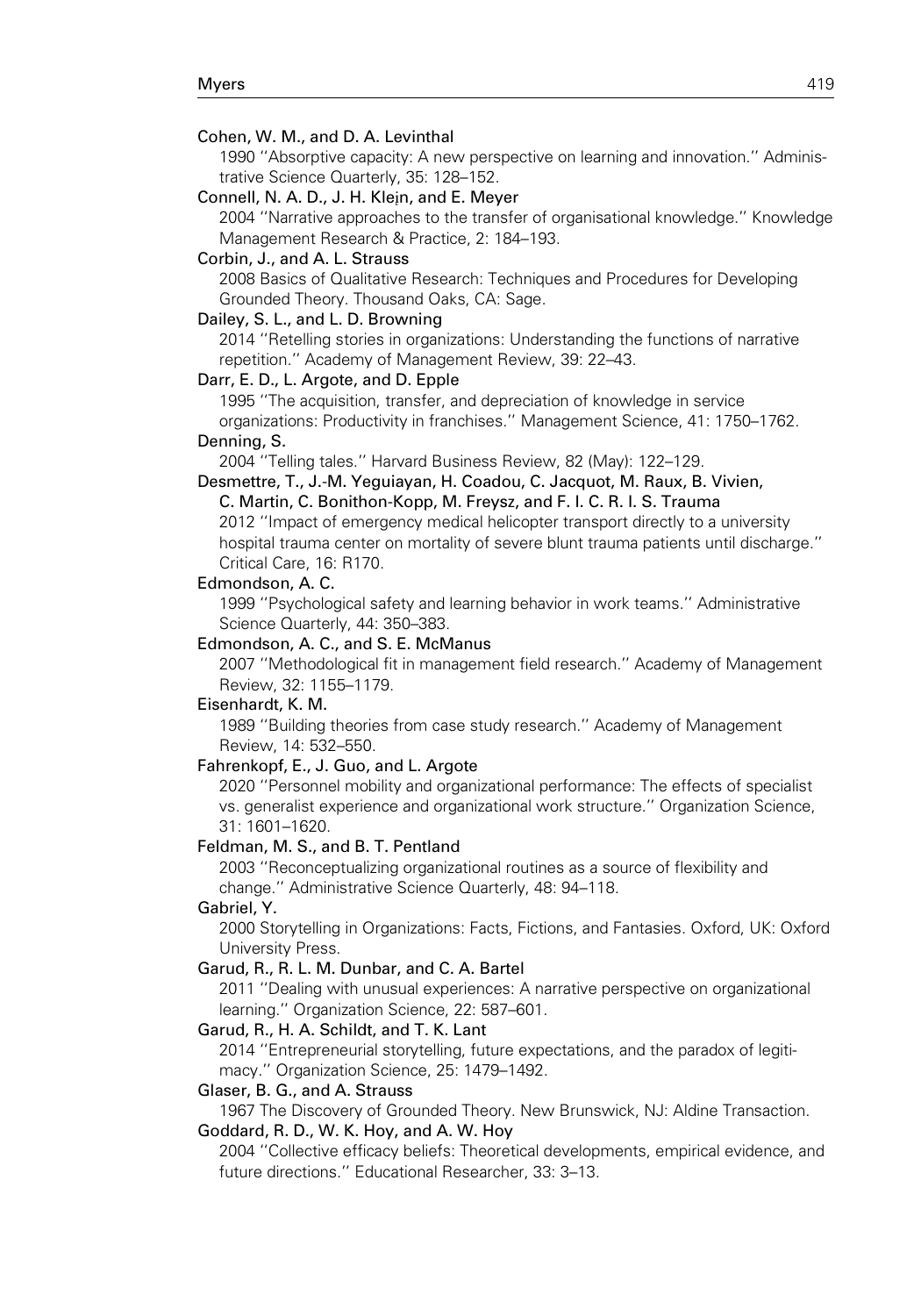Cohen, W. M., and D. A. Levinthal
1990 ''Absorptive capacity: A new perspective on learning and innovation.'' Administrative Science Quarterly, 35: 128–152.

Connell, N. A. D., J. H. Klein, and E. Meyer
2004 ''Narrative approaches to the transfer of organisational knowledge.'' Knowledge Management Research & Practice, 2: 184–193.

Corbin, J., and A. L. Strauss
2008 Basics of Qualitative Research: Techniques and Procedures for Developing Grounded Theory. Thousand Oaks, CA: Sage.

Dailey, S. L., and L. D. Browning
2014 ''Retelling stories in organizations: Understanding the functions of narrative repetition.'' Academy of Management Review, 39: 22–43.

Darr, E. D., L. Argote, and D. Epple
1995 ''The acquisition, transfer, and depreciation of knowledge in service organizations: Productivity in franchises.'' Management Science, 41: 1750–1762.

Denning, S.
2004 ''Telling tales.'' Harvard Business Review, 82 (May): 122–129.

Desmettre, T., J.-M. Yeguiayan, H. Coadou, C. Jacquot, M. Raux, B. Vivien, C. Martin, C. Bonithon-Kopp, M. Freysz, and F. I. C. R. I. S. Trauma
2012 ''Impact of emergency medical helicopter transport directly to a university hospital trauma center on mortality of severe blunt trauma patients until discharge.'' Critical Care, 16: R170.

Edmondson, A. C.
1999 ''Psychological safety and learning behavior in work teams.'' Administrative Science Quarterly, 44: 350–383.

Edmondson, A. C., and S. E. McManus
2007 ''Methodological fit in management field research.'' Academy of Management Review, 32: 1155–1179.

Eisenhardt, K. M.
1989 ''Building theories from case study research.'' Academy of Management Review, 14: 532–550.

Fahrenkopf, E., J. Guo, and L. Argote
2020 ''Personnel mobility and organizational performance: The effects of specialist vs. generalist experience and organizational work structure.'' Organization Science, 31: 1601–1620.

Feldman, M. S., and B. T. Pentland
2003 ''Reconceptualizing organizational routines as a source of flexibility and change.'' Administrative Science Quarterly, 48: 94–118.

Gabriel, Y.
2000 Storytelling in Organizations: Facts, Fictions, and Fantasies. Oxford, UK: Oxford University Press.

Garud, R., R. L. M. Dunbar, and C. A. Bartel
2011 ''Dealing with unusual experiences: A narrative perspective on organizational learning.'' Organization Science, 22: 587–601.

Garud, R., H. A. Schildt, and T. K. Lant
2014 ''Entrepreneurial storytelling, future expectations, and the paradox of legitimacy.'' Organization Science, 25: 1479–1492.

Glaser, B. G., and A. Strauss
1967 The Discovery of Grounded Theory. New Brunswick, NJ: Aldine Transaction.

Goddard, R. D., W. K. Hoy, and A. W. Hoy
2004 ''Collective efficacy beliefs: Theoretical developments, empirical evidence, and future directions.'' Educational Researcher, 33: 3–13.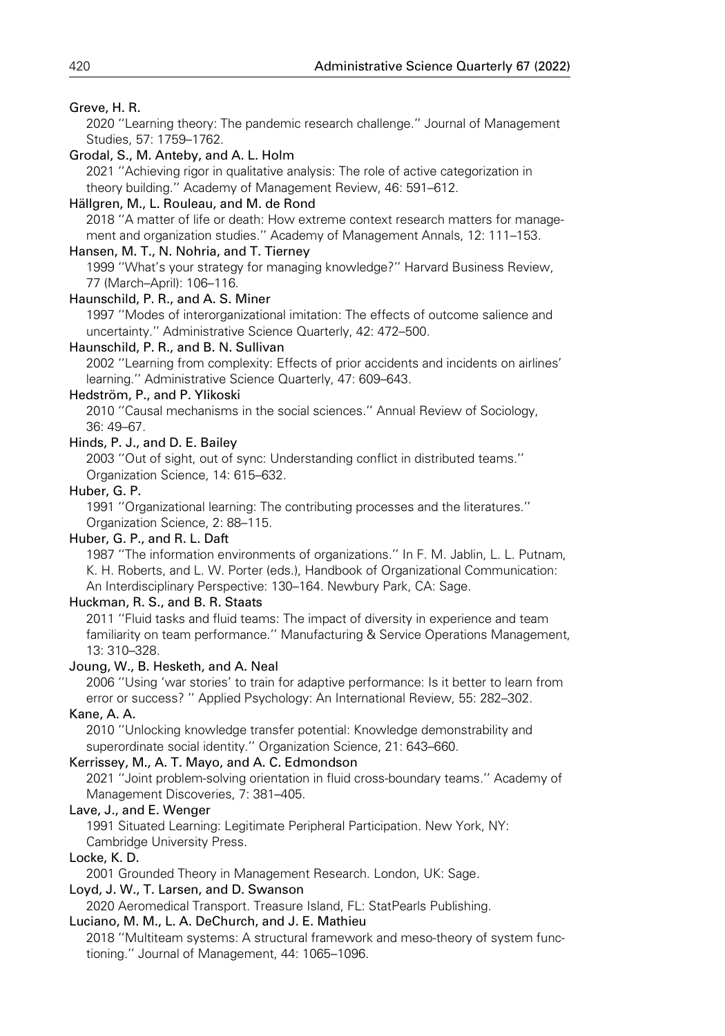Greve, H. R.

2020 ''Learning theory: The pandemic research challenge.'' Journal of Management Studies, 57: 1759–1762.

Grodal, S., M. Anteby, and A. L. Holm

2021 ''Achieving rigor in qualitative analysis: The role of active categorization in theory building.'' Academy of Management Review, 46: 591–612.

Hällgren, M., L. Rouleau, and M. de Rond

2018 ''A matter of life or death: How extreme context research matters for management and organization studies.'' Academy of Management Annals, 12: 111–153.

Hansen, M. T., N. Nohria, and T. Tierney

1999 ''What's your strategy for managing knowledge?'' Harvard Business Review, 77 (March–April): 106–116.

Haunschild, P. R., and A. S. Miner

1997 ''Modes of interorganizational imitation: The effects of outcome salience and uncertainty.'' Administrative Science Quarterly, 42: 472–500.

Haunschild, P. R., and B. N. Sullivan

2002 ''Learning from complexity: Effects of prior accidents and incidents on airlines' learning.'' Administrative Science Quarterly, 47: 609–643.

Hedström, P., and P. Ylikoski

2010 ''Causal mechanisms in the social sciences.'' Annual Review of Sociology, 36: 49–67.

Hinds, P. J., and D. E. Bailey

2003 ''Out of sight, out of sync: Understanding conflict in distributed teams.'' Organization Science, 14: 615–632.

Huber, G. P.

1991 ''Organizational learning: The contributing processes and the literatures.'' Organization Science, 2: 88–115.

Huber, G. P., and R. L. Daft

1987 ''The information environments of organizations.'' In F. M. Jablin, L. L. Putnam, K. H. Roberts, and L. W. Porter (eds.), Handbook of Organizational Communication: An Interdisciplinary Perspective: 130–164. Newbury Park, CA: Sage.

Huckman, R. S., and B. R. Staats

2011 ''Fluid tasks and fluid teams: The impact of diversity in experience and team familiarity on team performance.'' Manufacturing & Service Operations Management, 13: 310–328.

Joung, W., B. Hesketh, and A. Neal

2006 ''Using 'war stories' to train for adaptive performance: Is it better to learn from error or success? '' Applied Psychology: An International Review, 55: 282–302.

Kane, A. A.

2010 ''Unlocking knowledge transfer potential: Knowledge demonstrability and superordinate social identity.'' Organization Science, 21: 643–660.

Kerrissey, M., A. T. Mayo, and A. C. Edmondson

2021 ''Joint problem-solving orientation in fluid cross-boundary teams.'' Academy of Management Discoveries, 7: 381–405.

Lave, J., and E. Wenger

1991 Situated Learning: Legitimate Peripheral Participation. New York, NY: Cambridge University Press.

Locke, K. D.

2001 Grounded Theory in Management Research. London, UK: Sage.

Loyd, J. W., T. Larsen, and D. Swanson

2020 Aeromedical Transport. Treasure Island, FL: StatPearls Publishing.

Luciano, M. M., L. A. DeChurch, and J. E. Mathieu

2018 ''Multiteam systems: A structural framework and meso-theory of system functioning.'' Journal of Management, 44: 1065–1096.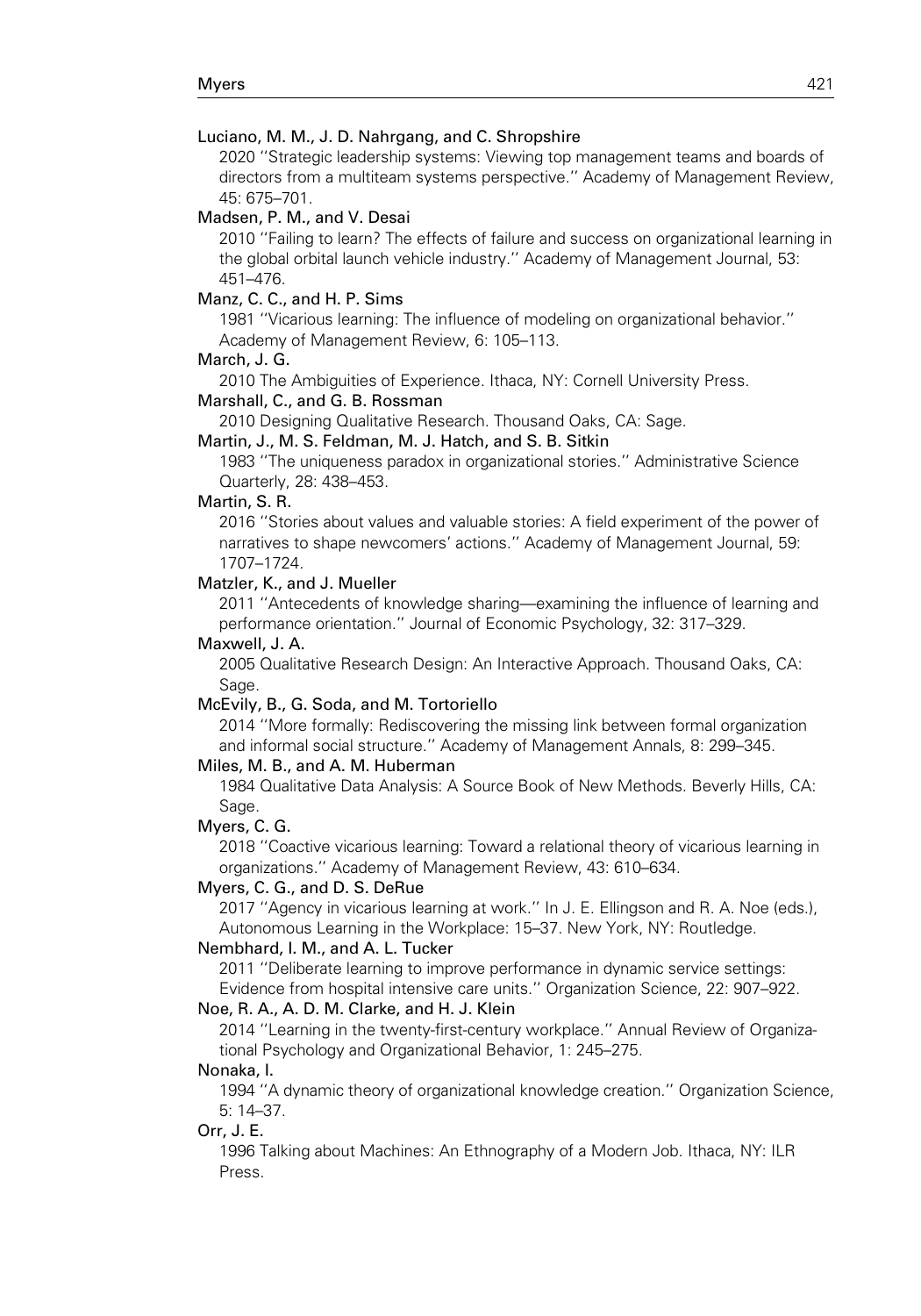Luciano, M. M., J. D. Nahrgang, and C. Shropshire
2020 ''Strategic leadership systems: Viewing top management teams and boards of directors from a multiteam systems perspective.'' Academy of Management Review, 45: 675–701.

Madsen, P. M., and V. Desai
2010 ''Failing to learn? The effects of failure and success on organizational learning in the global orbital launch vehicle industry.'' Academy of Management Journal, 53: 451–476.

Manz, C. C., and H. P. Sims
1981 ''Vicarious learning: The influence of modeling on organizational behavior.'' Academy of Management Review, 6: 105–113.

March, J. G.
2010 The Ambiguities of Experience. Ithaca, NY: Cornell University Press.

Marshall, C., and G. B. Rossman
2010 Designing Qualitative Research. Thousand Oaks, CA: Sage.

Martin, J., M. S. Feldman, M. J. Hatch, and S. B. Sitkin
1983 ''The uniqueness paradox in organizational stories.'' Administrative Science Quarterly, 28: 438–453.

Martin, S. R.
2016 ''Stories about values and valuable stories: A field experiment of the power of narratives to shape newcomers' actions.'' Academy of Management Journal, 59: 1707–1724.

Matzler, K., and J. Mueller
2011 ''Antecedents of knowledge sharing—examining the influence of learning and performance orientation.'' Journal of Economic Psychology, 32: 317–329.

Maxwell, J. A.
2005 Qualitative Research Design: An Interactive Approach. Thousand Oaks, CA: Sage.

McEvily, B., G. Soda, and M. Tortoriello
2014 ''More formally: Rediscovering the missing link between formal organization and informal social structure.'' Academy of Management Annals, 8: 299–345.

Miles, M. B., and A. M. Huberman
1984 Qualitative Data Analysis: A Source Book of New Methods. Beverly Hills, CA: Sage.

Myers, C. G.
2018 ''Coactive vicarious learning: Toward a relational theory of vicarious learning in organizations.'' Academy of Management Review, 43: 610–634.

Myers, C. G., and D. S. DeRue
2017 ''Agency in vicarious learning at work.'' In J. E. Ellingson and R. A. Noe (eds.), Autonomous Learning in the Workplace: 15–37. New York, NY: Routledge.

Nembhard, I. M., and A. L. Tucker
2011 ''Deliberate learning to improve performance in dynamic service settings: Evidence from hospital intensive care units.'' Organization Science, 22: 907–922.

Noe, R. A., A. D. M. Clarke, and H. J. Klein
2014 ''Learning in the twenty-first-century workplace.'' Annual Review of Organizational Psychology and Organizational Behavior, 1: 245–275.

Nonaka, I.
1994 ''A dynamic theory of organizational knowledge creation.'' Organization Science, 5: 14–37.

Orr, J. E.
1996 Talking about Machines: An Ethnography of a Modern Job. Ithaca, NY: ILR Press.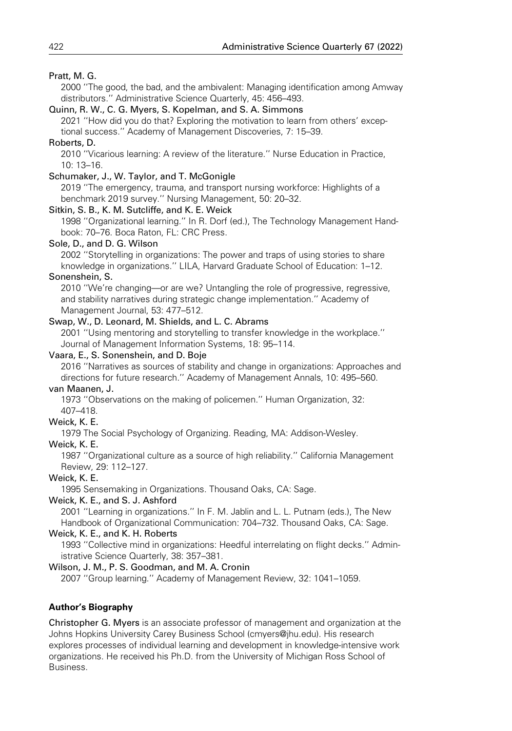Pratt, M. G.
2000 "The good, the bad, and the ambivalent: Managing identification among Amway distributors." Administrative Science Quarterly, 45: 456–493.

Quinn, R. W., C. G. Myers, S. Kopelman, and S. A. Simmons
2021 "How did you do that? Exploring the motivation to learn from others' exceptional success." Academy of Management Discoveries, 7: 15–39.

Roberts, D.
2010 "Vicarious learning: A review of the literature." Nurse Education in Practice, 10: 13–16.

Schumaker, J., W. Taylor, and T. McGonigle
2019 "The emergency, trauma, and transport nursing workforce: Highlights of a benchmark 2019 survey." Nursing Management, 50: 20–32.

Sitkin, S. B., K. M. Sutcliffe, and K. E. Weick
1998 "Organizational learning." In R. Dorf (ed.), The Technology Management Handbook: 70–76. Boca Raton, FL: CRC Press.

Sole, D., and D. G. Wilson
2002 "Storytelling in organizations: The power and traps of using stories to share knowledge in organizations." LILA, Harvard Graduate School of Education: 1–12.

Sonenshein, S.
2010 "We're changing—or are we? Untangling the role of progressive, regressive, and stability narratives during strategic change implementation." Academy of Management Journal, 53: 477–512.

Swap, W., D. Leonard, M. Shields, and L. C. Abrams
2001 "Using mentoring and storytelling to transfer knowledge in the workplace." Journal of Management Information Systems, 18: 95–114.

Vaara, E., S. Sonenshein, and D. Boje
2016 "Narratives as sources of stability and change in organizations: Approaches and directions for future research." Academy of Management Annals, 10: 495–560.

van Maanen, J.
1973 "Observations on the making of policemen." Human Organization, 32: 407–418.

Weick, K. E.
1979 The Social Psychology of Organizing. Reading, MA: Addison-Wesley.

Weick, K. E.
1987 "Organizational culture as a source of high reliability." California Management Review, 29: 112–127.

Weick, K. E.
1995 Sensemaking in Organizations. Thousand Oaks, CA: Sage.

Weick, K. E., and S. J. Ashford
2001 "Learning in organizations." In F. M. Jablin and L. L. Putnam (eds.), The New Handbook of Organizational Communication: 704–732. Thousand Oaks, CA: Sage.

Weick, K. E., and K. H. Roberts
1993 "Collective mind in organizations: Heedful interrelating on flight decks." Administrative Science Quarterly, 38: 357–381.

Wilson, J. M., P. S. Goodman, and M. A. Cronin
2007 "Group learning." Academy of Management Review, 32: 1041–1059.

## Author's Biography

**Christopher G. Myers** is an associate professor of management and organization at the Johns Hopkins University Carey Business School (cmyers@jhu.edu). His research explores processes of individual learning and development in knowledge-intensive work organizations. He received his Ph.D. from the University of Michigan Ross School of Business.